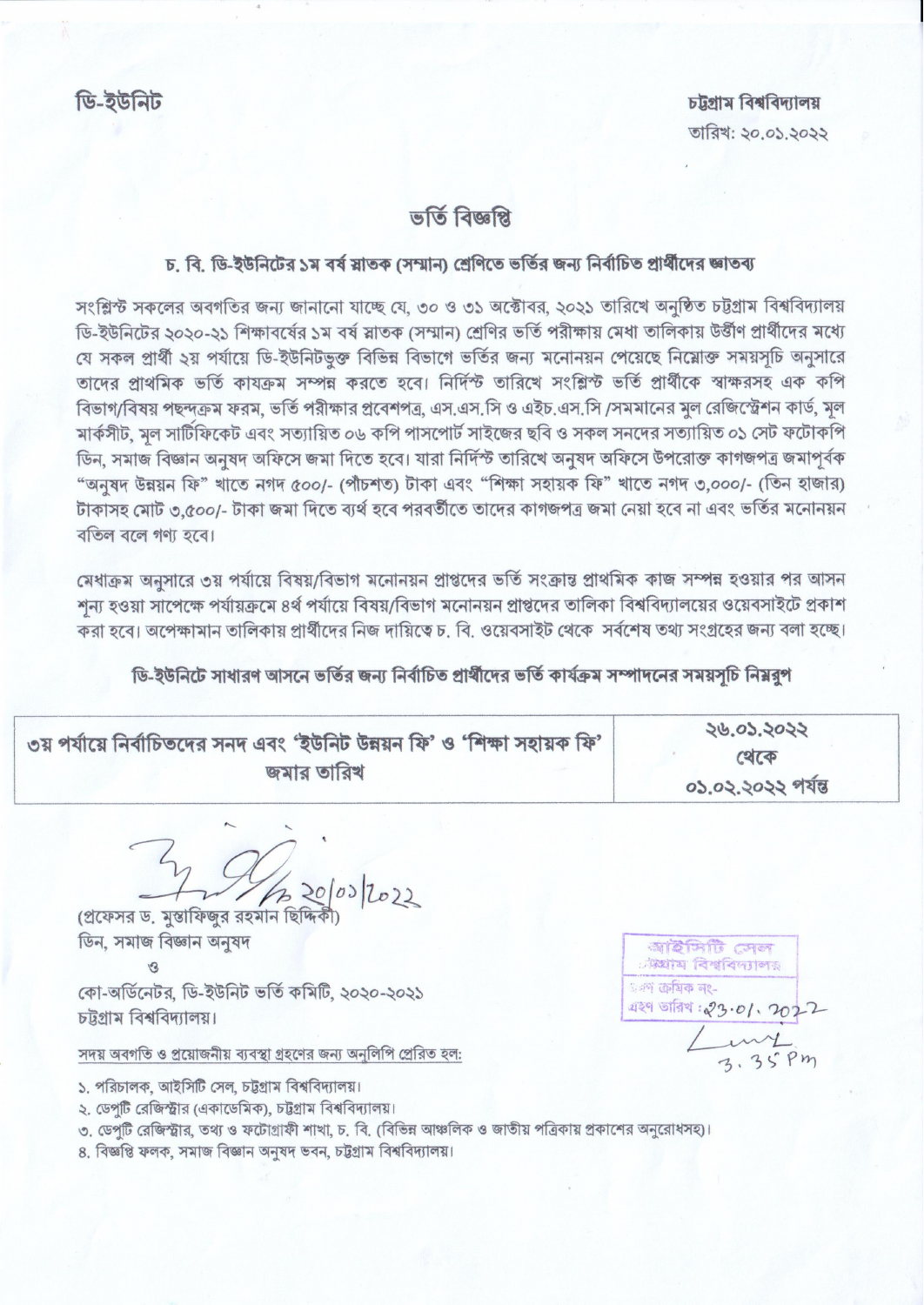ডি-ইউনিট

চট্টগ্রাম বিশ্ববিদ্যালয়
তারিখ: ২০.০১.২০২২

# ভর্তি বিজ্ঞপ্তি

## চ. বি. ডি-ইউনিটের ১ম বর্ষ স্নাতক (সম্মান) শ্রেণিতে ভর্তির জন্য নির্বাচিত প্রার্থীদের জ্ঞাতব্য

সংশ্লিষ্ট সকলের অবগতির জন্য জানানো যাচ্ছে যে, ৩০ ও ৩১ অক্টোবর, ২০২১ তারিখে অনুষ্ঠিত চট্টগ্রাম বিশ্ববিদ্যালয় ডি-ইউনিটের ২০২০-২১ শিক্ষাবর্ষের ১ম বর্ষ স্নাতক (সম্মান) শ্রেণির ভর্তি পরীক্ষায় মেধা তালিকায় উত্তীর্ণ প্রার্থীদের মধ্যে যে সকল প্রার্থী ২য় পর্যায়ে ডি-ইউনিটভুক্ত বিভিন্ন বিভাগে ভর্তির জন্য মনোনয়ন পেয়েছে নিম্নোক্ত সময়সূচি অনুসারে তাদের প্রাথমিক ভর্তি কাযক্রম সম্পন্ন করতে হবে। নির্দিস্ট তারিখে সংশ্লিস্ট ভর্তি প্রার্থীকে স্বাক্ষরসহ এক কপি বিভাগ/বিষয় পছন্দক্রম ফরম, ভর্তি পরীক্ষার প্রবেশপত্র, এস.এস.সি ও এইচ.এস.সি /সমমানের মুল রেজিস্ট্রেশন কার্ড, মূল মার্কসীট, মূল সার্টিফিকেট এবং সত্যায়িত ০৬ কপি পাসপোর্ট সাইজের ছবি ও সকল সনদের সত্যায়িত ০১ সেট ফটোকপি ডিন, সমাজ বিজ্ঞান অনুষদ অফিসে জমা দিতে হবে। যারা নির্দিস্ট তারিখে অনুষদ অফিসে উপরোক্ত কাগজপত্র জমাপূর্বক "অনুষদ উন্নয়ন ফি" খাতে নগদ ৫০০/- (পাঁচশত) টাকা এবং "শিক্ষা সহায়ক ফি" খাতে নগদ ৩,০০০/- (তিন হাজার) টাকাসহ মোট ৩,৫০০/- টাকা জমা দিতে ব্যর্থ হবে পরবর্তীতে তাদের কাগজপত্র জমা নেয়া হবে না এবং ভর্তির মনোনয়ন বতিল বলে গণ্য হবে।

মেধাক্রম অনুসারে ৩য় পর্যায়ে বিষয়/বিভাগ মনোনয়ন প্রাপ্তদের ভর্তি সংক্রান্ত প্রাথমিক কাজ সম্পন্ন হওয়ার পর আসন শূন্য হওয়া সাপেক্ষে পর্যায়ক্রমে ৪র্থ পর্যায়ে বিষয়/বিভাগ মনোনয়ন প্রাপ্তদের তালিকা বিশ্ববিদ্যালয়ের ওয়েবসাইটে প্রকাশ করা হবে। অপেক্ষামান তালিকায় প্রার্থীদের নিজ দায়িত্বে চ. বি. ওয়েবসাইট থেকে সর্বশেষ তথ্য সংগ্রহের জন্য বলা হচ্ছে।

**ডি-ইউনিটে সাধারণ আসনে ভর্তির জন্য নির্বাচিত প্রার্থীদের ভর্তি কার্যক্রম সম্পাদনের সময়সূচি নিম্নরুপ**

| ৩য় পর্যায়ে নির্বাচিতদের সনদ এবং 'ইউনিট উন্নয়ন ফি' ও 'শিক্ষা সহায়ক ফি' জমার তারিখ | ২৬.০১.২০২২ থেকে ০১.০২.২০২২ পর্যন্ত |
|---|---|

20/01/2022
(প্রফেসর ড. মুস্তাফিজুর রহমান ছিদ্দিকী)
ডিন, সমাজ বিজ্ঞান অনুষদ
ও
কো-অর্ডিনেটর, ডি-ইউনিট ভর্তি কমিটি, ২০২০-২০২১
চট্টগ্রাম বিশ্ববিদ্যালয়।

আইসিটি সেল
চট্টগ্রাম বিশ্ববিদ্যালয়
গ্রহণ ক্রমিক নং-
গ্রহণ তারিখ: 23.01.2022
3.35 Pm

সদয় অবগতি ও প্রয়োজনীয় ব্যবস্থা গ্রহণের জন্য অনুলিপি প্রেরিত হল:

১. পরিচালক, আইসিটি সেল, চট্টগ্রাম বিশ্ববিদ্যালয়।
২. ডেপুটি রেজিস্ট্রার (একাডেমিক), চট্টগ্রাম বিশ্ববিদ্যালয়।
৩. ডেপুটি রেজিস্ট্রার, তথ্য ও ফটোগ্রাফী শাখা, চ. বি. (বিভিন্ন আঞ্চলিক ও জাতীয় পত্রিকায় প্রকাশের অনুরোধসহ)।
৪. বিজ্ঞপ্তি ফলক, সমাজ বিজ্ঞান অনুষদ ভবন, চট্টগ্রাম বিশ্ববিদ্যালয়।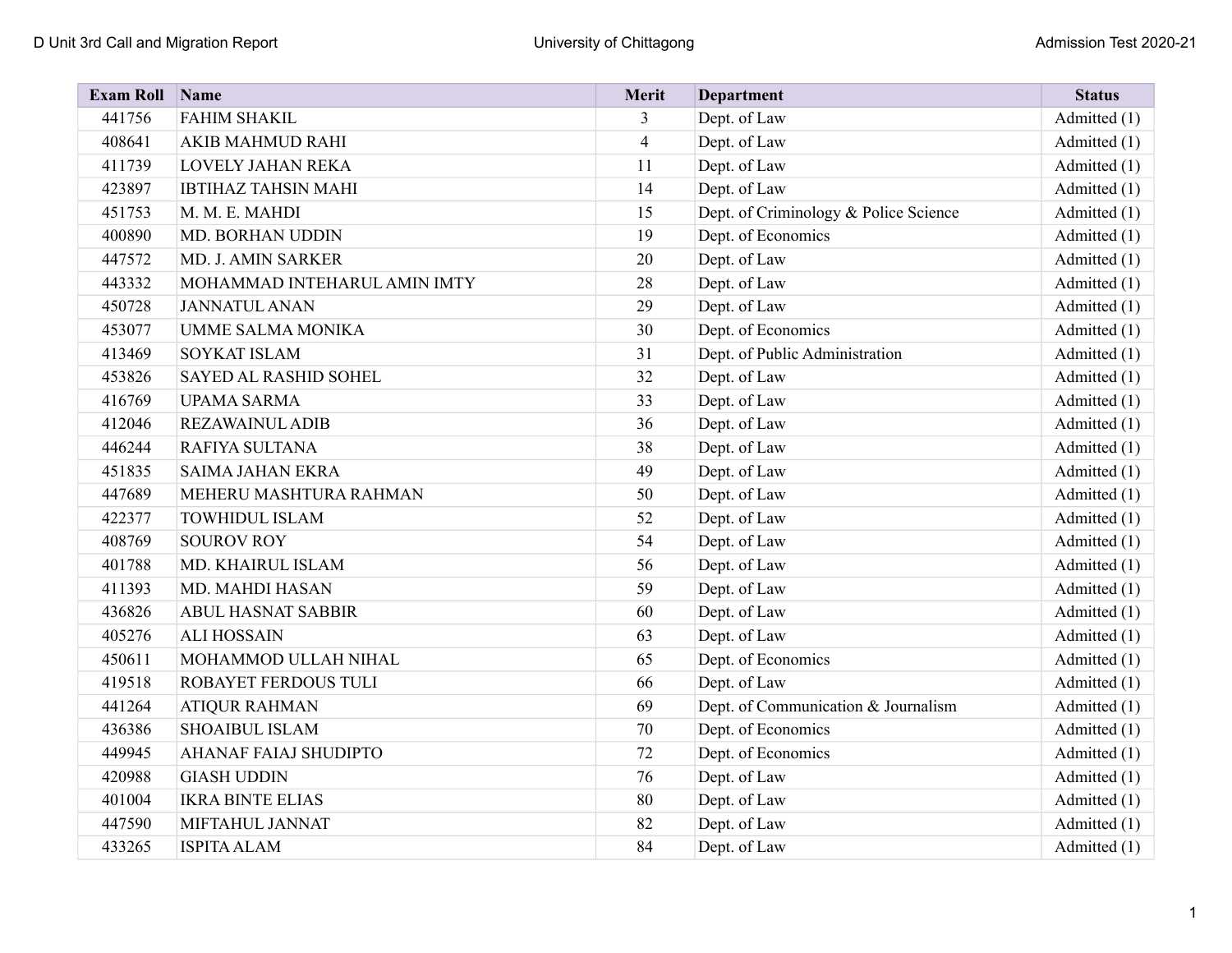| Exam Roll | Name | Merit | Department | Status |
|---|---|---|---|---|
| 441756 | FAHIM SHAKIL | 3 | Dept. of Law | Admitted (1) |
| 408641 | AKIB MAHMUD RAHI | 4 | Dept. of Law | Admitted (1) |
| 411739 | LOVELY JAHAN REKA | 11 | Dept. of Law | Admitted (1) |
| 423897 | IBTIHAZ TAHSIN MAHI | 14 | Dept. of Law | Admitted (1) |
| 451753 | M. M. E. MAHDI | 15 | Dept. of Criminology & Police Science | Admitted (1) |
| 400890 | MD. BORHAN UDDIN | 19 | Dept. of Economics | Admitted (1) |
| 447572 | MD. J. AMIN SARKER | 20 | Dept. of Law | Admitted (1) |
| 443332 | MOHAMMAD INTEHARUL AMIN IMTY | 28 | Dept. of Law | Admitted (1) |
| 450728 | JANNATUL ANAN | 29 | Dept. of Law | Admitted (1) |
| 453077 | UMME SALMA MONIKA | 30 | Dept. of Economics | Admitted (1) |
| 413469 | SOYKAT ISLAM | 31 | Dept. of Public Administration | Admitted (1) |
| 453826 | SAYED AL RASHID SOHEL | 32 | Dept. of Law | Admitted (1) |
| 416769 | UPAMA SARMA | 33 | Dept. of Law | Admitted (1) |
| 412046 | REZAWAINUL ADIB | 36 | Dept. of Law | Admitted (1) |
| 446244 | RAFIYA SULTANA | 38 | Dept. of Law | Admitted (1) |
| 451835 | SAIMA JAHAN EKRA | 49 | Dept. of Law | Admitted (1) |
| 447689 | MEHERU MASHTURA RAHMAN | 50 | Dept. of Law | Admitted (1) |
| 422377 | TOWHIDUL ISLAM | 52 | Dept. of Law | Admitted (1) |
| 408769 | SOUROV ROY | 54 | Dept. of Law | Admitted (1) |
| 401788 | MD. KHAIRUL ISLAM | 56 | Dept. of Law | Admitted (1) |
| 411393 | MD. MAHDI HASAN | 59 | Dept. of Law | Admitted (1) |
| 436826 | ABUL HASNAT SABBIR | 60 | Dept. of Law | Admitted (1) |
| 405276 | ALI HOSSAIN | 63 | Dept. of Law | Admitted (1) |
| 450611 | MOHAMMOD ULLAH NIHAL | 65 | Dept. of Economics | Admitted (1) |
| 419518 | ROBAYET FERDOUS TULI | 66 | Dept. of Law | Admitted (1) |
| 441264 | ATIQUR RAHMAN | 69 | Dept. of Communication & Journalism | Admitted (1) |
| 436386 | SHOAIBUL ISLAM | 70 | Dept. of Economics | Admitted (1) |
| 449945 | AHANAF FAIAJ SHUDIPTO | 72 | Dept. of Economics | Admitted (1) |
| 420988 | GIASH UDDIN | 76 | Dept. of Law | Admitted (1) |
| 401004 | IKRA BINTE ELIAS | 80 | Dept. of Law | Admitted (1) |
| 447590 | MIFTAHUL JANNAT | 82 | Dept. of Law | Admitted (1) |
| 433265 | ISPITA ALAM | 84 | Dept. of Law | Admitted (1) |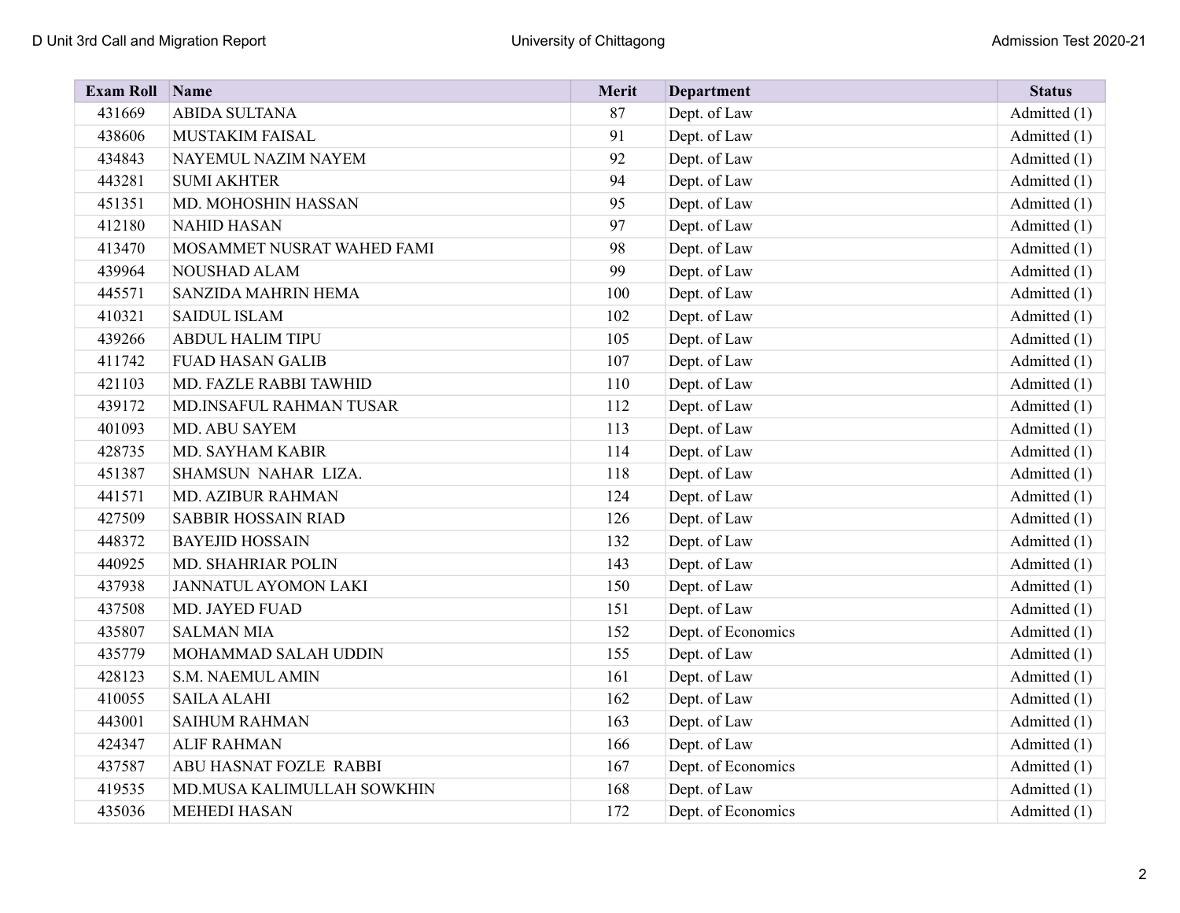| Exam Roll | Name | Merit | Department | Status |
|---|---|---|---|---|
| 431669 | ABIDA SULTANA | 87 | Dept. of Law | Admitted (1) |
| 438606 | MUSTAKIM FAISAL | 91 | Dept. of Law | Admitted (1) |
| 434843 | NAYEMUL NAZIM NAYEM | 92 | Dept. of Law | Admitted (1) |
| 443281 | SUMI AKHTER | 94 | Dept. of Law | Admitted (1) |
| 451351 | MD. MOHOSHIN HASSAN | 95 | Dept. of Law | Admitted (1) |
| 412180 | NAHID HASAN | 97 | Dept. of Law | Admitted (1) |
| 413470 | MOSAMMET NUSRAT WAHED FAMI | 98 | Dept. of Law | Admitted (1) |
| 439964 | NOUSHAD ALAM | 99 | Dept. of Law | Admitted (1) |
| 445571 | SANZIDA MAHRIN HEMA | 100 | Dept. of Law | Admitted (1) |
| 410321 | SAIDUL ISLAM | 102 | Dept. of Law | Admitted (1) |
| 439266 | ABDUL HALIM TIPU | 105 | Dept. of Law | Admitted (1) |
| 411742 | FUAD HASAN GALIB | 107 | Dept. of Law | Admitted (1) |
| 421103 | MD. FAZLE RABBI TAWHID | 110 | Dept. of Law | Admitted (1) |
| 439172 | MD.INSAFUL RAHMAN TUSAR | 112 | Dept. of Law | Admitted (1) |
| 401093 | MD. ABU SAYEM | 113 | Dept. of Law | Admitted (1) |
| 428735 | MD. SAYHAM KABIR | 114 | Dept. of Law | Admitted (1) |
| 451387 | SHAMSUN NAHAR LIZA. | 118 | Dept. of Law | Admitted (1) |
| 441571 | MD. AZIBUR RAHMAN | 124 | Dept. of Law | Admitted (1) |
| 427509 | SABBIR HOSSAIN RIAD | 126 | Dept. of Law | Admitted (1) |
| 448372 | BAYEJID HOSSAIN | 132 | Dept. of Law | Admitted (1) |
| 440925 | MD. SHAHRIAR POLIN | 143 | Dept. of Law | Admitted (1) |
| 437938 | JANNATUL AYOMON LAKI | 150 | Dept. of Law | Admitted (1) |
| 437508 | MD. JAYED FUAD | 151 | Dept. of Law | Admitted (1) |
| 435807 | SALMAN MIA | 152 | Dept. of Economics | Admitted (1) |
| 435779 | MOHAMMAD SALAH UDDIN | 155 | Dept. of Law | Admitted (1) |
| 428123 | S.M. NAEMUL AMIN | 161 | Dept. of Law | Admitted (1) |
| 410055 | SAILA ALAHI | 162 | Dept. of Law | Admitted (1) |
| 443001 | SAIHUM RAHMAN | 163 | Dept. of Law | Admitted (1) |
| 424347 | ALIF RAHMAN | 166 | Dept. of Law | Admitted (1) |
| 437587 | ABU HASNAT FOZLE RABBI | 167 | Dept. of Economics | Admitted (1) |
| 419535 | MD.MUSA KALIMULLAH SOWKHIN | 168 | Dept. of Law | Admitted (1) |
| 435036 | MEHEDI HASAN | 172 | Dept. of Economics | Admitted (1) |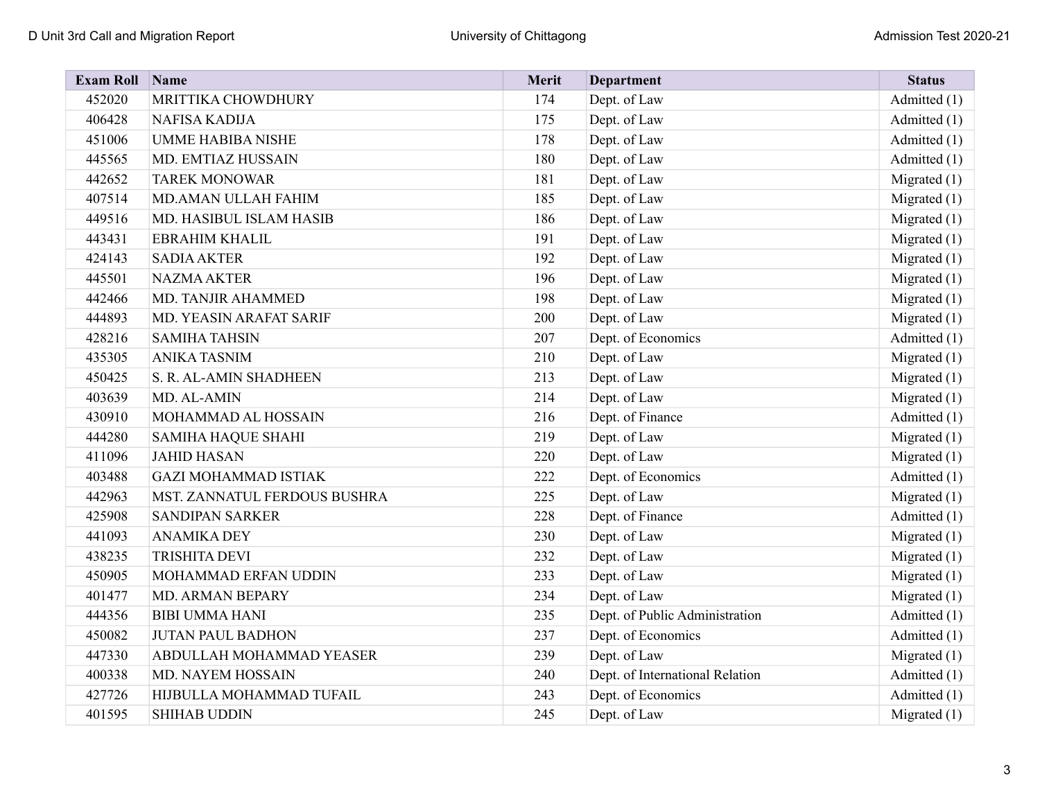| Exam Roll | Name | Merit | Department | Status |
|---|---|---|---|---|
| 452020 | MRITTIKA CHOWDHURY | 174 | Dept. of Law | Admitted (1) |
| 406428 | NAFISA KADIJA | 175 | Dept. of Law | Admitted (1) |
| 451006 | UMME HABIBA NISHE | 178 | Dept. of Law | Admitted (1) |
| 445565 | MD. EMTIAZ HUSSAIN | 180 | Dept. of Law | Admitted (1) |
| 442652 | TAREK MONOWAR | 181 | Dept. of Law | Migrated (1) |
| 407514 | MD.AMAN ULLAH FAHIM | 185 | Dept. of Law | Migrated (1) |
| 449516 | MD. HASIBUL ISLAM HASIB | 186 | Dept. of Law | Migrated (1) |
| 443431 | EBRAHIM KHALIL | 191 | Dept. of Law | Migrated (1) |
| 424143 | SADIA AKTER | 192 | Dept. of Law | Migrated (1) |
| 445501 | NAZMA AKTER | 196 | Dept. of Law | Migrated (1) |
| 442466 | MD. TANJIR AHAMMED | 198 | Dept. of Law | Migrated (1) |
| 444893 | MD. YEASIN ARAFAT SARIF | 200 | Dept. of Law | Migrated (1) |
| 428216 | SAMIHA TAHSIN | 207 | Dept. of Economics | Admitted (1) |
| 435305 | ANIKA TASNIM | 210 | Dept. of Law | Migrated (1) |
| 450425 | S. R. AL-AMIN SHADHEEN | 213 | Dept. of Law | Migrated (1) |
| 403639 | MD. AL-AMIN | 214 | Dept. of Law | Migrated (1) |
| 430910 | MOHAMMAD AL HOSSAIN | 216 | Dept. of Finance | Admitted (1) |
| 444280 | SAMIHA HAQUE SHAHI | 219 | Dept. of Law | Migrated (1) |
| 411096 | JAHID HASAN | 220 | Dept. of Law | Migrated (1) |
| 403488 | GAZI MOHAMMAD ISTIAK | 222 | Dept. of Economics | Admitted (1) |
| 442963 | MST. ZANNATUL FERDOUS BUSHRA | 225 | Dept. of Law | Migrated (1) |
| 425908 | SANDIPAN SARKER | 228 | Dept. of Finance | Admitted (1) |
| 441093 | ANAMIKA DEY | 230 | Dept. of Law | Migrated (1) |
| 438235 | TRISHITA DEVI | 232 | Dept. of Law | Migrated (1) |
| 450905 | MOHAMMAD ERFAN UDDIN | 233 | Dept. of Law | Migrated (1) |
| 401477 | MD. ARMAN BEPARY | 234 | Dept. of Law | Migrated (1) |
| 444356 | BIBI UMMA HANI | 235 | Dept. of Public Administration | Admitted (1) |
| 450082 | JUTAN PAUL BADHON | 237 | Dept. of Economics | Admitted (1) |
| 447330 | ABDULLAH MOHAMMAD YEASER | 239 | Dept. of Law | Migrated (1) |
| 400338 | MD. NAYEM HOSSAIN | 240 | Dept. of International Relation | Admitted (1) |
| 427726 | HIJBULLA MOHAMMAD TUFAIL | 243 | Dept. of Economics | Admitted (1) |
| 401595 | SHIHAB UDDIN | 245 | Dept. of Law | Migrated (1) |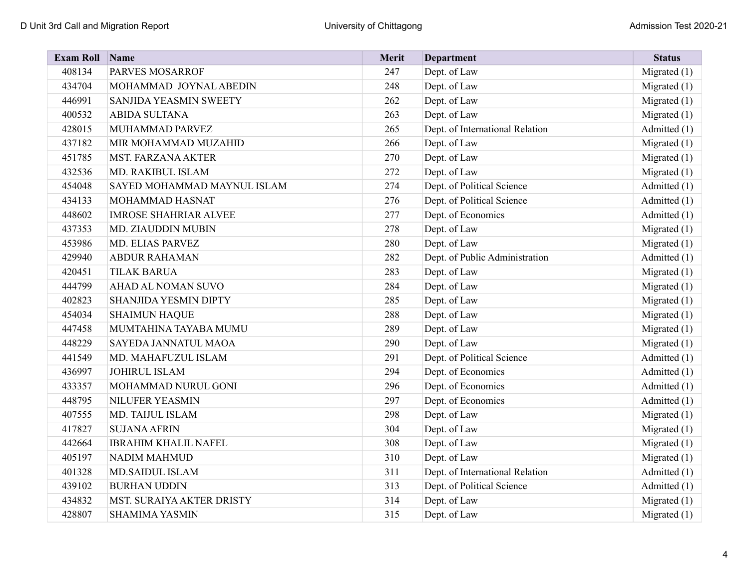| Exam Roll | Name | Merit | Department | Status |
|---|---|---|---|---|
| 408134 | PARVES MOSARROF | 247 | Dept. of Law | Migrated (1) |
| 434704 | MOHAMMAD JOYNAL ABEDIN | 248 | Dept. of Law | Migrated (1) |
| 446991 | SANJIDA YEASMIN SWEETY | 262 | Dept. of Law | Migrated (1) |
| 400532 | ABIDA SULTANA | 263 | Dept. of Law | Migrated (1) |
| 428015 | MUHAMMAD PARVEZ | 265 | Dept. of International Relation | Admitted (1) |
| 437182 | MIR MOHAMMAD MUZAHID | 266 | Dept. of Law | Migrated (1) |
| 451785 | MST. FARZANA AKTER | 270 | Dept. of Law | Migrated (1) |
| 432536 | MD. RAKIBUL ISLAM | 272 | Dept. of Law | Migrated (1) |
| 454048 | SAYED MOHAMMAD MAYNUL ISLAM | 274 | Dept. of Political Science | Admitted (1) |
| 434133 | MOHAMMAD HASNAT | 276 | Dept. of Political Science | Admitted (1) |
| 448602 | IMROSE SHAHRIAR ALVEE | 277 | Dept. of Economics | Admitted (1) |
| 437353 | MD. ZIAUDDIN MUBIN | 278 | Dept. of Law | Migrated (1) |
| 453986 | MD. ELIAS PARVEZ | 280 | Dept. of Law | Migrated (1) |
| 429940 | ABDUR RAHAMAN | 282 | Dept. of Public Administration | Admitted (1) |
| 420451 | TILAK BARUA | 283 | Dept. of Law | Migrated (1) |
| 444799 | AHAD AL NOMAN SUVO | 284 | Dept. of Law | Migrated (1) |
| 402823 | SHANJIDA YESMIN DIPTY | 285 | Dept. of Law | Migrated (1) |
| 454034 | SHAIMUN HAQUE | 288 | Dept. of Law | Migrated (1) |
| 447458 | MUMTAHINA TAYABA MUMU | 289 | Dept. of Law | Migrated (1) |
| 448229 | SAYEDA JANNATUL MAOA | 290 | Dept. of Law | Migrated (1) |
| 441549 | MD. MAHAFUZUL ISLAM | 291 | Dept. of Political Science | Admitted (1) |
| 436997 | JOHIRUL ISLAM | 294 | Dept. of Economics | Admitted (1) |
| 433357 | MOHAMMAD NURUL GONI | 296 | Dept. of Economics | Admitted (1) |
| 448795 | NILUFER YEASMIN | 297 | Dept. of Economics | Admitted (1) |
| 407555 | MD. TAIJUL ISLAM | 298 | Dept. of Law | Migrated (1) |
| 417827 | SUJANA AFRIN | 304 | Dept. of Law | Migrated (1) |
| 442664 | IBRAHIM KHALIL NAFEL | 308 | Dept. of Law | Migrated (1) |
| 405197 | NADIM MAHMUD | 310 | Dept. of Law | Migrated (1) |
| 401328 | MD.SAIDUL ISLAM | 311 | Dept. of International Relation | Admitted (1) |
| 439102 | BURHAN UDDIN | 313 | Dept. of Political Science | Admitted (1) |
| 434832 | MST. SURAIYA AKTER DRISTY | 314 | Dept. of Law | Migrated (1) |
| 428807 | SHAMIMA YASMIN | 315 | Dept. of Law | Migrated (1) |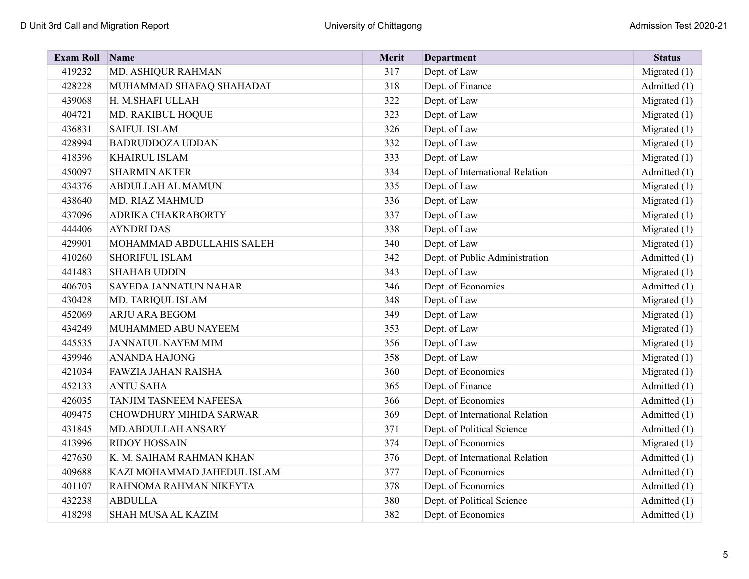| Exam Roll | Name | Merit | Department | Status |
|---|---|---|---|---|
| 419232 | MD. ASHIQUR RAHMAN | 317 | Dept. of Law | Migrated (1) |
| 428228 | MUHAMMAD SHAFAQ SHAHADAT | 318 | Dept. of Finance | Admitted (1) |
| 439068 | H. M.SHAFI ULLAH | 322 | Dept. of Law | Migrated (1) |
| 404721 | MD. RAKIBUL HOQUE | 323 | Dept. of Law | Migrated (1) |
| 436831 | SAIFUL ISLAM | 326 | Dept. of Law | Migrated (1) |
| 428994 | BADRUDDOZA UDDAN | 332 | Dept. of Law | Migrated (1) |
| 418396 | KHAIRUL ISLAM | 333 | Dept. of Law | Migrated (1) |
| 450097 | SHARMIN AKTER | 334 | Dept. of International Relation | Admitted (1) |
| 434376 | ABDULLAH AL MAMUN | 335 | Dept. of Law | Migrated (1) |
| 438640 | MD. RIAZ MAHMUD | 336 | Dept. of Law | Migrated (1) |
| 437096 | ADRIKA CHAKRABORTY | 337 | Dept. of Law | Migrated (1) |
| 444406 | AYNDRI DAS | 338 | Dept. of Law | Migrated (1) |
| 429901 | MOHAMMAD ABDULLAHIS SALEH | 340 | Dept. of Law | Migrated (1) |
| 410260 | SHORIFUL ISLAM | 342 | Dept. of Public Administration | Admitted (1) |
| 441483 | SHAHAB UDDIN | 343 | Dept. of Law | Migrated (1) |
| 406703 | SAYEDA JANNATUN NAHAR | 346 | Dept. of Economics | Admitted (1) |
| 430428 | MD. TARIQUL ISLAM | 348 | Dept. of Law | Migrated (1) |
| 452069 | ARJU ARA BEGOM | 349 | Dept. of Law | Migrated (1) |
| 434249 | MUHAMMED ABU NAYEEM | 353 | Dept. of Law | Migrated (1) |
| 445535 | JANNATUL NAYEM MIM | 356 | Dept. of Law | Migrated (1) |
| 439946 | ANANDA HAJONG | 358 | Dept. of Law | Migrated (1) |
| 421034 | FAWZIA JAHAN RAISHA | 360 | Dept. of Economics | Migrated (1) |
| 452133 | ANTU SAHA | 365 | Dept. of Finance | Admitted (1) |
| 426035 | TANJIM TASNEEM NAFEESA | 366 | Dept. of Economics | Admitted (1) |
| 409475 | CHOWDHURY MIHIDA SARWAR | 369 | Dept. of International Relation | Admitted (1) |
| 431845 | MD.ABDULLAH ANSARY | 371 | Dept. of Political Science | Admitted (1) |
| 413996 | RIDOY HOSSAIN | 374 | Dept. of Economics | Migrated (1) |
| 427630 | K. M. SAIHAM RAHMAN KHAN | 376 | Dept. of International Relation | Admitted (1) |
| 409688 | KAZI MOHAMMAD JAHEDUL ISLAM | 377 | Dept. of Economics | Admitted (1) |
| 401107 | RAHNOMA RAHMAN NIKEYTA | 378 | Dept. of Economics | Admitted (1) |
| 432238 | ABDULLA | 380 | Dept. of Political Science | Admitted (1) |
| 418298 | SHAH MUSA AL KAZIM | 382 | Dept. of Economics | Admitted (1) |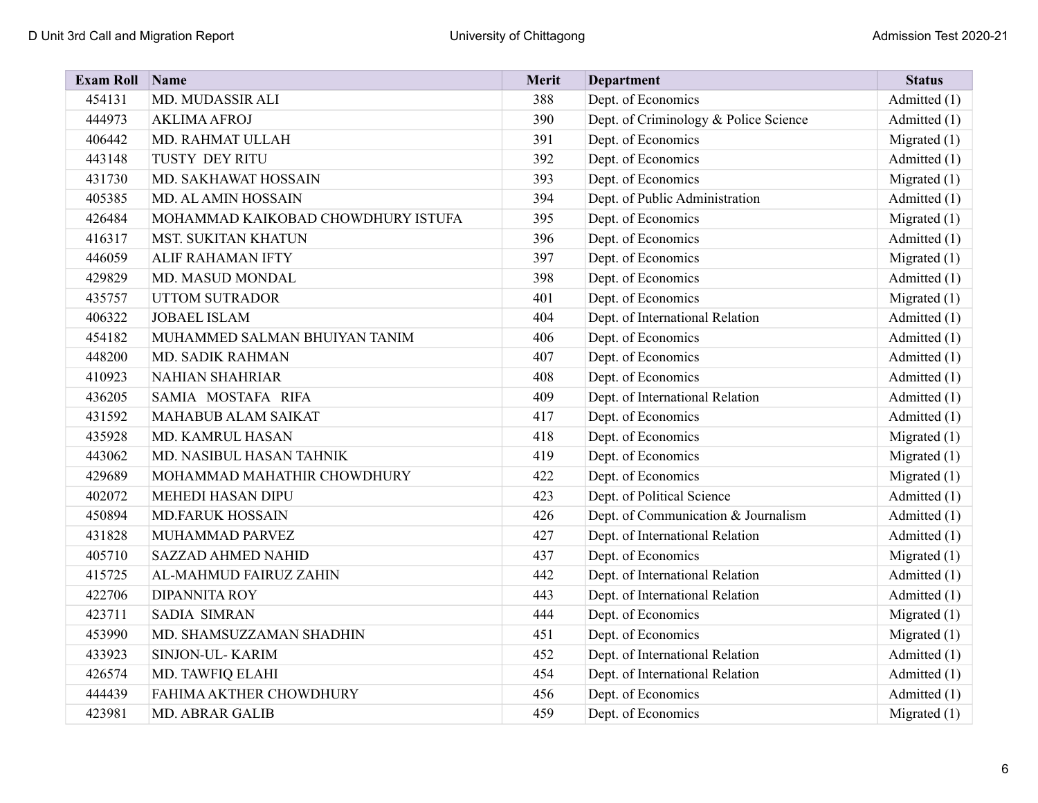| Exam Roll | Name | Merit | Department | Status |
|---|---|---|---|---|
| 454131 | MD. MUDASSIR ALI | 388 | Dept. of Economics | Admitted (1) |
| 444973 | AKLIMA AFROJ | 390 | Dept. of Criminology & Police Science | Admitted (1) |
| 406442 | MD. RAHMAT ULLAH | 391 | Dept. of Economics | Migrated (1) |
| 443148 | TUSTY DEY RITU | 392 | Dept. of Economics | Admitted (1) |
| 431730 | MD. SAKHAWAT HOSSAIN | 393 | Dept. of Economics | Migrated (1) |
| 405385 | MD. AL AMIN HOSSAIN | 394 | Dept. of Public Administration | Admitted (1) |
| 426484 | MOHAMMAD KAIKOBAD CHOWDHURY ISTUFA | 395 | Dept. of Economics | Migrated (1) |
| 416317 | MST. SUKITAN KHATUN | 396 | Dept. of Economics | Admitted (1) |
| 446059 | ALIF RAHAMAN IFTY | 397 | Dept. of Economics | Migrated (1) |
| 429829 | MD. MASUD MONDAL | 398 | Dept. of Economics | Admitted (1) |
| 435757 | UTTOM SUTRADOR | 401 | Dept. of Economics | Migrated (1) |
| 406322 | JOBAEL ISLAM | 404 | Dept. of International Relation | Admitted (1) |
| 454182 | MUHAMMED SALMAN BHUIYAN TANIM | 406 | Dept. of Economics | Admitted (1) |
| 448200 | MD. SADIK RAHMAN | 407 | Dept. of Economics | Admitted (1) |
| 410923 | NAHIAN SHAHRIAR | 408 | Dept. of Economics | Admitted (1) |
| 436205 | SAMIA MOSTAFA RIFA | 409 | Dept. of International Relation | Admitted (1) |
| 431592 | MAHABUB ALAM SAIKAT | 417 | Dept. of Economics | Admitted (1) |
| 435928 | MD. KAMRUL HASAN | 418 | Dept. of Economics | Migrated (1) |
| 443062 | MD. NASIBUL HASAN TAHNIK | 419 | Dept. of Economics | Migrated (1) |
| 429689 | MOHAMMAD MAHATHIR CHOWDHURY | 422 | Dept. of Economics | Migrated (1) |
| 402072 | MEHEDI HASAN DIPU | 423 | Dept. of Political Science | Admitted (1) |
| 450894 | MD.FARUK HOSSAIN | 426 | Dept. of Communication & Journalism | Admitted (1) |
| 431828 | MUHAMMAD PARVEZ | 427 | Dept. of International Relation | Admitted (1) |
| 405710 | SAZZAD AHMED NAHID | 437 | Dept. of Economics | Migrated (1) |
| 415725 | AL-MAHMUD FAIRUZ ZAHIN | 442 | Dept. of International Relation | Admitted (1) |
| 422706 | DIPANNITA ROY | 443 | Dept. of International Relation | Admitted (1) |
| 423711 | SADIA SIMRAN | 444 | Dept. of Economics | Migrated (1) |
| 453990 | MD. SHAMSUZZAMAN SHADHIN | 451 | Dept. of Economics | Migrated (1) |
| 433923 | SINJON-UL- KARIM | 452 | Dept. of International Relation | Admitted (1) |
| 426574 | MD. TAWFIQ ELAHI | 454 | Dept. of International Relation | Admitted (1) |
| 444439 | FAHIMA AKTHER CHOWDHURY | 456 | Dept. of Economics | Admitted (1) |
| 423981 | MD. ABRAR GALIB | 459 | Dept. of Economics | Migrated (1) |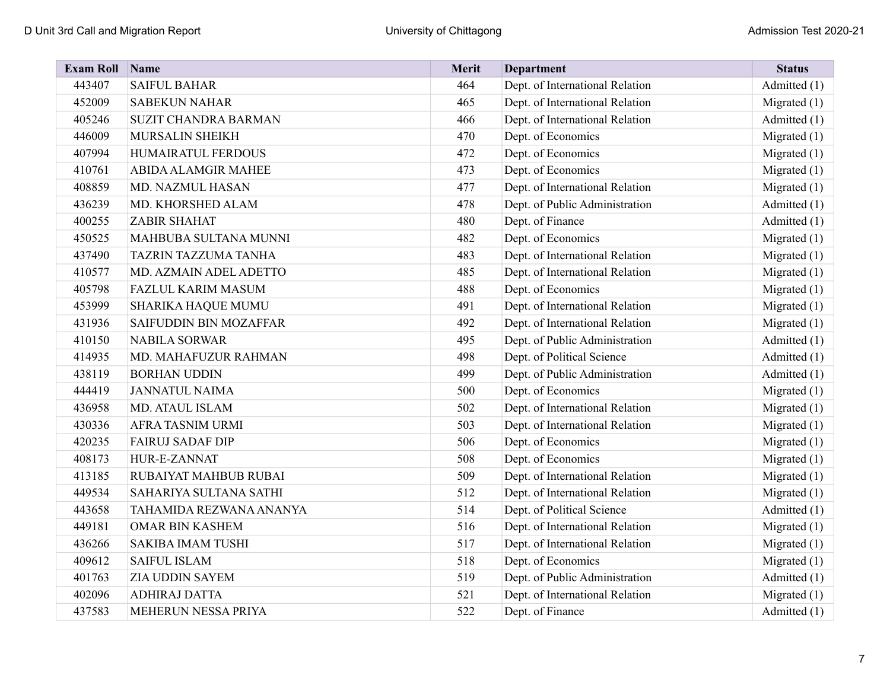| Exam Roll | Name | Merit | Department | Status |
|---|---|---|---|---|
| 443407 | SAIFUL BAHAR | 464 | Dept. of International Relation | Admitted (1) |
| 452009 | SABEKUN NAHAR | 465 | Dept. of International Relation | Migrated (1) |
| 405246 | SUZIT CHANDRA BARMAN | 466 | Dept. of International Relation | Admitted (1) |
| 446009 | MURSALIN SHEIKH | 470 | Dept. of Economics | Migrated (1) |
| 407994 | HUMAIRATUL FERDOUS | 472 | Dept. of Economics | Migrated (1) |
| 410761 | ABIDA ALAMGIR MAHEE | 473 | Dept. of Economics | Migrated (1) |
| 408859 | MD. NAZMUL HASAN | 477 | Dept. of International Relation | Migrated (1) |
| 436239 | MD. KHORSHED ALAM | 478 | Dept. of Public Administration | Admitted (1) |
| 400255 | ZABIR SHAHAT | 480 | Dept. of Finance | Admitted (1) |
| 450525 | MAHBUBA SULTANA MUNNI | 482 | Dept. of Economics | Migrated (1) |
| 437490 | TAZRIN TAZZUMA TANHA | 483 | Dept. of International Relation | Migrated (1) |
| 410577 | MD. AZMAIN ADEL ADETTO | 485 | Dept. of International Relation | Migrated (1) |
| 405798 | FAZLUL KARIM MASUM | 488 | Dept. of Economics | Migrated (1) |
| 453999 | SHARIKA HAQUE MUMU | 491 | Dept. of International Relation | Migrated (1) |
| 431936 | SAIFUDDIN BIN MOZAFFAR | 492 | Dept. of International Relation | Migrated (1) |
| 410150 | NABILA SORWAR | 495 | Dept. of Public Administration | Admitted (1) |
| 414935 | MD. MAHAFUZUR RAHMAN | 498 | Dept. of Political Science | Admitted (1) |
| 438119 | BORHAN UDDIN | 499 | Dept. of Public Administration | Admitted (1) |
| 444419 | JANNATUL NAIMA | 500 | Dept. of Economics | Migrated (1) |
| 436958 | MD. ATAUL ISLAM | 502 | Dept. of International Relation | Migrated (1) |
| 430336 | AFRA TASNIM URMI | 503 | Dept. of International Relation | Migrated (1) |
| 420235 | FAIRUJ SADAF DIP | 506 | Dept. of Economics | Migrated (1) |
| 408173 | HUR-E-ZANNAT | 508 | Dept. of Economics | Migrated (1) |
| 413185 | RUBAIYAT MAHBUB RUBAI | 509 | Dept. of International Relation | Migrated (1) |
| 449534 | SAHARIYA SULTANA SATHI | 512 | Dept. of International Relation | Migrated (1) |
| 443658 | TAHAMIDA REZWANA ANANYA | 514 | Dept. of Political Science | Admitted (1) |
| 449181 | OMAR BIN KASHEM | 516 | Dept. of International Relation | Migrated (1) |
| 436266 | SAKIBA IMAM TUSHI | 517 | Dept. of International Relation | Migrated (1) |
| 409612 | SAIFUL ISLAM | 518 | Dept. of Economics | Migrated (1) |
| 401763 | ZIA UDDIN SAYEM | 519 | Dept. of Public Administration | Admitted (1) |
| 402096 | ADHIRAJ DATTA | 521 | Dept. of International Relation | Migrated (1) |
| 437583 | MEHERUN NESSA PRIYA | 522 | Dept. of Finance | Admitted (1) |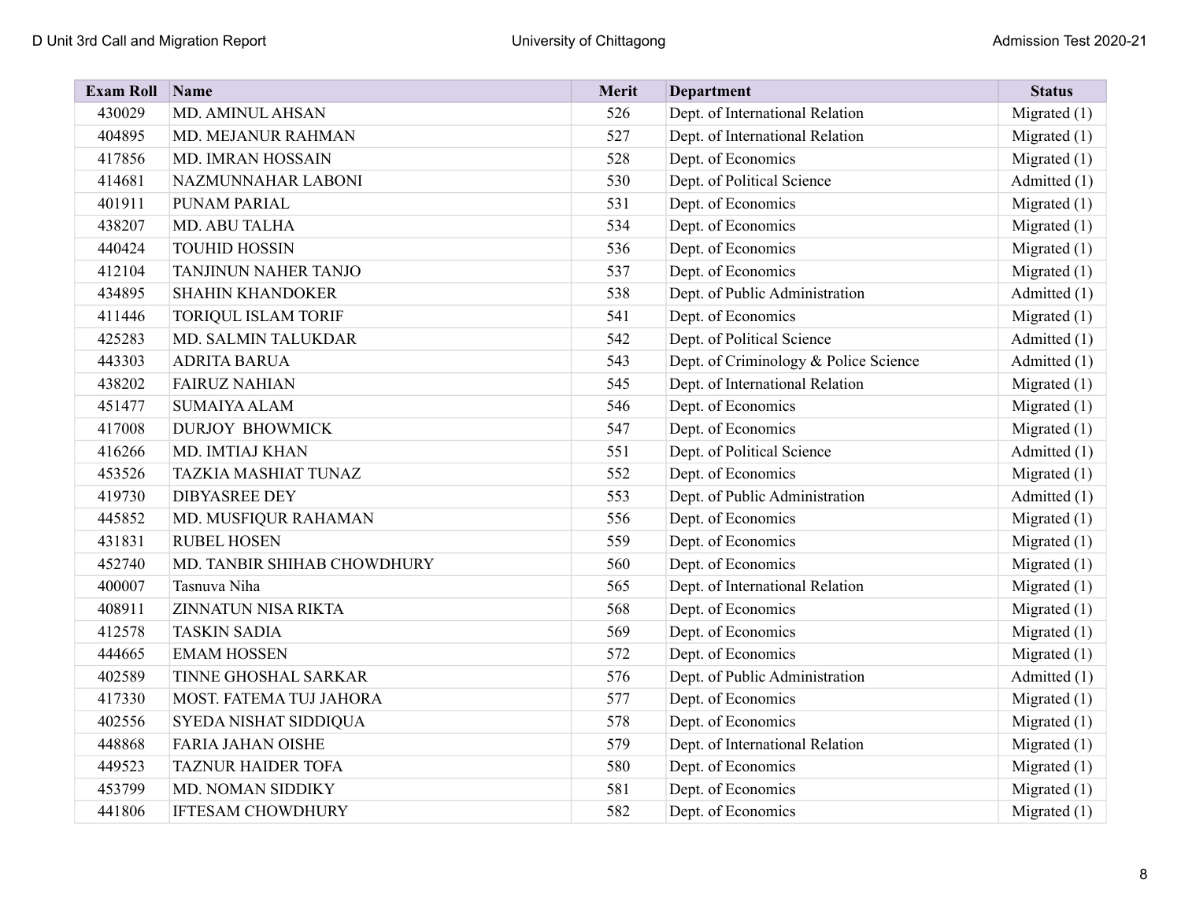| Exam Roll | Name | Merit | Department | Status |
|---|---|---|---|---|
| 430029 | MD. AMINUL AHSAN | 526 | Dept. of International Relation | Migrated (1) |
| 404895 | MD. MEJANUR RAHMAN | 527 | Dept. of International Relation | Migrated (1) |
| 417856 | MD. IMRAN HOSSAIN | 528 | Dept. of Economics | Migrated (1) |
| 414681 | NAZMUNNAHAR LABONI | 530 | Dept. of Political Science | Admitted (1) |
| 401911 | PUNAM PARIAL | 531 | Dept. of Economics | Migrated (1) |
| 438207 | MD. ABU TALHA | 534 | Dept. of Economics | Migrated (1) |
| 440424 | TOUHID HOSSIN | 536 | Dept. of Economics | Migrated (1) |
| 412104 | TANJINUN NAHER TANJO | 537 | Dept. of Economics | Migrated (1) |
| 434895 | SHAHIN KHANDOKER | 538 | Dept. of Public Administration | Admitted (1) |
| 411446 | TORIQUL ISLAM TORIF | 541 | Dept. of Economics | Migrated (1) |
| 425283 | MD. SALMIN TALUKDAR | 542 | Dept. of Political Science | Admitted (1) |
| 443303 | ADRITA BARUA | 543 | Dept. of Criminology & Police Science | Admitted (1) |
| 438202 | FAIRUZ NAHIAN | 545 | Dept. of International Relation | Migrated (1) |
| 451477 | SUMAIYA ALAM | 546 | Dept. of Economics | Migrated (1) |
| 417008 | DURJOY BHOWMICK | 547 | Dept. of Economics | Migrated (1) |
| 416266 | MD. IMTIAJ KHAN | 551 | Dept. of Political Science | Admitted (1) |
| 453526 | TAZKIA MASHIAT TUNAZ | 552 | Dept. of Economics | Migrated (1) |
| 419730 | DIBYASREE DEY | 553 | Dept. of Public Administration | Admitted (1) |
| 445852 | MD. MUSFIQUR RAHAMAN | 556 | Dept. of Economics | Migrated (1) |
| 431831 | RUBEL HOSEN | 559 | Dept. of Economics | Migrated (1) |
| 452740 | MD. TANBIR SHIHAB CHOWDHURY | 560 | Dept. of Economics | Migrated (1) |
| 400007 | Tasnuva Niha | 565 | Dept. of International Relation | Migrated (1) |
| 408911 | ZINNATUN NISA RIKTA | 568 | Dept. of Economics | Migrated (1) |
| 412578 | TASKIN SADIA | 569 | Dept. of Economics | Migrated (1) |
| 444665 | EMAM HOSSEN | 572 | Dept. of Economics | Migrated (1) |
| 402589 | TINNE GHOSHAL SARKAR | 576 | Dept. of Public Administration | Admitted (1) |
| 417330 | MOST. FATEMA TUJ JAHORA | 577 | Dept. of Economics | Migrated (1) |
| 402556 | SYEDA NISHAT SIDDIQUA | 578 | Dept. of Economics | Migrated (1) |
| 448868 | FARIA JAHAN OISHE | 579 | Dept. of International Relation | Migrated (1) |
| 449523 | TAZNUR HAIDER TOFA | 580 | Dept. of Economics | Migrated (1) |
| 453799 | MD. NOMAN SIDDIKY | 581 | Dept. of Economics | Migrated (1) |
| 441806 | IFTESAM CHOWDHURY | 582 | Dept. of Economics | Migrated (1) |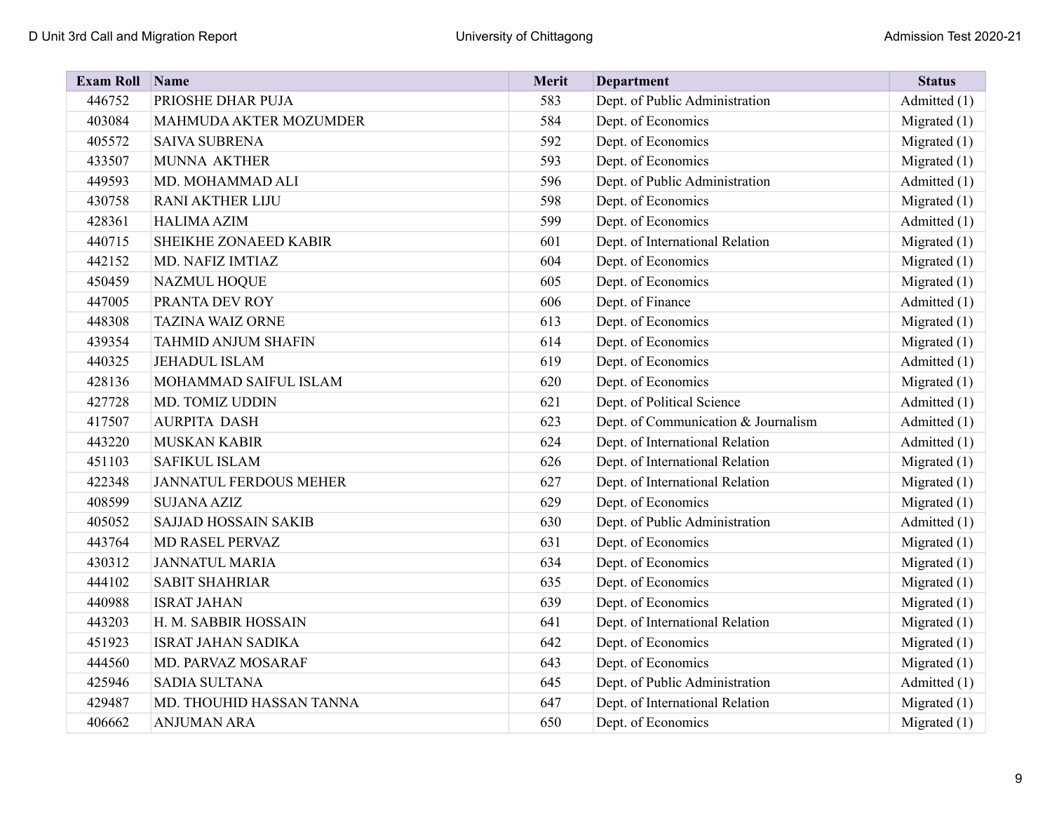| Exam Roll | Name | Merit | Department | Status |
|---|---|---|---|---|
| 446752 | PRIOSHE DHAR PUJA | 583 | Dept. of Public Administration | Admitted (1) |
| 403084 | MAHMUDA AKTER MOZUMDER | 584 | Dept. of Economics | Migrated (1) |
| 405572 | SAIVA SUBRENA | 592 | Dept. of Economics | Migrated (1) |
| 433507 | MUNNA AKTHER | 593 | Dept. of Economics | Migrated (1) |
| 449593 | MD. MOHAMMAD ALI | 596 | Dept. of Public Administration | Admitted (1) |
| 430758 | RANI AKTHER LIJU | 598 | Dept. of Economics | Migrated (1) |
| 428361 | HALIMA AZIM | 599 | Dept. of Economics | Admitted (1) |
| 440715 | SHEIKHE ZONAEED KABIR | 601 | Dept. of International Relation | Migrated (1) |
| 442152 | MD. NAFIZ IMTIAZ | 604 | Dept. of Economics | Migrated (1) |
| 450459 | NAZMUL HOQUE | 605 | Dept. of Economics | Migrated (1) |
| 447005 | PRANTA DEV ROY | 606 | Dept. of Finance | Admitted (1) |
| 448308 | TAZINA WAIZ ORNE | 613 | Dept. of Economics | Migrated (1) |
| 439354 | TAHMID ANJUM SHAFIN | 614 | Dept. of Economics | Migrated (1) |
| 440325 | JEHADUL ISLAM | 619 | Dept. of Economics | Admitted (1) |
| 428136 | MOHAMMAD SAIFUL ISLAM | 620 | Dept. of Economics | Migrated (1) |
| 427728 | MD. TOMIZ UDDIN | 621 | Dept. of Political Science | Admitted (1) |
| 417507 | AURPITA DASH | 623 | Dept. of Communication & Journalism | Admitted (1) |
| 443220 | MUSKAN KABIR | 624 | Dept. of International Relation | Admitted (1) |
| 451103 | SAFIKUL ISLAM | 626 | Dept. of International Relation | Migrated (1) |
| 422348 | JANNATUL FERDOUS MEHER | 627 | Dept. of International Relation | Migrated (1) |
| 408599 | SUJANA AZIZ | 629 | Dept. of Economics | Migrated (1) |
| 405052 | SAJJAD HOSSAIN SAKIB | 630 | Dept. of Public Administration | Admitted (1) |
| 443764 | MD RASEL PERVAZ | 631 | Dept. of Economics | Migrated (1) |
| 430312 | JANNATUL MARIA | 634 | Dept. of Economics | Migrated (1) |
| 444102 | SABIT SHAHRIAR | 635 | Dept. of Economics | Migrated (1) |
| 440988 | ISRAT JAHAN | 639 | Dept. of Economics | Migrated (1) |
| 443203 | H. M. SABBIR HOSSAIN | 641 | Dept. of International Relation | Migrated (1) |
| 451923 | ISRAT JAHAN SADIKA | 642 | Dept. of Economics | Migrated (1) |
| 444560 | MD. PARVAZ MOSARAF | 643 | Dept. of Economics | Migrated (1) |
| 425946 | SADIA SULTANA | 645 | Dept. of Public Administration | Admitted (1) |
| 429487 | MD. THOUHID HASSAN TANNA | 647 | Dept. of International Relation | Migrated (1) |
| 406662 | ANJUMAN ARA | 650 | Dept. of Economics | Migrated (1) |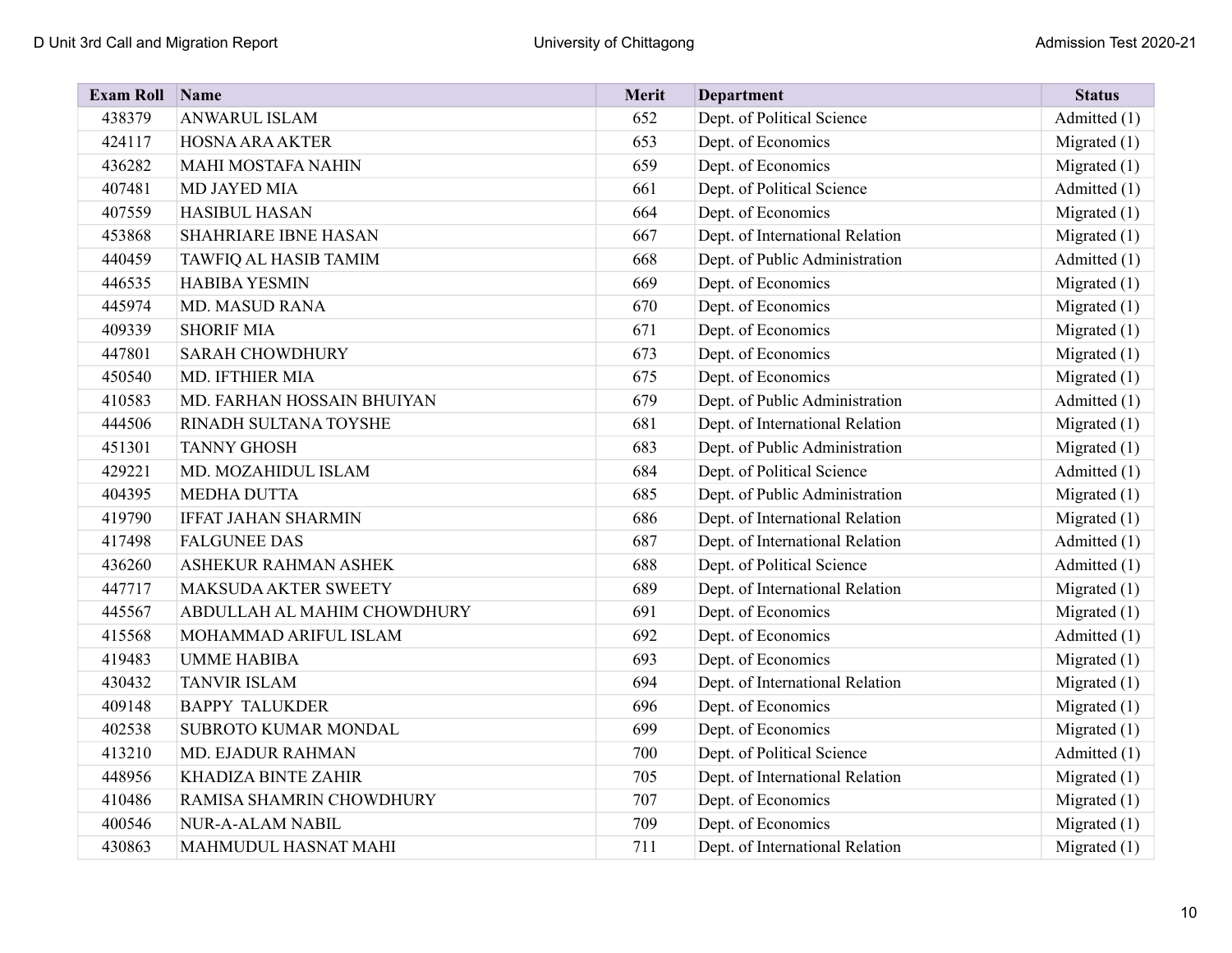| Exam Roll | Name | Merit | Department | Status |
|---|---|---|---|---|
| 438379 | ANWARUL ISLAM | 652 | Dept. of Political Science | Admitted (1) |
| 424117 | HOSNA ARA AKTER | 653 | Dept. of Economics | Migrated (1) |
| 436282 | MAHI MOSTAFA NAHIN | 659 | Dept. of Economics | Migrated (1) |
| 407481 | MD JAYED MIA | 661 | Dept. of Political Science | Admitted (1) |
| 407559 | HASIBUL HASAN | 664 | Dept. of Economics | Migrated (1) |
| 453868 | SHAHRIARE IBNE HASAN | 667 | Dept. of International Relation | Migrated (1) |
| 440459 | TAWFIQ AL HASIB TAMIM | 668 | Dept. of Public Administration | Admitted (1) |
| 446535 | HABIBA YESMIN | 669 | Dept. of Economics | Migrated (1) |
| 445974 | MD. MASUD RANA | 670 | Dept. of Economics | Migrated (1) |
| 409339 | SHORIF MIA | 671 | Dept. of Economics | Migrated (1) |
| 447801 | SARAH CHOWDHURY | 673 | Dept. of Economics | Migrated (1) |
| 450540 | MD. IFTHIER MIA | 675 | Dept. of Economics | Migrated (1) |
| 410583 | MD. FARHAN HOSSAIN BHUIYAN | 679 | Dept. of Public Administration | Admitted (1) |
| 444506 | RINADH SULTANA TOYSHE | 681 | Dept. of International Relation | Migrated (1) |
| 451301 | TANNY GHOSH | 683 | Dept. of Public Administration | Migrated (1) |
| 429221 | MD. MOZAHIDUL ISLAM | 684 | Dept. of Political Science | Admitted (1) |
| 404395 | MEDHA DUTTA | 685 | Dept. of Public Administration | Migrated (1) |
| 419790 | IFFAT JAHAN SHARMIN | 686 | Dept. of International Relation | Migrated (1) |
| 417498 | FALGUNEE DAS | 687 | Dept. of International Relation | Admitted (1) |
| 436260 | ASHEKUR RAHMAN ASHEK | 688 | Dept. of Political Science | Admitted (1) |
| 447717 | MAKSUDA AKTER SWEETY | 689 | Dept. of International Relation | Migrated (1) |
| 445567 | ABDULLAH AL MAHIM CHOWDHURY | 691 | Dept. of Economics | Migrated (1) |
| 415568 | MOHAMMAD ARIFUL ISLAM | 692 | Dept. of Economics | Admitted (1) |
| 419483 | UMME HABIBA | 693 | Dept. of Economics | Migrated (1) |
| 430432 | TANVIR ISLAM | 694 | Dept. of International Relation | Migrated (1) |
| 409148 | BAPPY TALUKDER | 696 | Dept. of Economics | Migrated (1) |
| 402538 | SUBROTO KUMAR MONDAL | 699 | Dept. of Economics | Migrated (1) |
| 413210 | MD. EJADUR RAHMAN | 700 | Dept. of Political Science | Admitted (1) |
| 448956 | KHADIZA BINTE ZAHIR | 705 | Dept. of International Relation | Migrated (1) |
| 410486 | RAMISA SHAMRIN CHOWDHURY | 707 | Dept. of Economics | Migrated (1) |
| 400546 | NUR-A-ALAM NABIL | 709 | Dept. of Economics | Migrated (1) |
| 430863 | MAHMUDUL HASNAT MAHI | 711 | Dept. of International Relation | Migrated (1) |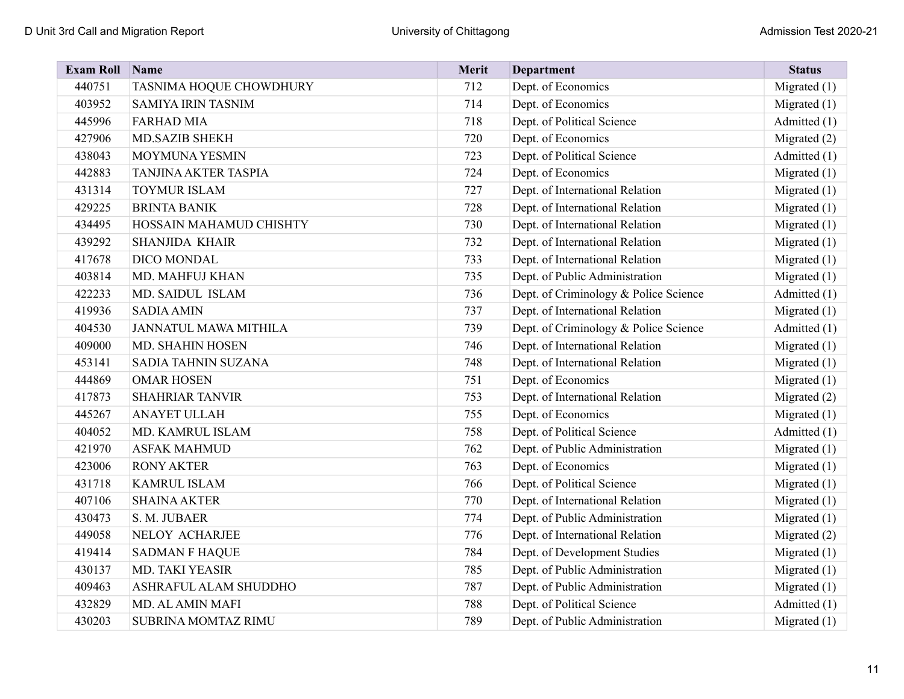| Exam Roll | Name | Merit | Department | Status |
|---|---|---|---|---|
| 440751 | TASNIMA HOQUE CHOWDHURY | 712 | Dept. of Economics | Migrated (1) |
| 403952 | SAMIYA IRIN TASNIM | 714 | Dept. of Economics | Migrated (1) |
| 445996 | FARHAD MIA | 718 | Dept. of Political Science | Admitted (1) |
| 427906 | MD.SAZIB SHEKH | 720 | Dept. of Economics | Migrated (2) |
| 438043 | MOYMUNA YESMIN | 723 | Dept. of Political Science | Admitted (1) |
| 442883 | TANJINA AKTER TASPIA | 724 | Dept. of Economics | Migrated (1) |
| 431314 | TOYMUR ISLAM | 727 | Dept. of International Relation | Migrated (1) |
| 429225 | BRINTA BANIK | 728 | Dept. of International Relation | Migrated (1) |
| 434495 | HOSSAIN MAHAMUD CHISHTY | 730 | Dept. of International Relation | Migrated (1) |
| 439292 | SHANJIDA KHAIR | 732 | Dept. of International Relation | Migrated (1) |
| 417678 | DICO MONDAL | 733 | Dept. of International Relation | Migrated (1) |
| 403814 | MD. MAHFUJ KHAN | 735 | Dept. of Public Administration | Migrated (1) |
| 422233 | MD. SAIDUL ISLAM | 736 | Dept. of Criminology & Police Science | Admitted (1) |
| 419936 | SADIA AMIN | 737 | Dept. of International Relation | Migrated (1) |
| 404530 | JANNATUL MAWA MITHILA | 739 | Dept. of Criminology & Police Science | Admitted (1) |
| 409000 | MD. SHAHIN HOSEN | 746 | Dept. of International Relation | Migrated (1) |
| 453141 | SADIA TAHNIN SUZANA | 748 | Dept. of International Relation | Migrated (1) |
| 444869 | OMAR HOSEN | 751 | Dept. of Economics | Migrated (1) |
| 417873 | SHAHRIAR TANVIR | 753 | Dept. of International Relation | Migrated (2) |
| 445267 | ANAYET ULLAH | 755 | Dept. of Economics | Migrated (1) |
| 404052 | MD. KAMRUL ISLAM | 758 | Dept. of Political Science | Admitted (1) |
| 421970 | ASFAK MAHMUD | 762 | Dept. of Public Administration | Migrated (1) |
| 423006 | RONY AKTER | 763 | Dept. of Economics | Migrated (1) |
| 431718 | KAMRUL ISLAM | 766 | Dept. of Political Science | Migrated (1) |
| 407106 | SHAINA AKTER | 770 | Dept. of International Relation | Migrated (1) |
| 430473 | S. M. JUBAER | 774 | Dept. of Public Administration | Migrated (1) |
| 449058 | NELOY ACHARJEE | 776 | Dept. of International Relation | Migrated (2) |
| 419414 | SADMAN F HAQUE | 784 | Dept. of Development Studies | Migrated (1) |
| 430137 | MD. TAKI YEASIR | 785 | Dept. of Public Administration | Migrated (1) |
| 409463 | ASHRAFUL ALAM SHUDDHO | 787 | Dept. of Public Administration | Migrated (1) |
| 432829 | MD. AL AMIN MAFI | 788 | Dept. of Political Science | Admitted (1) |
| 430203 | SUBRINA MOMTAZ RIMU | 789 | Dept. of Public Administration | Migrated (1) |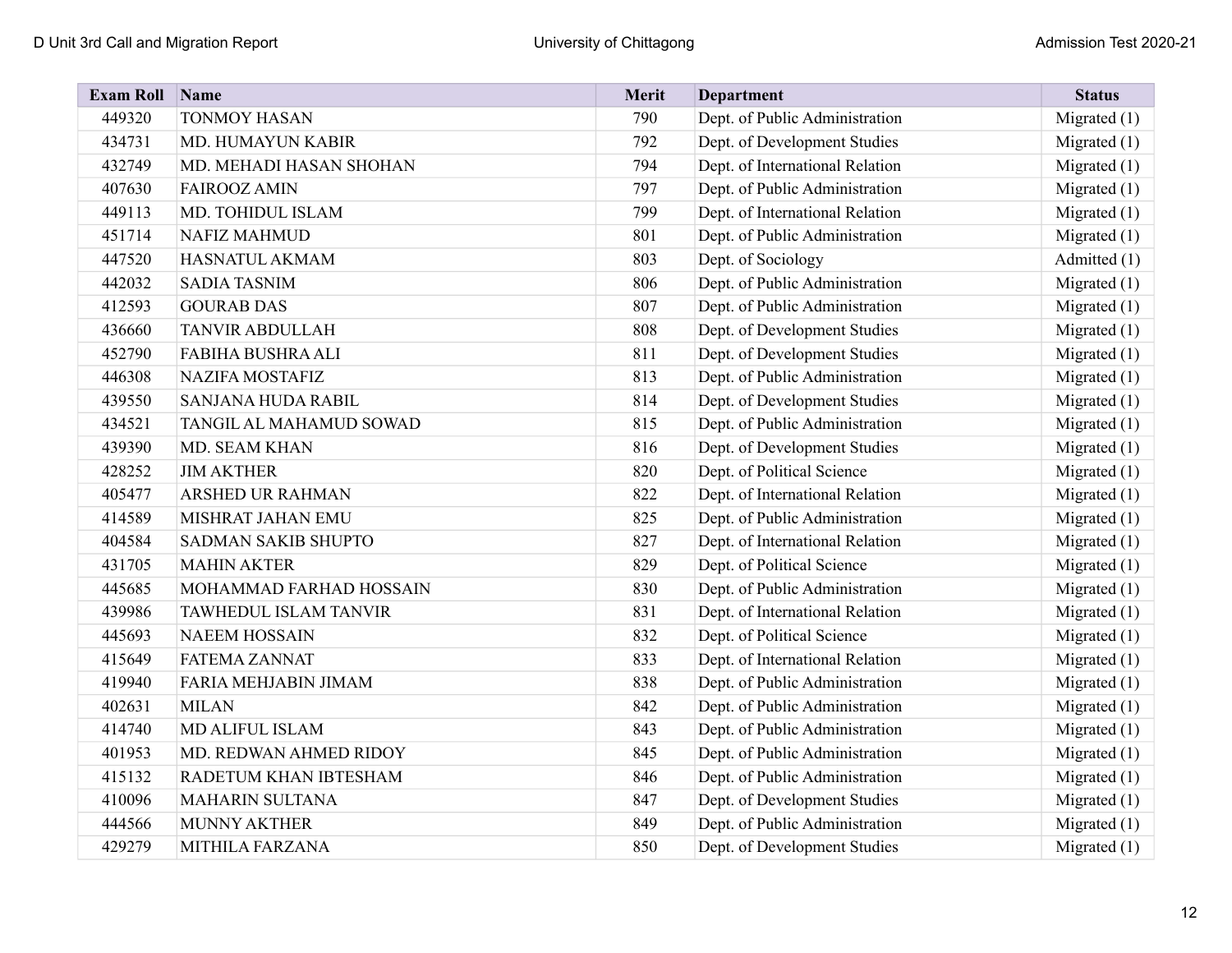| Exam Roll | Name | Merit | Department | Status |
|---|---|---|---|---|
| 449320 | TONMOY HASAN | 790 | Dept. of Public Administration | Migrated (1) |
| 434731 | MD. HUMAYUN KABIR | 792 | Dept. of Development Studies | Migrated (1) |
| 432749 | MD. MEHADI HASAN SHOHAN | 794 | Dept. of International Relation | Migrated (1) |
| 407630 | FAIROOZ AMIN | 797 | Dept. of Public Administration | Migrated (1) |
| 449113 | MD. TOHIDUL ISLAM | 799 | Dept. of International Relation | Migrated (1) |
| 451714 | NAFIZ MAHMUD | 801 | Dept. of Public Administration | Migrated (1) |
| 447520 | HASNATUL AKMAM | 803 | Dept. of Sociology | Admitted (1) |
| 442032 | SADIA TASNIM | 806 | Dept. of Public Administration | Migrated (1) |
| 412593 | GOURAB DAS | 807 | Dept. of Public Administration | Migrated (1) |
| 436660 | TANVIR ABDULLAH | 808 | Dept. of Development Studies | Migrated (1) |
| 452790 | FABIHA BUSHRA ALI | 811 | Dept. of Development Studies | Migrated (1) |
| 446308 | NAZIFA MOSTAFIZ | 813 | Dept. of Public Administration | Migrated (1) |
| 439550 | SANJANA HUDA RABIL | 814 | Dept. of Development Studies | Migrated (1) |
| 434521 | TANGIL AL MAHAMUD SOWAD | 815 | Dept. of Public Administration | Migrated (1) |
| 439390 | MD. SEAM KHAN | 816 | Dept. of Development Studies | Migrated (1) |
| 428252 | JIM AKTHER | 820 | Dept. of Political Science | Migrated (1) |
| 405477 | ARSHED UR RAHMAN | 822 | Dept. of International Relation | Migrated (1) |
| 414589 | MISHRAT JAHAN EMU | 825 | Dept. of Public Administration | Migrated (1) |
| 404584 | SADMAN SAKIB SHUPTO | 827 | Dept. of International Relation | Migrated (1) |
| 431705 | MAHIN AKTER | 829 | Dept. of Political Science | Migrated (1) |
| 445685 | MOHAMMAD FARHAD HOSSAIN | 830 | Dept. of Public Administration | Migrated (1) |
| 439986 | TAWHEDUL ISLAM TANVIR | 831 | Dept. of International Relation | Migrated (1) |
| 445693 | NAEEM HOSSAIN | 832 | Dept. of Political Science | Migrated (1) |
| 415649 | FATEMA ZANNAT | 833 | Dept. of International Relation | Migrated (1) |
| 419940 | FARIA MEHJABIN JIMAM | 838 | Dept. of Public Administration | Migrated (1) |
| 402631 | MILAN | 842 | Dept. of Public Administration | Migrated (1) |
| 414740 | MD ALIFUL ISLAM | 843 | Dept. of Public Administration | Migrated (1) |
| 401953 | MD. REDWAN AHMED RIDOY | 845 | Dept. of Public Administration | Migrated (1) |
| 415132 | RADETUM KHAN IBTESHAM | 846 | Dept. of Public Administration | Migrated (1) |
| 410096 | MAHARIN SULTANA | 847 | Dept. of Development Studies | Migrated (1) |
| 444566 | MUNNY AKTHER | 849 | Dept. of Public Administration | Migrated (1) |
| 429279 | MITHILA FARZANA | 850 | Dept. of Development Studies | Migrated (1) |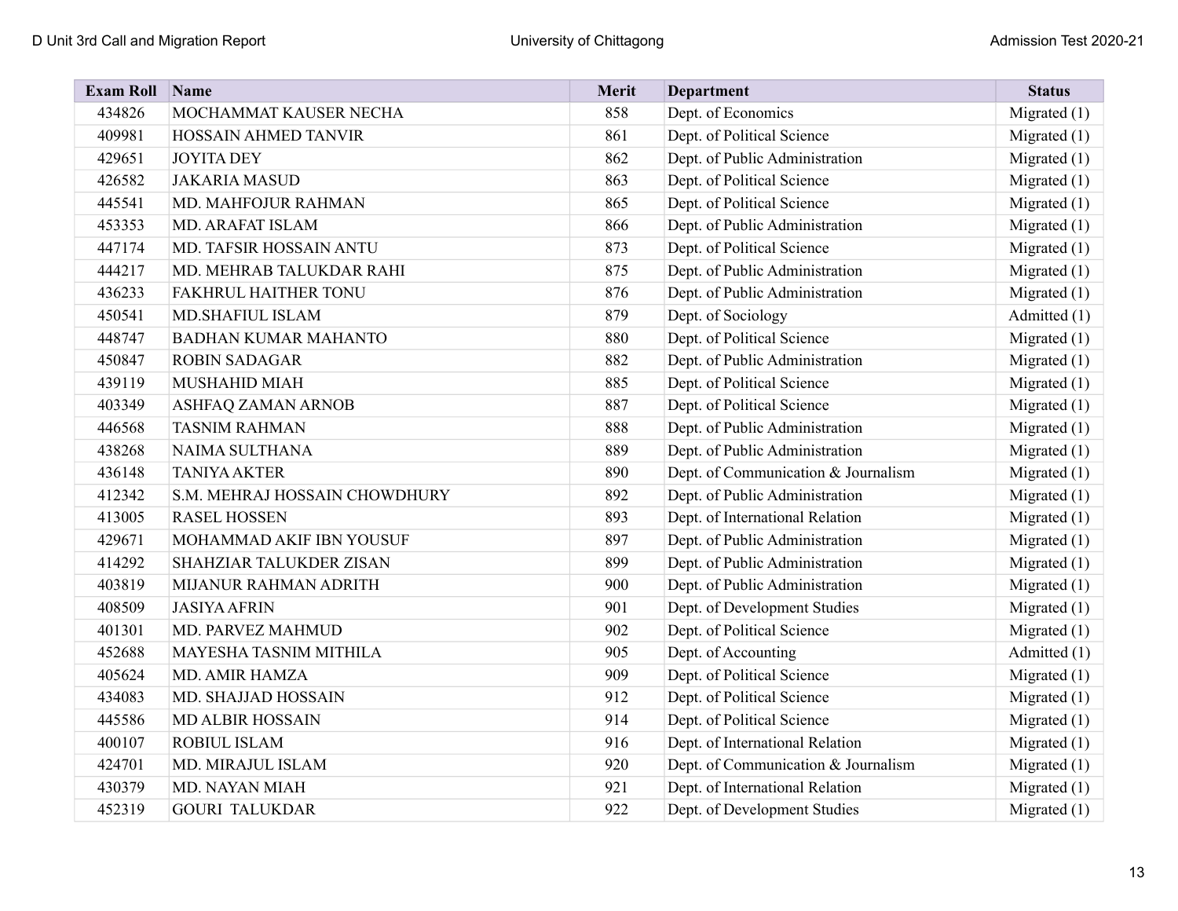| Exam Roll | Name | Merit | Department | Status |
|---|---|---|---|---|
| 434826 | MOCHAMMAT KAUSER NECHA | 858 | Dept. of Economics | Migrated (1) |
| 409981 | HOSSAIN AHMED TANVIR | 861 | Dept. of Political Science | Migrated (1) |
| 429651 | JOYITA DEY | 862 | Dept. of Public Administration | Migrated (1) |
| 426582 | JAKARIA MASUD | 863 | Dept. of Political Science | Migrated (1) |
| 445541 | MD. MAHFOJUR RAHMAN | 865 | Dept. of Political Science | Migrated (1) |
| 453353 | MD. ARAFAT ISLAM | 866 | Dept. of Public Administration | Migrated (1) |
| 447174 | MD. TAFSIR HOSSAIN ANTU | 873 | Dept. of Political Science | Migrated (1) |
| 444217 | MD. MEHRAB TALUKDAR RAHI | 875 | Dept. of Public Administration | Migrated (1) |
| 436233 | FAKHRUL HAITHER TONU | 876 | Dept. of Public Administration | Migrated (1) |
| 450541 | MD.SHAFIUL ISLAM | 879 | Dept. of Sociology | Admitted (1) |
| 448747 | BADHAN KUMAR MAHANTO | 880 | Dept. of Political Science | Migrated (1) |
| 450847 | ROBIN SADAGAR | 882 | Dept. of Public Administration | Migrated (1) |
| 439119 | MUSHAHID MIAH | 885 | Dept. of Political Science | Migrated (1) |
| 403349 | ASHFAQ ZAMAN ARNOB | 887 | Dept. of Political Science | Migrated (1) |
| 446568 | TASNIM RAHMAN | 888 | Dept. of Public Administration | Migrated (1) |
| 438268 | NAIMA SULTHANA | 889 | Dept. of Public Administration | Migrated (1) |
| 436148 | TANIYA AKTER | 890 | Dept. of Communication & Journalism | Migrated (1) |
| 412342 | S.M. MEHRAJ HOSSAIN CHOWDHURY | 892 | Dept. of Public Administration | Migrated (1) |
| 413005 | RASEL HOSSEN | 893 | Dept. of International Relation | Migrated (1) |
| 429671 | MOHAMMAD AKIF IBN YOUSUF | 897 | Dept. of Public Administration | Migrated (1) |
| 414292 | SHAHZIAR TALUKDER ZISAN | 899 | Dept. of Public Administration | Migrated (1) |
| 403819 | MIJANUR RAHMAN ADRITH | 900 | Dept. of Public Administration | Migrated (1) |
| 408509 | JASIYA AFRIN | 901 | Dept. of Development Studies | Migrated (1) |
| 401301 | MD. PARVEZ MAHMUD | 902 | Dept. of Political Science | Migrated (1) |
| 452688 | MAYESHA TASNIM MITHILA | 905 | Dept. of Accounting | Admitted (1) |
| 405624 | MD. AMIR HAMZA | 909 | Dept. of Political Science | Migrated (1) |
| 434083 | MD. SHAJJAD HOSSAIN | 912 | Dept. of Political Science | Migrated (1) |
| 445586 | MD ALBIR HOSSAIN | 914 | Dept. of Political Science | Migrated (1) |
| 400107 | ROBIUL ISLAM | 916 | Dept. of International Relation | Migrated (1) |
| 424701 | MD. MIRAJUL ISLAM | 920 | Dept. of Communication & Journalism | Migrated (1) |
| 430379 | MD. NAYAN MIAH | 921 | Dept. of International Relation | Migrated (1) |
| 452319 | GOURI TALUKDAR | 922 | Dept. of Development Studies | Migrated (1) |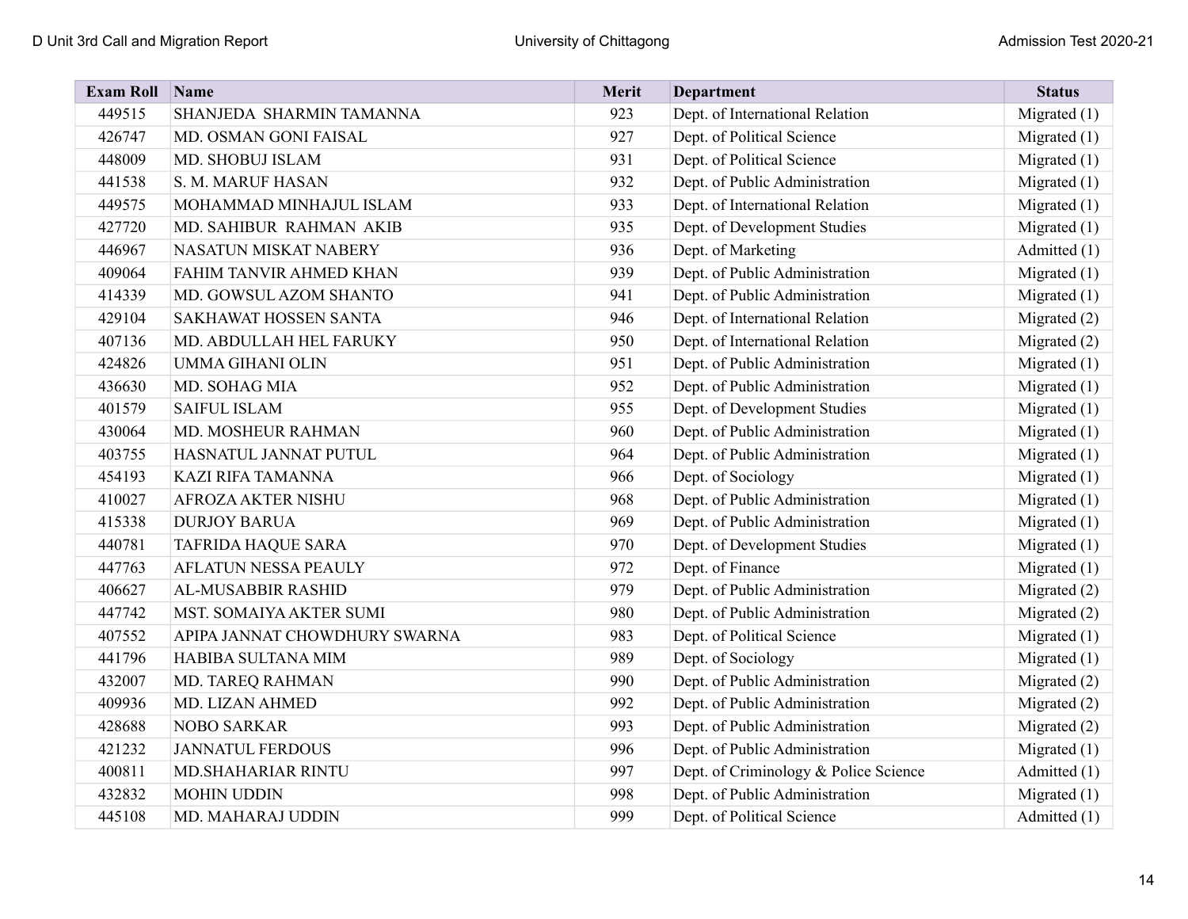| Exam Roll | Name | Merit | Department | Status |
|---|---|---|---|---|
| 449515 | SHANJEDA SHARMIN TAMANNA | 923 | Dept. of International Relation | Migrated (1) |
| 426747 | MD. OSMAN GONI FAISAL | 927 | Dept. of Political Science | Migrated (1) |
| 448009 | MD. SHOBUJ ISLAM | 931 | Dept. of Political Science | Migrated (1) |
| 441538 | S. M. MARUF HASAN | 932 | Dept. of Public Administration | Migrated (1) |
| 449575 | MOHAMMAD MINHAJUL ISLAM | 933 | Dept. of International Relation | Migrated (1) |
| 427720 | MD. SAHIBUR RAHMAN AKIB | 935 | Dept. of Development Studies | Migrated (1) |
| 446967 | NASATUN MISKAT NABERY | 936 | Dept. of Marketing | Admitted (1) |
| 409064 | FAHIM TANVIR AHMED KHAN | 939 | Dept. of Public Administration | Migrated (1) |
| 414339 | MD. GOWSUL AZOM SHANTO | 941 | Dept. of Public Administration | Migrated (1) |
| 429104 | SAKHAWAT HOSSEN SANTA | 946 | Dept. of International Relation | Migrated (2) |
| 407136 | MD. ABDULLAH HEL FARUKY | 950 | Dept. of International Relation | Migrated (2) |
| 424826 | UMMA GIHANI OLIN | 951 | Dept. of Public Administration | Migrated (1) |
| 436630 | MD. SOHAG MIA | 952 | Dept. of Public Administration | Migrated (1) |
| 401579 | SAIFUL ISLAM | 955 | Dept. of Development Studies | Migrated (1) |
| 430064 | MD. MOSHEUR RAHMAN | 960 | Dept. of Public Administration | Migrated (1) |
| 403755 | HASNATUL JANNAT PUTUL | 964 | Dept. of Public Administration | Migrated (1) |
| 454193 | KAZI RIFA TAMANNA | 966 | Dept. of Sociology | Migrated (1) |
| 410027 | AFROZA AKTER NISHU | 968 | Dept. of Public Administration | Migrated (1) |
| 415338 | DURJOY BARUA | 969 | Dept. of Public Administration | Migrated (1) |
| 440781 | TAFRIDA HAQUE SARA | 970 | Dept. of Development Studies | Migrated (1) |
| 447763 | AFLATUN NESSA PEAULY | 972 | Dept. of Finance | Migrated (1) |
| 406627 | AL-MUSABBIR RASHID | 979 | Dept. of Public Administration | Migrated (2) |
| 447742 | MST. SOMAIYA AKTER SUMI | 980 | Dept. of Public Administration | Migrated (2) |
| 407552 | APIPA JANNAT CHOWDHURY SWARNA | 983 | Dept. of Political Science | Migrated (1) |
| 441796 | HABIBA SULTANA MIM | 989 | Dept. of Sociology | Migrated (1) |
| 432007 | MD. TAREQ RAHMAN | 990 | Dept. of Public Administration | Migrated (2) |
| 409936 | MD. LIZAN AHMED | 992 | Dept. of Public Administration | Migrated (2) |
| 428688 | NOBO SARKAR | 993 | Dept. of Public Administration | Migrated (2) |
| 421232 | JANNATUL FERDOUS | 996 | Dept. of Public Administration | Migrated (1) |
| 400811 | MD.SHAHARIAR RINTU | 997 | Dept. of Criminology & Police Science | Admitted (1) |
| 432832 | MOHIN UDDIN | 998 | Dept. of Public Administration | Migrated (1) |
| 445108 | MD. MAHARAJ UDDIN | 999 | Dept. of Political Science | Admitted (1) |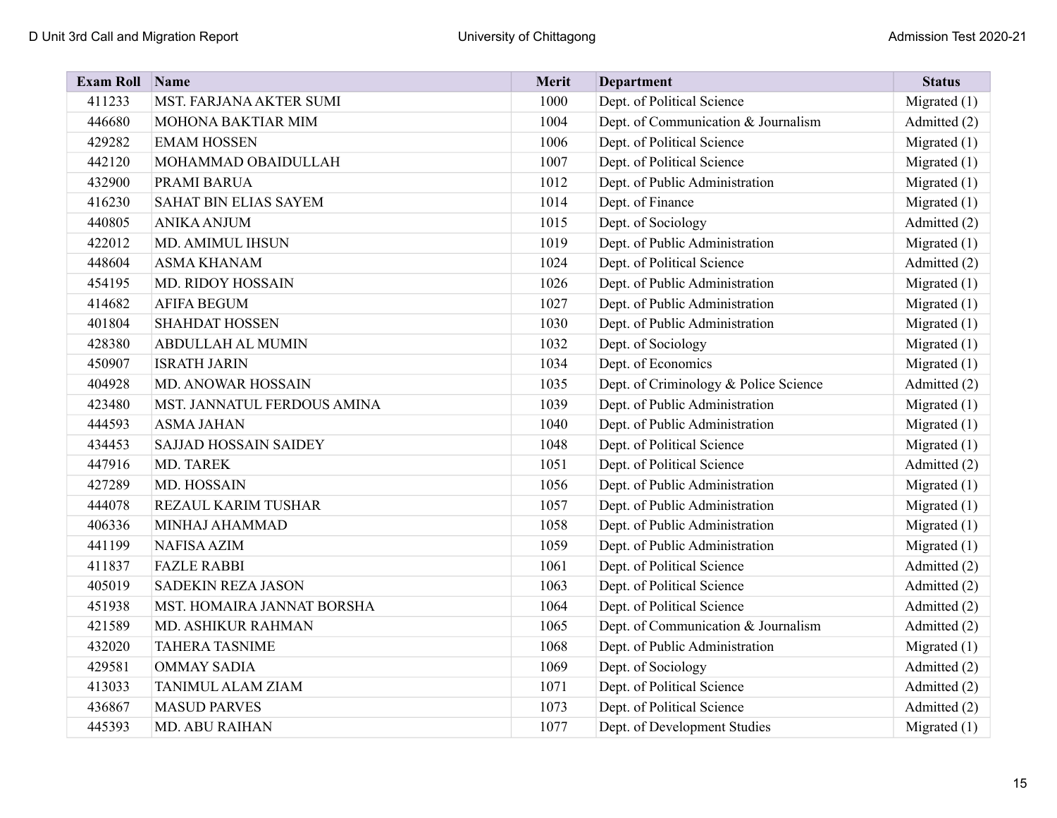| Exam Roll | Name | Merit | Department | Status |
|---|---|---|---|---|
| 411233 | MST. FARJANA AKTER SUMI | 1000 | Dept. of Political Science | Migrated (1) |
| 446680 | MOHONA BAKTIAR MIM | 1004 | Dept. of Communication & Journalism | Admitted (2) |
| 429282 | EMAM HOSSEN | 1006 | Dept. of Political Science | Migrated (1) |
| 442120 | MOHAMMAD OBAIDULLAH | 1007 | Dept. of Political Science | Migrated (1) |
| 432900 | PRAMI BARUA | 1012 | Dept. of Public Administration | Migrated (1) |
| 416230 | SAHAT BIN ELIAS SAYEM | 1014 | Dept. of Finance | Migrated (1) |
| 440805 | ANIKA ANJUM | 1015 | Dept. of Sociology | Admitted (2) |
| 422012 | MD. AMIMUL IHSUN | 1019 | Dept. of Public Administration | Migrated (1) |
| 448604 | ASMA KHANAM | 1024 | Dept. of Political Science | Admitted (2) |
| 454195 | MD. RIDOY HOSSAIN | 1026 | Dept. of Public Administration | Migrated (1) |
| 414682 | AFIFA BEGUM | 1027 | Dept. of Public Administration | Migrated (1) |
| 401804 | SHAHDAT HOSSEN | 1030 | Dept. of Public Administration | Migrated (1) |
| 428380 | ABDULLAH AL MUMIN | 1032 | Dept. of Sociology | Migrated (1) |
| 450907 | ISRATH JARIN | 1034 | Dept. of Economics | Migrated (1) |
| 404928 | MD. ANOWAR HOSSAIN | 1035 | Dept. of Criminology & Police Science | Admitted (2) |
| 423480 | MST. JANNATUL FERDOUS AMINA | 1039 | Dept. of Public Administration | Migrated (1) |
| 444593 | ASMA JAHAN | 1040 | Dept. of Public Administration | Migrated (1) |
| 434453 | SAJJAD HOSSAIN SAIDEY | 1048 | Dept. of Political Science | Migrated (1) |
| 447916 | MD. TAREK | 1051 | Dept. of Political Science | Admitted (2) |
| 427289 | MD. HOSSAIN | 1056 | Dept. of Public Administration | Migrated (1) |
| 444078 | REZAUL KARIM TUSHAR | 1057 | Dept. of Public Administration | Migrated (1) |
| 406336 | MINHAJ AHAMMAD | 1058 | Dept. of Public Administration | Migrated (1) |
| 441199 | NAFISA AZIM | 1059 | Dept. of Public Administration | Migrated (1) |
| 411837 | FAZLE RABBI | 1061 | Dept. of Political Science | Admitted (2) |
| 405019 | SADEKIN REZA JASON | 1063 | Dept. of Political Science | Admitted (2) |
| 451938 | MST. HOMAIRA JANNAT BORSHA | 1064 | Dept. of Political Science | Admitted (2) |
| 421589 | MD. ASHIKUR RAHMAN | 1065 | Dept. of Communication & Journalism | Admitted (2) |
| 432020 | TAHERA TASNIME | 1068 | Dept. of Public Administration | Migrated (1) |
| 429581 | OMMAY SADIA | 1069 | Dept. of Sociology | Admitted (2) |
| 413033 | TANIMUL ALAM ZIAM | 1071 | Dept. of Political Science | Admitted (2) |
| 436867 | MASUD PARVES | 1073 | Dept. of Political Science | Admitted (2) |
| 445393 | MD. ABU RAIHAN | 1077 | Dept. of Development Studies | Migrated (1) |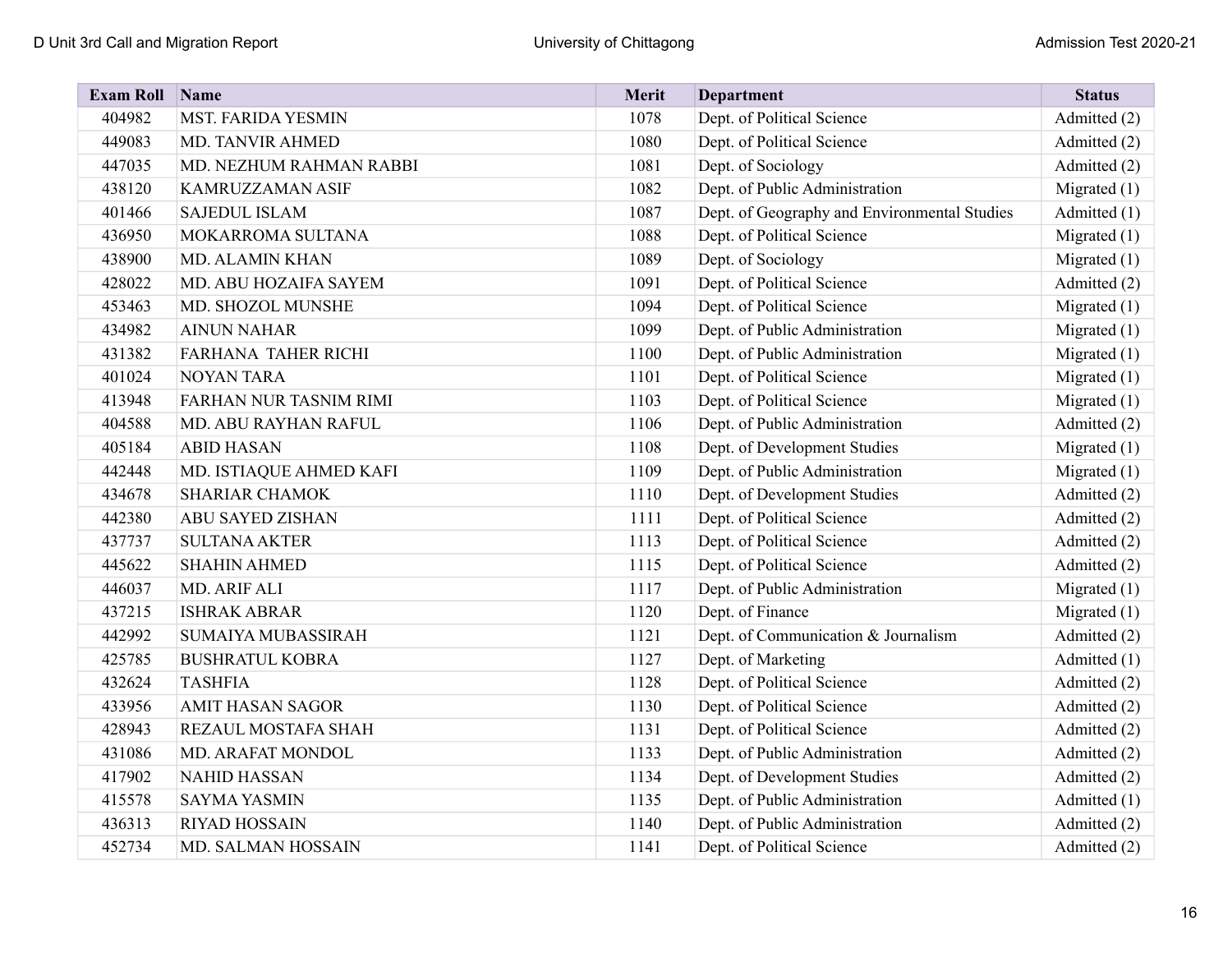| Exam Roll | Name | Merit | Department | Status |
|---|---|---|---|---|
| 404982 | MST. FARIDA YESMIN | 1078 | Dept. of Political Science | Admitted (2) |
| 449083 | MD. TANVIR AHMED | 1080 | Dept. of Political Science | Admitted (2) |
| 447035 | MD. NEZHUM RAHMAN RABBI | 1081 | Dept. of Sociology | Admitted (2) |
| 438120 | KAMRUZZAMAN ASIF | 1082 | Dept. of Public Administration | Migrated (1) |
| 401466 | SAJEDUL ISLAM | 1087 | Dept. of Geography and Environmental Studies | Admitted (1) |
| 436950 | MOKARROMA SULTANA | 1088 | Dept. of Political Science | Migrated (1) |
| 438900 | MD. ALAMIN KHAN | 1089 | Dept. of Sociology | Migrated (1) |
| 428022 | MD. ABU HOZAIFA SAYEM | 1091 | Dept. of Political Science | Admitted (2) |
| 453463 | MD. SHOZOL MUNSHE | 1094 | Dept. of Political Science | Migrated (1) |
| 434982 | AINUN NAHAR | 1099 | Dept. of Public Administration | Migrated (1) |
| 431382 | FARHANA TAHER RICHI | 1100 | Dept. of Public Administration | Migrated (1) |
| 401024 | NOYAN TARA | 1101 | Dept. of Political Science | Migrated (1) |
| 413948 | FARHAN NUR TASNIM RIMI | 1103 | Dept. of Political Science | Migrated (1) |
| 404588 | MD. ABU RAYHAN RAFUL | 1106 | Dept. of Public Administration | Admitted (2) |
| 405184 | ABID HASAN | 1108 | Dept. of Development Studies | Migrated (1) |
| 442448 | MD. ISTIAQUE AHMED KAFI | 1109 | Dept. of Public Administration | Migrated (1) |
| 434678 | SHARIAR CHAMOK | 1110 | Dept. of Development Studies | Admitted (2) |
| 442380 | ABU SAYED ZISHAN | 1111 | Dept. of Political Science | Admitted (2) |
| 437737 | SULTANA AKTER | 1113 | Dept. of Political Science | Admitted (2) |
| 445622 | SHAHIN AHMED | 1115 | Dept. of Political Science | Admitted (2) |
| 446037 | MD. ARIF ALI | 1117 | Dept. of Public Administration | Migrated (1) |
| 437215 | ISHRAK ABRAR | 1120 | Dept. of Finance | Migrated (1) |
| 442992 | SUMAIYA MUBASSIRAH | 1121 | Dept. of Communication & Journalism | Admitted (2) |
| 425785 | BUSHRATUL KOBRA | 1127 | Dept. of Marketing | Admitted (1) |
| 432624 | TASHFIA | 1128 | Dept. of Political Science | Admitted (2) |
| 433956 | AMIT HASAN SAGOR | 1130 | Dept. of Political Science | Admitted (2) |
| 428943 | REZAUL MOSTAFA SHAH | 1131 | Dept. of Political Science | Admitted (2) |
| 431086 | MD. ARAFAT MONDOL | 1133 | Dept. of Public Administration | Admitted (2) |
| 417902 | NAHID HASSAN | 1134 | Dept. of Development Studies | Admitted (2) |
| 415578 | SAYMA YASMIN | 1135 | Dept. of Public Administration | Admitted (1) |
| 436313 | RIYAD HOSSAIN | 1140 | Dept. of Public Administration | Admitted (2) |
| 452734 | MD. SALMAN HOSSAIN | 1141 | Dept. of Political Science | Admitted (2) |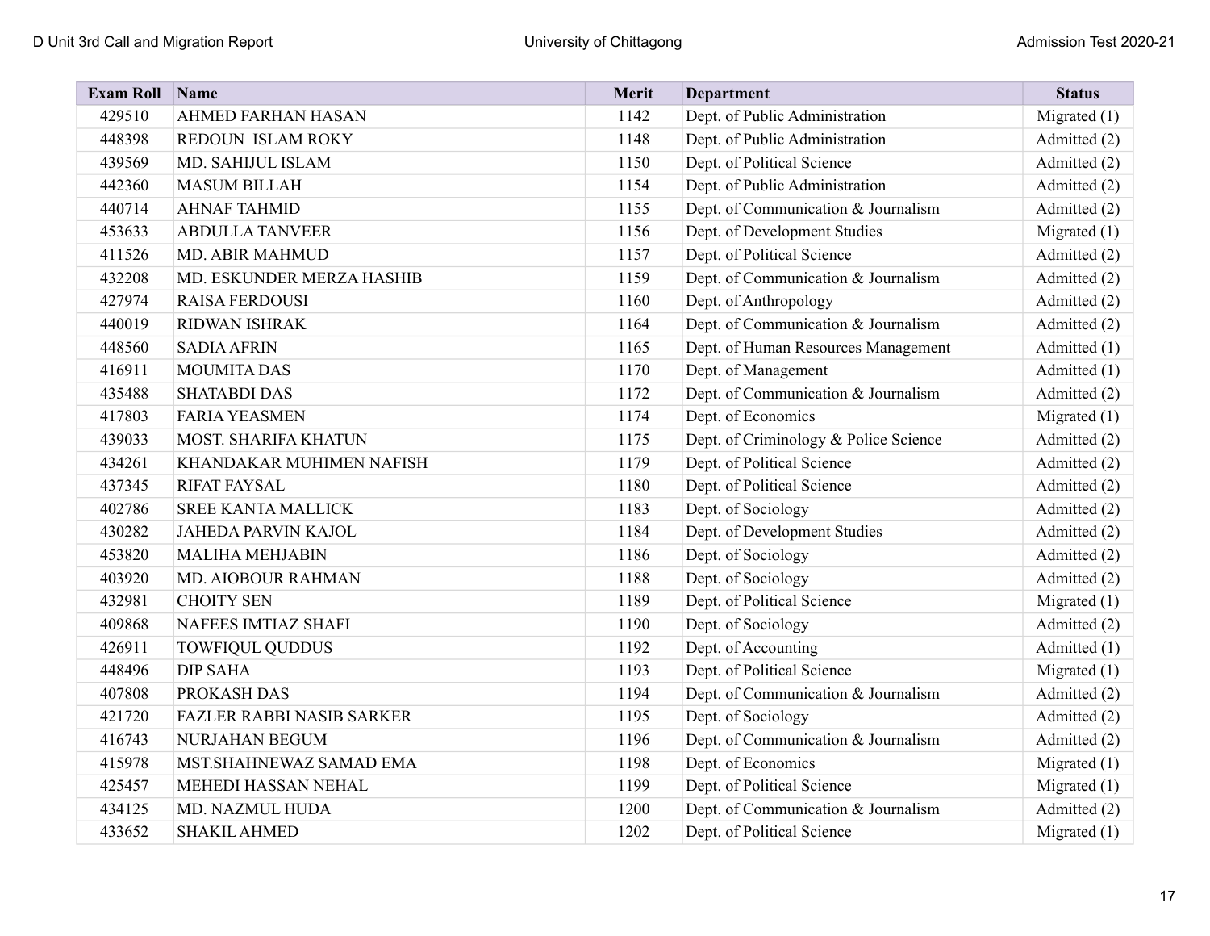| Exam Roll | Name | Merit | Department | Status |
|---|---|---|---|---|
| 429510 | AHMED FARHAN HASAN | 1142 | Dept. of Public Administration | Migrated (1) |
| 448398 | REDOUN ISLAM ROKY | 1148 | Dept. of Public Administration | Admitted (2) |
| 439569 | MD. SAHIJUL ISLAM | 1150 | Dept. of Political Science | Admitted (2) |
| 442360 | MASUM BILLAH | 1154 | Dept. of Public Administration | Admitted (2) |
| 440714 | AHNAF TAHMID | 1155 | Dept. of Communication & Journalism | Admitted (2) |
| 453633 | ABDULLA TANVEER | 1156 | Dept. of Development Studies | Migrated (1) |
| 411526 | MD. ABIR MAHMUD | 1157 | Dept. of Political Science | Admitted (2) |
| 432208 | MD. ESKUNDER MERZA HASHIB | 1159 | Dept. of Communication & Journalism | Admitted (2) |
| 427974 | RAISA FERDOUSI | 1160 | Dept. of Anthropology | Admitted (2) |
| 440019 | RIDWAN ISHRAK | 1164 | Dept. of Communication & Journalism | Admitted (2) |
| 448560 | SADIA AFRIN | 1165 | Dept. of Human Resources Management | Admitted (1) |
| 416911 | MOUMITA DAS | 1170 | Dept. of Management | Admitted (1) |
| 435488 | SHATABDI DAS | 1172 | Dept. of Communication & Journalism | Admitted (2) |
| 417803 | FARIA YEASMEN | 1174 | Dept. of Economics | Migrated (1) |
| 439033 | MOST. SHARIFA KHATUN | 1175 | Dept. of Criminology & Police Science | Admitted (2) |
| 434261 | KHANDAKAR MUHIMEN NAFISH | 1179 | Dept. of Political Science | Admitted (2) |
| 437345 | RIFAT FAYSAL | 1180 | Dept. of Political Science | Admitted (2) |
| 402786 | SREE KANTA MALLICK | 1183 | Dept. of Sociology | Admitted (2) |
| 430282 | JAHEDA PARVIN KAJOL | 1184 | Dept. of Development Studies | Admitted (2) |
| 453820 | MALIHA MEHJABIN | 1186 | Dept. of Sociology | Admitted (2) |
| 403920 | MD. AIOBOUR RAHMAN | 1188 | Dept. of Sociology | Admitted (2) |
| 432981 | CHOITY SEN | 1189 | Dept. of Political Science | Migrated (1) |
| 409868 | NAFEES IMTIAZ SHAFI | 1190 | Dept. of Sociology | Admitted (2) |
| 426911 | TOWFIQUL QUDDUS | 1192 | Dept. of Accounting | Admitted (1) |
| 448496 | DIP SAHA | 1193 | Dept. of Political Science | Migrated (1) |
| 407808 | PROKASH DAS | 1194 | Dept. of Communication & Journalism | Admitted (2) |
| 421720 | FAZLER RABBI NASIB SARKER | 1195 | Dept. of Sociology | Admitted (2) |
| 416743 | NURJAHAN BEGUM | 1196 | Dept. of Communication & Journalism | Admitted (2) |
| 415978 | MST.SHAHNEWAZ SAMAD EMA | 1198 | Dept. of Economics | Migrated (1) |
| 425457 | MEHEDI HASSAN NEHAL | 1199 | Dept. of Political Science | Migrated (1) |
| 434125 | MD. NAZMUL HUDA | 1200 | Dept. of Communication & Journalism | Admitted (2) |
| 433652 | SHAKIL AHMED | 1202 | Dept. of Political Science | Migrated (1) |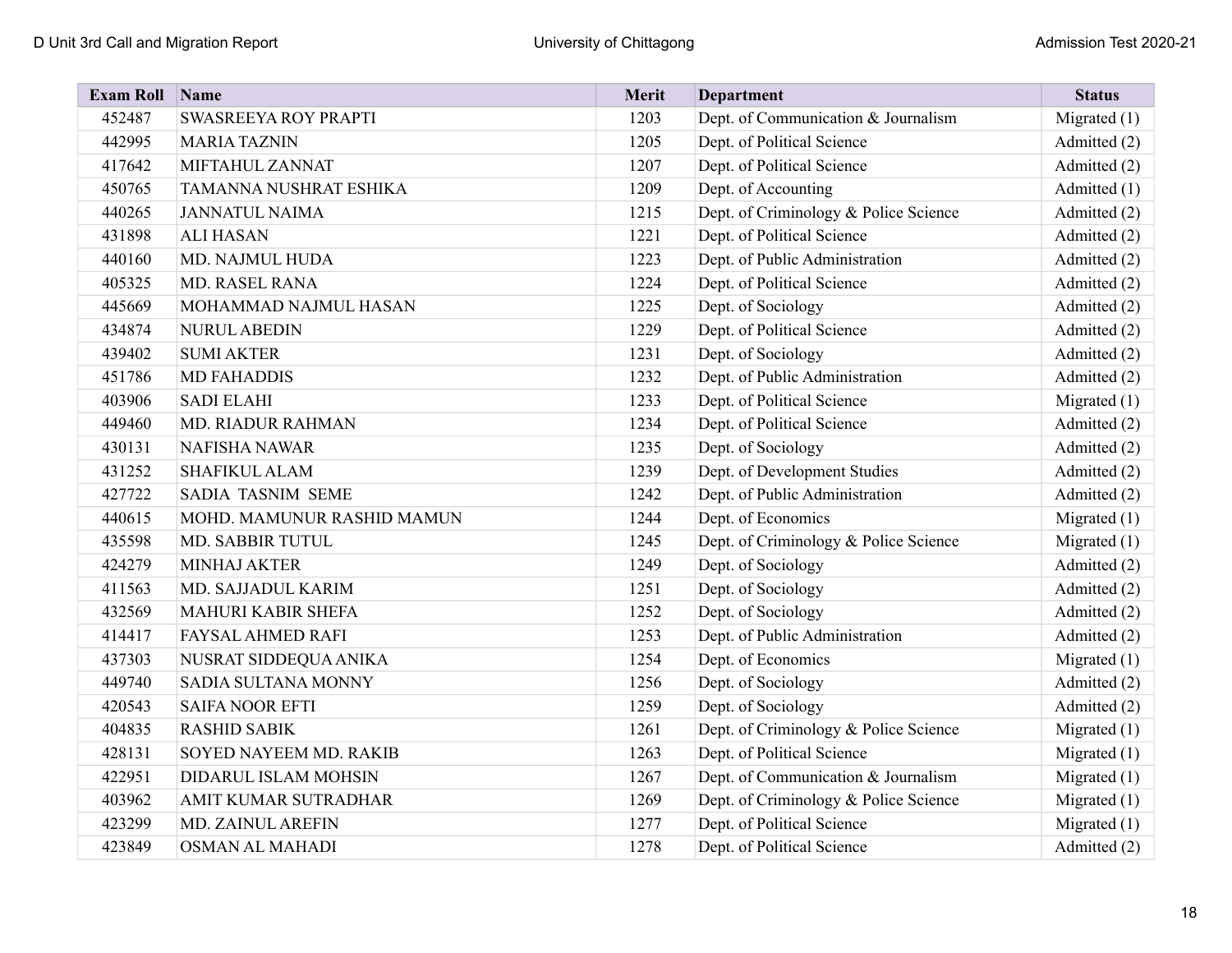| Exam Roll | Name | Merit | Department | Status |
|---|---|---|---|---|
| 452487 | SWASREEYA ROY PRAPTI | 1203 | Dept. of Communication & Journalism | Migrated (1) |
| 442995 | MARIA TAZNIN | 1205 | Dept. of Political Science | Admitted (2) |
| 417642 | MIFTAHUL ZANNAT | 1207 | Dept. of Political Science | Admitted (2) |
| 450765 | TAMANNA NUSHRAT ESHIKA | 1209 | Dept. of Accounting | Admitted (1) |
| 440265 | JANNATUL NAIMA | 1215 | Dept. of Criminology & Police Science | Admitted (2) |
| 431898 | ALI HASAN | 1221 | Dept. of Political Science | Admitted (2) |
| 440160 | MD. NAJMUL HUDA | 1223 | Dept. of Public Administration | Admitted (2) |
| 405325 | MD. RASEL RANA | 1224 | Dept. of Political Science | Admitted (2) |
| 445669 | MOHAMMAD NAJMUL HASAN | 1225 | Dept. of Sociology | Admitted (2) |
| 434874 | NURUL ABEDIN | 1229 | Dept. of Political Science | Admitted (2) |
| 439402 | SUMI AKTER | 1231 | Dept. of Sociology | Admitted (2) |
| 451786 | MD FAHADDIS | 1232 | Dept. of Public Administration | Admitted (2) |
| 403906 | SADI ELAHI | 1233 | Dept. of Political Science | Migrated (1) |
| 449460 | MD. RIADUR RAHMAN | 1234 | Dept. of Political Science | Admitted (2) |
| 430131 | NAFISHA NAWAR | 1235 | Dept. of Sociology | Admitted (2) |
| 431252 | SHAFIKUL ALAM | 1239 | Dept. of Development Studies | Admitted (2) |
| 427722 | SADIA TASNIM SEME | 1242 | Dept. of Public Administration | Admitted (2) |
| 440615 | MOHD. MAMUNUR RASHID MAMUN | 1244 | Dept. of Economics | Migrated (1) |
| 435598 | MD. SABBIR TUTUL | 1245 | Dept. of Criminology & Police Science | Migrated (1) |
| 424279 | MINHAJ AKTER | 1249 | Dept. of Sociology | Admitted (2) |
| 411563 | MD. SAJJADUL KARIM | 1251 | Dept. of Sociology | Admitted (2) |
| 432569 | MAHURI KABIR SHEFA | 1252 | Dept. of Sociology | Admitted (2) |
| 414417 | FAYSAL AHMED RAFI | 1253 | Dept. of Public Administration | Admitted (2) |
| 437303 | NUSRAT SIDDEQUA ANIKA | 1254 | Dept. of Economics | Migrated (1) |
| 449740 | SADIA SULTANA MONNY | 1256 | Dept. of Sociology | Admitted (2) |
| 420543 | SAIFA NOOR EFTI | 1259 | Dept. of Sociology | Admitted (2) |
| 404835 | RASHID SABIK | 1261 | Dept. of Criminology & Police Science | Migrated (1) |
| 428131 | SOYED NAYEEM MD. RAKIB | 1263 | Dept. of Political Science | Migrated (1) |
| 422951 | DIDARUL ISLAM MOHSIN | 1267 | Dept. of Communication & Journalism | Migrated (1) |
| 403962 | AMIT KUMAR SUTRADHAR | 1269 | Dept. of Criminology & Police Science | Migrated (1) |
| 423299 | MD. ZAINUL AREFIN | 1277 | Dept. of Political Science | Migrated (1) |
| 423849 | OSMAN AL MAHADI | 1278 | Dept. of Political Science | Admitted (2) |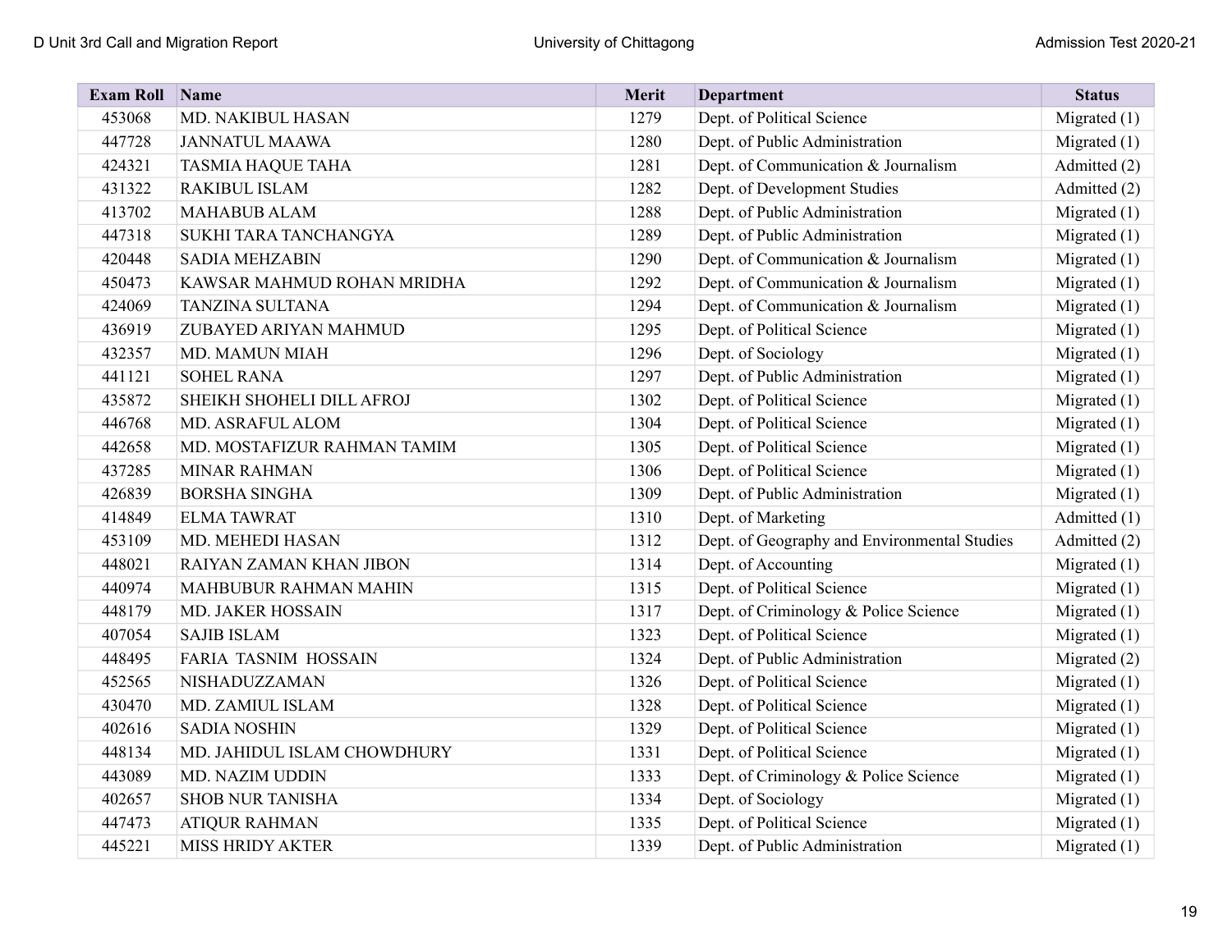| Exam Roll | Name | Merit | Department | Status |
|---|---|---|---|---|
| 453068 | MD. NAKIBUL HASAN | 1279 | Dept. of Political Science | Migrated (1) |
| 447728 | JANNATUL MAAWA | 1280 | Dept. of Public Administration | Migrated (1) |
| 424321 | TASMIA HAQUE TAHA | 1281 | Dept. of Communication & Journalism | Admitted (2) |
| 431322 | RAKIBUL ISLAM | 1282 | Dept. of Development Studies | Admitted (2) |
| 413702 | MAHABUB ALAM | 1288 | Dept. of Public Administration | Migrated (1) |
| 447318 | SUKHI TARA TANCHANGYA | 1289 | Dept. of Public Administration | Migrated (1) |
| 420448 | SADIA MEHZABIN | 1290 | Dept. of Communication & Journalism | Migrated (1) |
| 450473 | KAWSAR MAHMUD ROHAN MRIDHA | 1292 | Dept. of Communication & Journalism | Migrated (1) |
| 424069 | TANZINA SULTANA | 1294 | Dept. of Communication & Journalism | Migrated (1) |
| 436919 | ZUBAYED ARIYAN MAHMUD | 1295 | Dept. of Political Science | Migrated (1) |
| 432357 | MD. MAMUN MIAH | 1296 | Dept. of Sociology | Migrated (1) |
| 441121 | SOHEL RANA | 1297 | Dept. of Public Administration | Migrated (1) |
| 435872 | SHEIKH SHOHELI DILL AFROJ | 1302 | Dept. of Political Science | Migrated (1) |
| 446768 | MD. ASRAFUL ALOM | 1304 | Dept. of Political Science | Migrated (1) |
| 442658 | MD. MOSTAFIZUR RAHMAN TAMIM | 1305 | Dept. of Political Science | Migrated (1) |
| 437285 | MINAR RAHMAN | 1306 | Dept. of Political Science | Migrated (1) |
| 426839 | BORSHA SINGHA | 1309 | Dept. of Public Administration | Migrated (1) |
| 414849 | ELMA TAWRAT | 1310 | Dept. of Marketing | Admitted (1) |
| 453109 | MD. MEHEDI HASAN | 1312 | Dept. of Geography and Environmental Studies | Admitted (2) |
| 448021 | RAIYAN ZAMAN KHAN JIBON | 1314 | Dept. of Accounting | Migrated (1) |
| 440974 | MAHBUBUR RAHMAN MAHIN | 1315 | Dept. of Political Science | Migrated (1) |
| 448179 | MD. JAKER HOSSAIN | 1317 | Dept. of Criminology & Police Science | Migrated (1) |
| 407054 | SAJIB ISLAM | 1323 | Dept. of Political Science | Migrated (1) |
| 448495 | FARIA TASNIM HOSSAIN | 1324 | Dept. of Public Administration | Migrated (2) |
| 452565 | NISHADUZZAMAN | 1326 | Dept. of Political Science | Migrated (1) |
| 430470 | MD. ZAMIUL ISLAM | 1328 | Dept. of Political Science | Migrated (1) |
| 402616 | SADIA NOSHIN | 1329 | Dept. of Political Science | Migrated (1) |
| 448134 | MD. JAHIDUL ISLAM CHOWDHURY | 1331 | Dept. of Political Science | Migrated (1) |
| 443089 | MD. NAZIM UDDIN | 1333 | Dept. of Criminology & Police Science | Migrated (1) |
| 402657 | SHOB NUR TANISHA | 1334 | Dept. of Sociology | Migrated (1) |
| 447473 | ATIQUR RAHMAN | 1335 | Dept. of Political Science | Migrated (1) |
| 445221 | MISS HRIDY AKTER | 1339 | Dept. of Public Administration | Migrated (1) |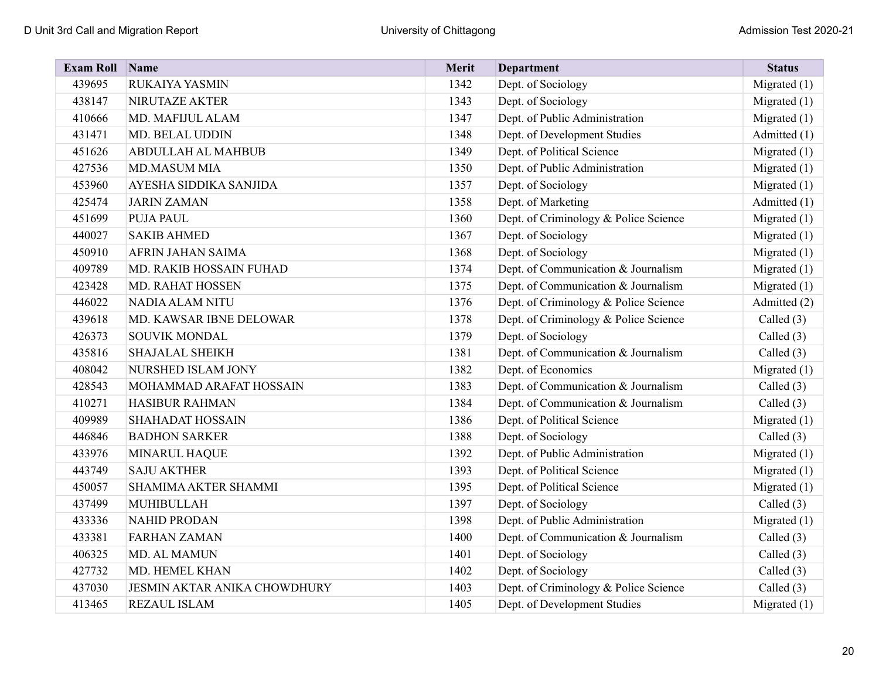| Exam Roll | Name | Merit | Department | Status |
|---|---|---|---|---|
| 439695 | RUKAIYA YASMIN | 1342 | Dept. of Sociology | Migrated (1) |
| 438147 | NIRUTAZE AKTER | 1343 | Dept. of Sociology | Migrated (1) |
| 410666 | MD. MAFIJUL ALAM | 1347 | Dept. of Public Administration | Migrated (1) |
| 431471 | MD. BELAL UDDIN | 1348 | Dept. of Development Studies | Admitted (1) |
| 451626 | ABDULLAH AL MAHBUB | 1349 | Dept. of Political Science | Migrated (1) |
| 427536 | MD.MASUM MIA | 1350 | Dept. of Public Administration | Migrated (1) |
| 453960 | AYESHA SIDDIKA SANJIDA | 1357 | Dept. of Sociology | Migrated (1) |
| 425474 | JARIN ZAMAN | 1358 | Dept. of Marketing | Admitted (1) |
| 451699 | PUJA PAUL | 1360 | Dept. of Criminology & Police Science | Migrated (1) |
| 440027 | SAKIB AHMED | 1367 | Dept. of Sociology | Migrated (1) |
| 450910 | AFRIN JAHAN SAIMA | 1368 | Dept. of Sociology | Migrated (1) |
| 409789 | MD. RAKIB HOSSAIN FUHAD | 1374 | Dept. of Communication & Journalism | Migrated (1) |
| 423428 | MD. RAHAT HOSSEN | 1375 | Dept. of Communication & Journalism | Migrated (1) |
| 446022 | NADIA ALAM NITU | 1376 | Dept. of Criminology & Police Science | Admitted (2) |
| 439618 | MD. KAWSAR IBNE DELOWAR | 1378 | Dept. of Criminology & Police Science | Called (3) |
| 426373 | SOUVIK MONDAL | 1379 | Dept. of Sociology | Called (3) |
| 435816 | SHAJALAL SHEIKH | 1381 | Dept. of Communication & Journalism | Called (3) |
| 408042 | NURSHED ISLAM JONY | 1382 | Dept. of Economics | Migrated (1) |
| 428543 | MOHAMMAD ARAFAT HOSSAIN | 1383 | Dept. of Communication & Journalism | Called (3) |
| 410271 | HASIBUR RAHMAN | 1384 | Dept. of Communication & Journalism | Called (3) |
| 409989 | SHAHADAT HOSSAIN | 1386 | Dept. of Political Science | Migrated (1) |
| 446846 | BADHON SARKER | 1388 | Dept. of Sociology | Called (3) |
| 433976 | MINARUL HAQUE | 1392 | Dept. of Public Administration | Migrated (1) |
| 443749 | SAJU AKTHER | 1393 | Dept. of Political Science | Migrated (1) |
| 450057 | SHAMIMA AKTER SHAMMI | 1395 | Dept. of Political Science | Migrated (1) |
| 437499 | MUHIBULLAH | 1397 | Dept. of Sociology | Called (3) |
| 433336 | NAHID PRODAN | 1398 | Dept. of Public Administration | Migrated (1) |
| 433381 | FARHAN ZAMAN | 1400 | Dept. of Communication & Journalism | Called (3) |
| 406325 | MD. AL MAMUN | 1401 | Dept. of Sociology | Called (3) |
| 427732 | MD. HEMEL KHAN | 1402 | Dept. of Sociology | Called (3) |
| 437030 | JESMIN AKTAR ANIKA CHOWDHURY | 1403 | Dept. of Criminology & Police Science | Called (3) |
| 413465 | REZAUL ISLAM | 1405 | Dept. of Development Studies | Migrated (1) |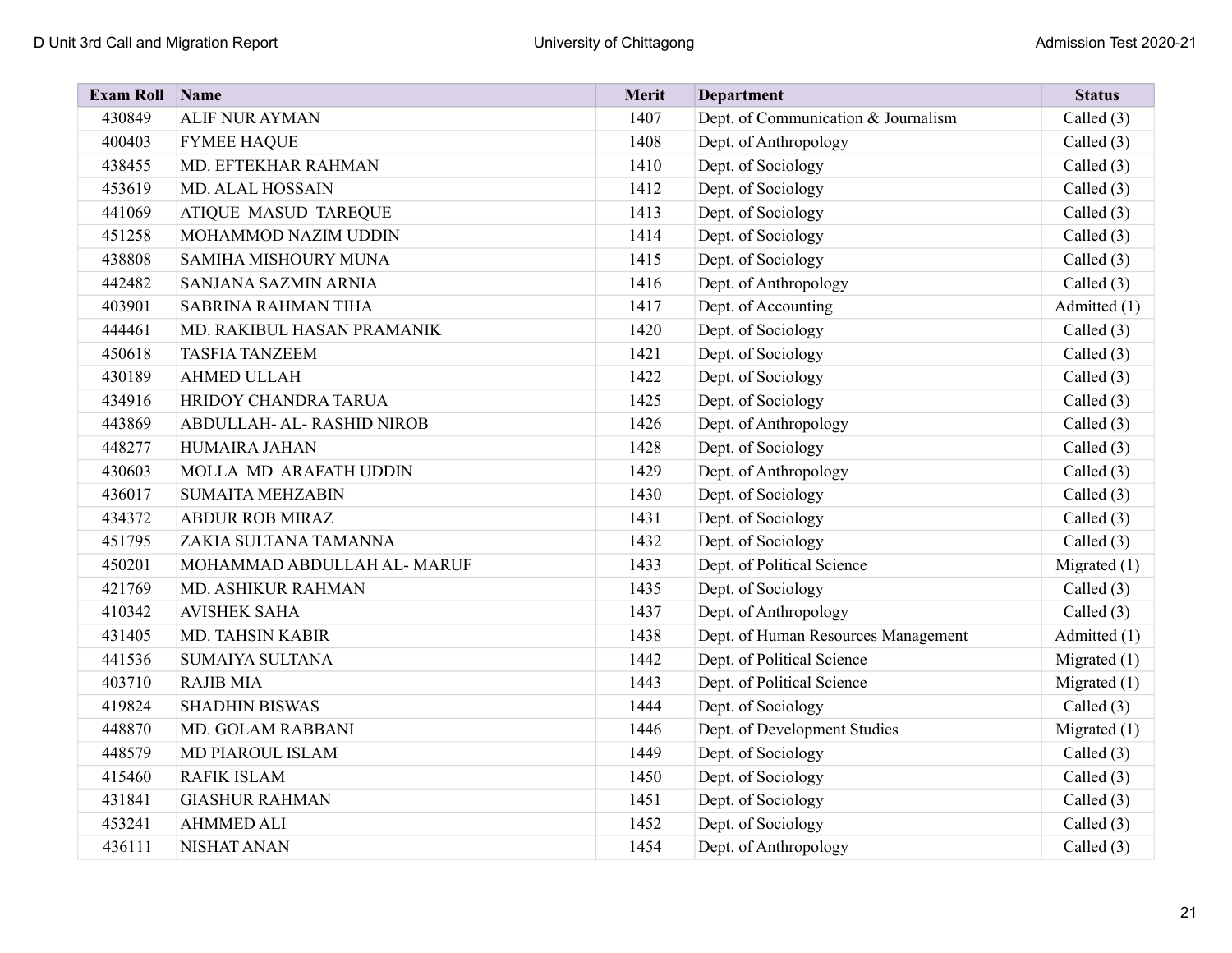| Exam Roll | Name | Merit | Department | Status |
|---|---|---|---|---|
| 430849 | ALIF NUR AYMAN | 1407 | Dept. of Communication & Journalism | Called (3) |
| 400403 | FYMEE HAQUE | 1408 | Dept. of Anthropology | Called (3) |
| 438455 | MD. EFTEKHAR RAHMAN | 1410 | Dept. of Sociology | Called (3) |
| 453619 | MD. ALAL HOSSAIN | 1412 | Dept. of Sociology | Called (3) |
| 441069 | ATIQUE MASUD TAREQUE | 1413 | Dept. of Sociology | Called (3) |
| 451258 | MOHAMMOD NAZIM UDDIN | 1414 | Dept. of Sociology | Called (3) |
| 438808 | SAMIHA MISHOURY MUNA | 1415 | Dept. of Sociology | Called (3) |
| 442482 | SANJANA SAZMIN ARNIA | 1416 | Dept. of Anthropology | Called (3) |
| 403901 | SABRINA RAHMAN TIHA | 1417 | Dept. of Accounting | Admitted (1) |
| 444461 | MD. RAKIBUL HASAN PRAMANIK | 1420 | Dept. of Sociology | Called (3) |
| 450618 | TASFIA TANZEEM | 1421 | Dept. of Sociology | Called (3) |
| 430189 | AHMED ULLAH | 1422 | Dept. of Sociology | Called (3) |
| 434916 | HRIDOY CHANDRA TARUA | 1425 | Dept. of Sociology | Called (3) |
| 443869 | ABDULLAH- AL- RASHID NIROB | 1426 | Dept. of Anthropology | Called (3) |
| 448277 | HUMAIRA JAHAN | 1428 | Dept. of Sociology | Called (3) |
| 430603 | MOLLA MD ARAFATH UDDIN | 1429 | Dept. of Anthropology | Called (3) |
| 436017 | SUMAITA MEHZABIN | 1430 | Dept. of Sociology | Called (3) |
| 434372 | ABDUR ROB MIRAZ | 1431 | Dept. of Sociology | Called (3) |
| 451795 | ZAKIA SULTANA TAMANNA | 1432 | Dept. of Sociology | Called (3) |
| 450201 | MOHAMMAD ABDULLAH AL- MARUF | 1433 | Dept. of Political Science | Migrated (1) |
| 421769 | MD. ASHIKUR RAHMAN | 1435 | Dept. of Sociology | Called (3) |
| 410342 | AVISHEK SAHA | 1437 | Dept. of Anthropology | Called (3) |
| 431405 | MD. TAHSIN KABIR | 1438 | Dept. of Human Resources Management | Admitted (1) |
| 441536 | SUMAIYA SULTANA | 1442 | Dept. of Political Science | Migrated (1) |
| 403710 | RAJIB MIA | 1443 | Dept. of Political Science | Migrated (1) |
| 419824 | SHADHIN BISWAS | 1444 | Dept. of Sociology | Called (3) |
| 448870 | MD. GOLAM RABBANI | 1446 | Dept. of Development Studies | Migrated (1) |
| 448579 | MD PIAROUL ISLAM | 1449 | Dept. of Sociology | Called (3) |
| 415460 | RAFIK ISLAM | 1450 | Dept. of Sociology | Called (3) |
| 431841 | GIASHUR RAHMAN | 1451 | Dept. of Sociology | Called (3) |
| 453241 | AHMMED ALI | 1452 | Dept. of Sociology | Called (3) |
| 436111 | NISHAT ANAN | 1454 | Dept. of Anthropology | Called (3) |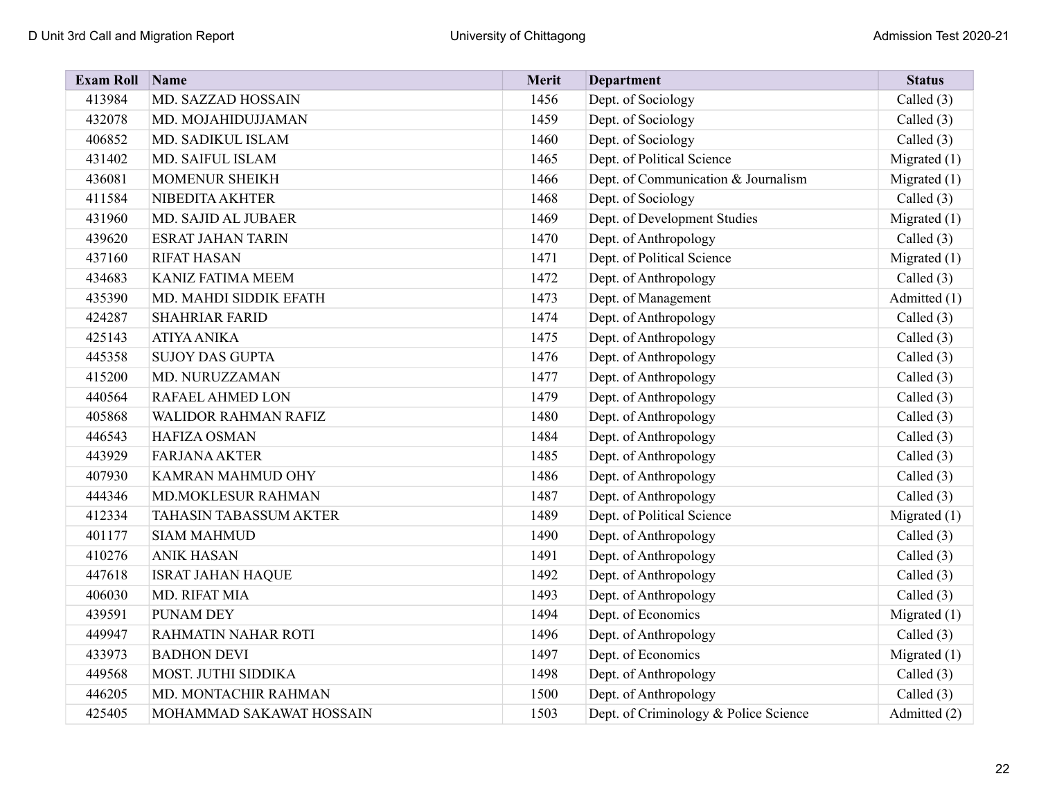| Exam Roll | Name | Merit | Department | Status |
|---|---|---|---|---|
| 413984 | MD. SAZZAD HOSSAIN | 1456 | Dept. of Sociology | Called (3) |
| 432078 | MD. MOJAHIDUJJAMAN | 1459 | Dept. of Sociology | Called (3) |
| 406852 | MD. SADIKUL ISLAM | 1460 | Dept. of Sociology | Called (3) |
| 431402 | MD. SAIFUL ISLAM | 1465 | Dept. of Political Science | Migrated (1) |
| 436081 | MOMENUR SHEIKH | 1466 | Dept. of Communication & Journalism | Migrated (1) |
| 411584 | NIBEDITA AKHTER | 1468 | Dept. of Sociology | Called (3) |
| 431960 | MD. SAJID AL JUBAER | 1469 | Dept. of Development Studies | Migrated (1) |
| 439620 | ESRAT JAHAN TARIN | 1470 | Dept. of Anthropology | Called (3) |
| 437160 | RIFAT HASAN | 1471 | Dept. of Political Science | Migrated (1) |
| 434683 | KANIZ FATIMA MEEM | 1472 | Dept. of Anthropology | Called (3) |
| 435390 | MD. MAHDI SIDDIK EFATH | 1473 | Dept. of Management | Admitted (1) |
| 424287 | SHAHRIAR FARID | 1474 | Dept. of Anthropology | Called (3) |
| 425143 | ATIYA ANIKA | 1475 | Dept. of Anthropology | Called (3) |
| 445358 | SUJOY DAS GUPTA | 1476 | Dept. of Anthropology | Called (3) |
| 415200 | MD. NURUZZAMAN | 1477 | Dept. of Anthropology | Called (3) |
| 440564 | RAFAEL AHMED LON | 1479 | Dept. of Anthropology | Called (3) |
| 405868 | WALIDOR RAHMAN RAFIZ | 1480 | Dept. of Anthropology | Called (3) |
| 446543 | HAFIZA OSMAN | 1484 | Dept. of Anthropology | Called (3) |
| 443929 | FARJANA AKTER | 1485 | Dept. of Anthropology | Called (3) |
| 407930 | KAMRAN MAHMUD OHY | 1486 | Dept. of Anthropology | Called (3) |
| 444346 | MD.MOKLESUR RAHMAN | 1487 | Dept. of Anthropology | Called (3) |
| 412334 | TAHASIN TABASSUM AKTER | 1489 | Dept. of Political Science | Migrated (1) |
| 401177 | SIAM MAHMUD | 1490 | Dept. of Anthropology | Called (3) |
| 410276 | ANIK HASAN | 1491 | Dept. of Anthropology | Called (3) |
| 447618 | ISRAT JAHAN HAQUE | 1492 | Dept. of Anthropology | Called (3) |
| 406030 | MD. RIFAT MIA | 1493 | Dept. of Anthropology | Called (3) |
| 439591 | PUNAM DEY | 1494 | Dept. of Economics | Migrated (1) |
| 449947 | RAHMATIN NAHAR ROTI | 1496 | Dept. of Anthropology | Called (3) |
| 433973 | BADHON DEVI | 1497 | Dept. of Economics | Migrated (1) |
| 449568 | MOST. JUTHI SIDDIKA | 1498 | Dept. of Anthropology | Called (3) |
| 446205 | MD. MONTACHIR RAHMAN | 1500 | Dept. of Anthropology | Called (3) |
| 425405 | MOHAMMAD SAKAWAT HOSSAIN | 1503 | Dept. of Criminology & Police Science | Admitted (2) |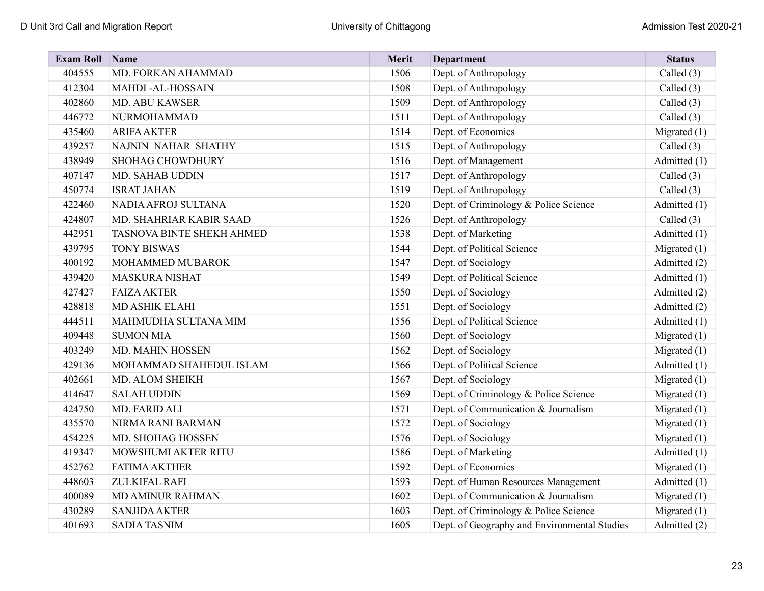| Exam Roll | Name | Merit | Department | Status |
|---|---|---|---|---|
| 404555 | MD. FORKAN AHAMMAD | 1506 | Dept. of Anthropology | Called (3) |
| 412304 | MAHDI -AL-HOSSAIN | 1508 | Dept. of Anthropology | Called (3) |
| 402860 | MD. ABU KAWSER | 1509 | Dept. of Anthropology | Called (3) |
| 446772 | NURMOHAMMAD | 1511 | Dept. of Anthropology | Called (3) |
| 435460 | ARIFA AKTER | 1514 | Dept. of Economics | Migrated (1) |
| 439257 | NAJNIN NAHAR SHATHY | 1515 | Dept. of Anthropology | Called (3) |
| 438949 | SHOHAG CHOWDHURY | 1516 | Dept. of Management | Admitted (1) |
| 407147 | MD. SAHAB UDDIN | 1517 | Dept. of Anthropology | Called (3) |
| 450774 | ISRAT JAHAN | 1519 | Dept. of Anthropology | Called (3) |
| 422460 | NADIA AFROJ SULTANA | 1520 | Dept. of Criminology & Police Science | Admitted (1) |
| 424807 | MD. SHAHRIAR KABIR SAAD | 1526 | Dept. of Anthropology | Called (3) |
| 442951 | TASNOVA BINTE SHEKH AHMED | 1538 | Dept. of Marketing | Admitted (1) |
| 439795 | TONY BISWAS | 1544 | Dept. of Political Science | Migrated (1) |
| 400192 | MOHAMMED MUBAROK | 1547 | Dept. of Sociology | Admitted (2) |
| 439420 | MASKURA NISHAT | 1549 | Dept. of Political Science | Admitted (1) |
| 427427 | FAIZA AKTER | 1550 | Dept. of Sociology | Admitted (2) |
| 428818 | MD ASHIK ELAHI | 1551 | Dept. of Sociology | Admitted (2) |
| 444511 | MAHMUDHA SULTANA MIM | 1556 | Dept. of Political Science | Admitted (1) |
| 409448 | SUMON MIA | 1560 | Dept. of Sociology | Migrated (1) |
| 403249 | MD. MAHIN HOSSEN | 1562 | Dept. of Sociology | Migrated (1) |
| 429136 | MOHAMMAD SHAHEDUL ISLAM | 1566 | Dept. of Political Science | Admitted (1) |
| 402661 | MD. ALOM SHEIKH | 1567 | Dept. of Sociology | Migrated (1) |
| 414647 | SALAH UDDIN | 1569 | Dept. of Criminology & Police Science | Migrated (1) |
| 424750 | MD. FARID ALI | 1571 | Dept. of Communication & Journalism | Migrated (1) |
| 435570 | NIRMA RANI BARMAN | 1572 | Dept. of Sociology | Migrated (1) |
| 454225 | MD. SHOHAG HOSSEN | 1576 | Dept. of Sociology | Migrated (1) |
| 419347 | MOWSHUMI AKTER RITU | 1586 | Dept. of Marketing | Admitted (1) |
| 452762 | FATIMA AKTHER | 1592 | Dept. of Economics | Migrated (1) |
| 448603 | ZULKIFAL RAFI | 1593 | Dept. of Human Resources Management | Admitted (1) |
| 400089 | MD AMINUR RAHMAN | 1602 | Dept. of Communication & Journalism | Migrated (1) |
| 430289 | SANJIDA AKTER | 1603 | Dept. of Criminology & Police Science | Migrated (1) |
| 401693 | SADIA TASNIM | 1605 | Dept. of Geography and Environmental Studies | Admitted (2) |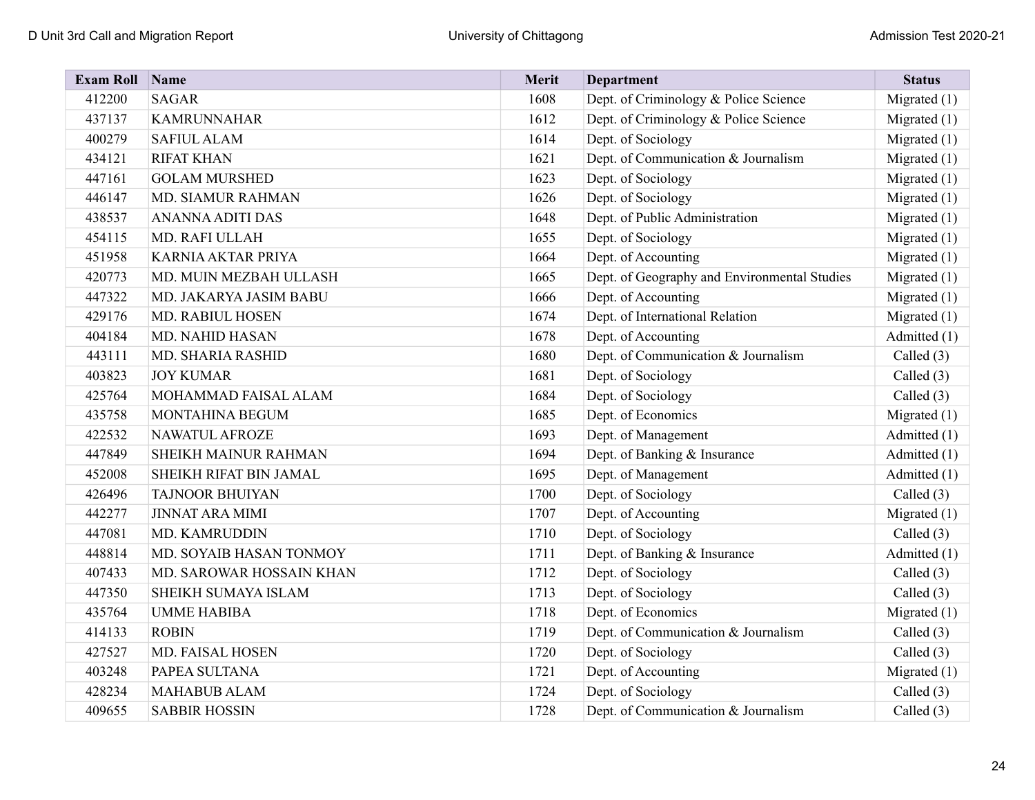| Exam Roll | Name | Merit | Department | Status |
|---|---|---|---|---|
| 412200 | SAGAR | 1608 | Dept. of Criminology & Police Science | Migrated (1) |
| 437137 | KAMRUNNAHAR | 1612 | Dept. of Criminology & Police Science | Migrated (1) |
| 400279 | SAFIUL ALAM | 1614 | Dept. of Sociology | Migrated (1) |
| 434121 | RIFAT KHAN | 1621 | Dept. of Communication & Journalism | Migrated (1) |
| 447161 | GOLAM MURSHED | 1623 | Dept. of Sociology | Migrated (1) |
| 446147 | MD. SIAMUR RAHMAN | 1626 | Dept. of Sociology | Migrated (1) |
| 438537 | ANANNA ADITI DAS | 1648 | Dept. of Public Administration | Migrated (1) |
| 454115 | MD. RAFI ULLAH | 1655 | Dept. of Sociology | Migrated (1) |
| 451958 | KARNIA AKTAR PRIYA | 1664 | Dept. of Accounting | Migrated (1) |
| 420773 | MD. MUIN MEZBAH ULLASH | 1665 | Dept. of Geography and Environmental Studies | Migrated (1) |
| 447322 | MD. JAKARYA JASIM BABU | 1666 | Dept. of Accounting | Migrated (1) |
| 429176 | MD. RABIUL HOSEN | 1674 | Dept. of International Relation | Migrated (1) |
| 404184 | MD. NAHID HASAN | 1678 | Dept. of Accounting | Admitted (1) |
| 443111 | MD. SHARIA RASHID | 1680 | Dept. of Communication & Journalism | Called (3) |
| 403823 | JOY KUMAR | 1681 | Dept. of Sociology | Called (3) |
| 425764 | MOHAMMAD FAISAL ALAM | 1684 | Dept. of Sociology | Called (3) |
| 435758 | MONTAHINA BEGUM | 1685 | Dept. of Economics | Migrated (1) |
| 422532 | NAWATUL AFROZE | 1693 | Dept. of Management | Admitted (1) |
| 447849 | SHEIKH MAINUR RAHMAN | 1694 | Dept. of Banking & Insurance | Admitted (1) |
| 452008 | SHEIKH RIFAT BIN JAMAL | 1695 | Dept. of Management | Admitted (1) |
| 426496 | TAJNOOR BHUIYAN | 1700 | Dept. of Sociology | Called (3) |
| 442277 | JINNAT ARA MIMI | 1707 | Dept. of Accounting | Migrated (1) |
| 447081 | MD. KAMRUDDIN | 1710 | Dept. of Sociology | Called (3) |
| 448814 | MD. SOYAIB HASAN TONMOY | 1711 | Dept. of Banking & Insurance | Admitted (1) |
| 407433 | MD. SAROWAR HOSSAIN KHAN | 1712 | Dept. of Sociology | Called (3) |
| 447350 | SHEIKH SUMAYA ISLAM | 1713 | Dept. of Sociology | Called (3) |
| 435764 | UMME HABIBA | 1718 | Dept. of Economics | Migrated (1) |
| 414133 | ROBIN | 1719 | Dept. of Communication & Journalism | Called (3) |
| 427527 | MD. FAISAL HOSEN | 1720 | Dept. of Sociology | Called (3) |
| 403248 | PAPEA SULTANA | 1721 | Dept. of Accounting | Migrated (1) |
| 428234 | MAHABUB ALAM | 1724 | Dept. of Sociology | Called (3) |
| 409655 | SABBIR HOSSIN | 1728 | Dept. of Communication & Journalism | Called (3) |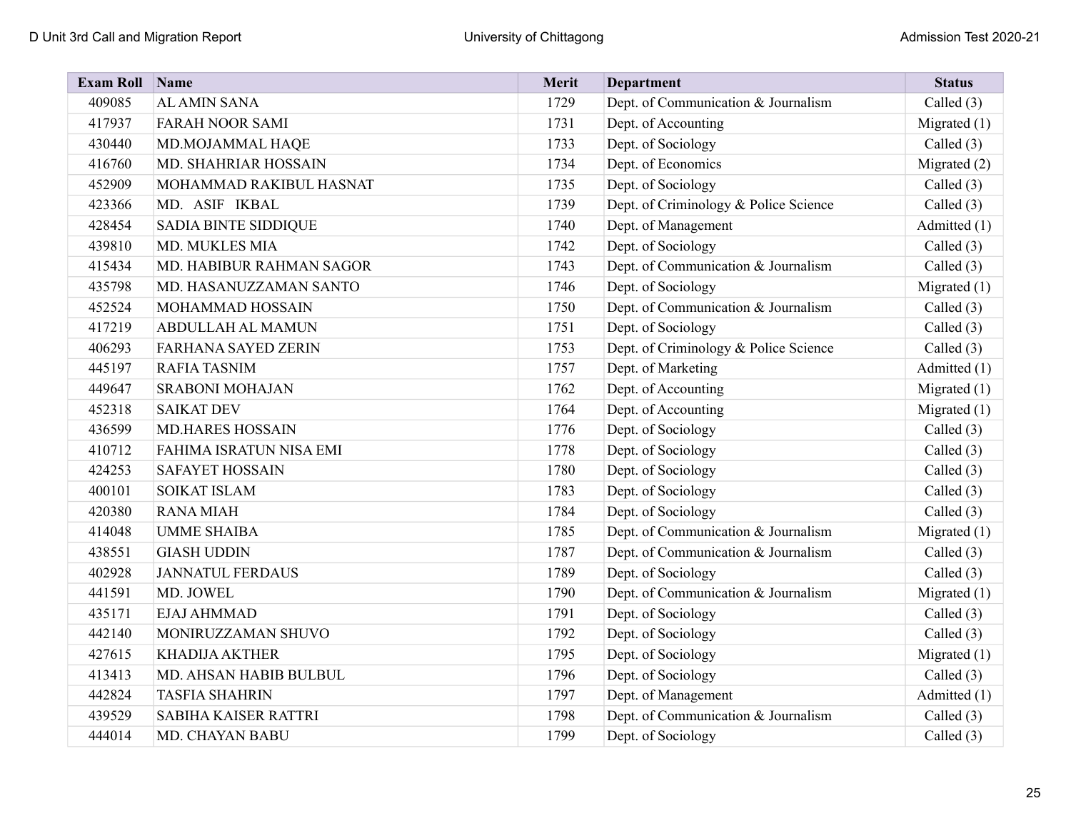| Exam Roll | Name | Merit | Department | Status |
|---|---|---|---|---|
| 409085 | AL AMIN SANA | 1729 | Dept. of Communication & Journalism | Called (3) |
| 417937 | FARAH NOOR SAMI | 1731 | Dept. of Accounting | Migrated (1) |
| 430440 | MD.MOJAMMAL HAQE | 1733 | Dept. of Sociology | Called (3) |
| 416760 | MD. SHAHRIAR HOSSAIN | 1734 | Dept. of Economics | Migrated (2) |
| 452909 | MOHAMMAD RAKIBUL HASNAT | 1735 | Dept. of Sociology | Called (3) |
| 423366 | MD. ASIF IKBAL | 1739 | Dept. of Criminology & Police Science | Called (3) |
| 428454 | SADIA BINTE SIDDIQUE | 1740 | Dept. of Management | Admitted (1) |
| 439810 | MD. MUKLES MIA | 1742 | Dept. of Sociology | Called (3) |
| 415434 | MD. HABIBUR RAHMAN SAGOR | 1743 | Dept. of Communication & Journalism | Called (3) |
| 435798 | MD. HASANUZZAMAN SANTO | 1746 | Dept. of Sociology | Migrated (1) |
| 452524 | MOHAMMAD HOSSAIN | 1750 | Dept. of Communication & Journalism | Called (3) |
| 417219 | ABDULLAH AL MAMUN | 1751 | Dept. of Sociology | Called (3) |
| 406293 | FARHANA SAYED ZERIN | 1753 | Dept. of Criminology & Police Science | Called (3) |
| 445197 | RAFIA TASNIM | 1757 | Dept. of Marketing | Admitted (1) |
| 449647 | SRABONI MOHAJAN | 1762 | Dept. of Accounting | Migrated (1) |
| 452318 | SAIKAT DEV | 1764 | Dept. of Accounting | Migrated (1) |
| 436599 | MD.HARES HOSSAIN | 1776 | Dept. of Sociology | Called (3) |
| 410712 | FAHIMA ISRATUN NISA EMI | 1778 | Dept. of Sociology | Called (3) |
| 424253 | SAFAYET HOSSAIN | 1780 | Dept. of Sociology | Called (3) |
| 400101 | SOIKAT ISLAM | 1783 | Dept. of Sociology | Called (3) |
| 420380 | RANA MIAH | 1784 | Dept. of Sociology | Called (3) |
| 414048 | UMME SHAIBA | 1785 | Dept. of Communication & Journalism | Migrated (1) |
| 438551 | GIASH UDDIN | 1787 | Dept. of Communication & Journalism | Called (3) |
| 402928 | JANNATUL FERDAUS | 1789 | Dept. of Sociology | Called (3) |
| 441591 | MD. JOWEL | 1790 | Dept. of Communication & Journalism | Migrated (1) |
| 435171 | EJAJ AHMMAD | 1791 | Dept. of Sociology | Called (3) |
| 442140 | MONIRUZZAMAN SHUVO | 1792 | Dept. of Sociology | Called (3) |
| 427615 | KHADIJA AKTHER | 1795 | Dept. of Sociology | Migrated (1) |
| 413413 | MD. AHSAN HABIB BULBUL | 1796 | Dept. of Sociology | Called (3) |
| 442824 | TASFIA SHAHRIN | 1797 | Dept. of Management | Admitted (1) |
| 439529 | SABIHA KAISER RATTRI | 1798 | Dept. of Communication & Journalism | Called (3) |
| 444014 | MD. CHAYAN BABU | 1799 | Dept. of Sociology | Called (3) |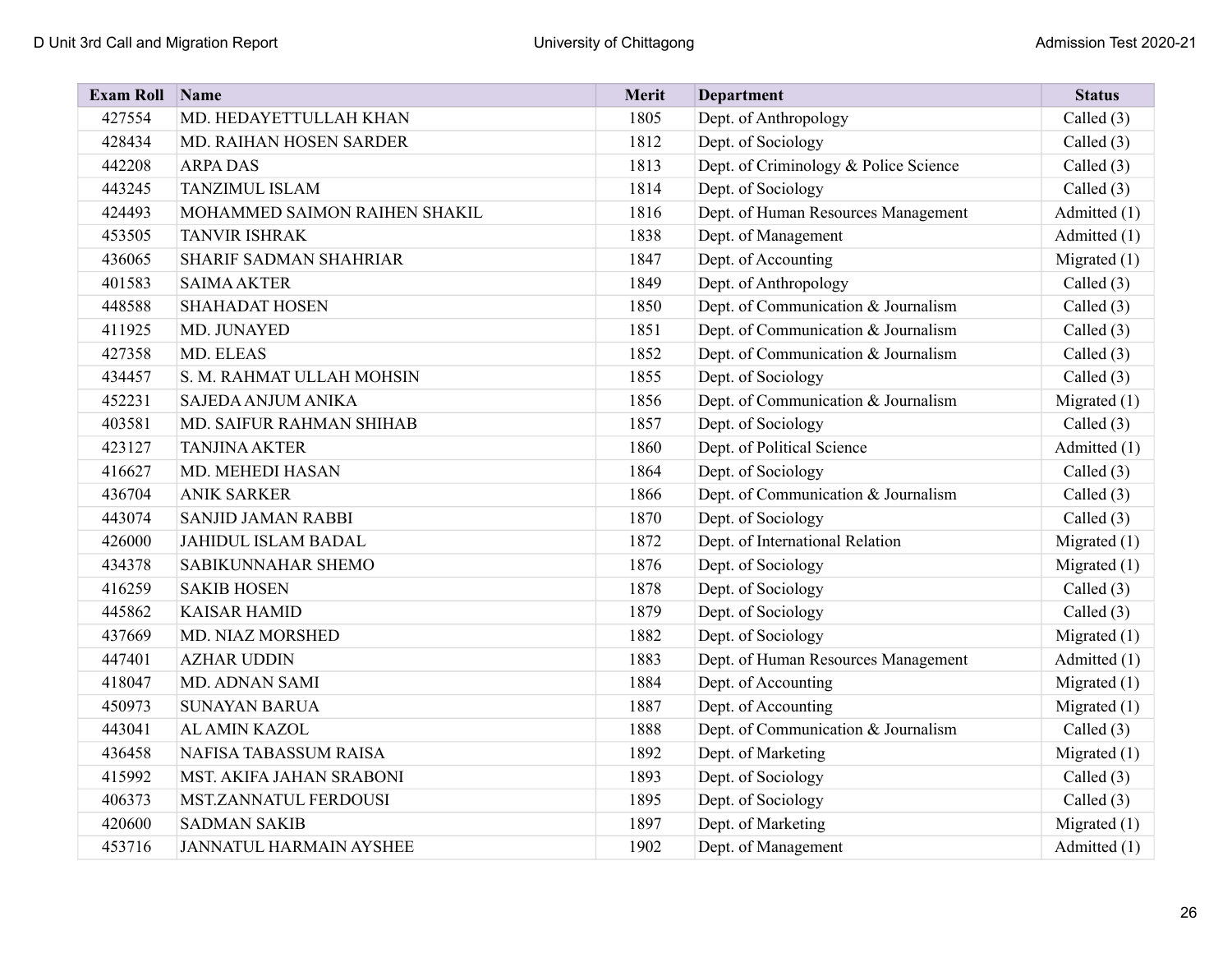| Exam Roll | Name | Merit | Department | Status |
|---|---|---|---|---|
| 427554 | MD. HEDAYETTULLAH KHAN | 1805 | Dept. of Anthropology | Called (3) |
| 428434 | MD. RAIHAN HOSEN SARDER | 1812 | Dept. of Sociology | Called (3) |
| 442208 | ARPA DAS | 1813 | Dept. of Criminology & Police Science | Called (3) |
| 443245 | TANZIMUL ISLAM | 1814 | Dept. of Sociology | Called (3) |
| 424493 | MOHAMMED SAIMON RAIHEN SHAKIL | 1816 | Dept. of Human Resources Management | Admitted (1) |
| 453505 | TANVIR ISHRAK | 1838 | Dept. of Management | Admitted (1) |
| 436065 | SHARIF SADMAN SHAHRIAR | 1847 | Dept. of Accounting | Migrated (1) |
| 401583 | SAIMA AKTER | 1849 | Dept. of Anthropology | Called (3) |
| 448588 | SHAHADAT HOSEN | 1850 | Dept. of Communication & Journalism | Called (3) |
| 411925 | MD. JUNAYED | 1851 | Dept. of Communication & Journalism | Called (3) |
| 427358 | MD. ELEAS | 1852 | Dept. of Communication & Journalism | Called (3) |
| 434457 | S. M. RAHMAT ULLAH MOHSIN | 1855 | Dept. of Sociology | Called (3) |
| 452231 | SAJEDA ANJUM ANIKA | 1856 | Dept. of Communication & Journalism | Migrated (1) |
| 403581 | MD. SAIFUR RAHMAN SHIHAB | 1857 | Dept. of Sociology | Called (3) |
| 423127 | TANJINA AKTER | 1860 | Dept. of Political Science | Admitted (1) |
| 416627 | MD. MEHEDI HASAN | 1864 | Dept. of Sociology | Called (3) |
| 436704 | ANIK SARKER | 1866 | Dept. of Communication & Journalism | Called (3) |
| 443074 | SANJID JAMAN RABBI | 1870 | Dept. of Sociology | Called (3) |
| 426000 | JAHIDUL ISLAM BADAL | 1872 | Dept. of International Relation | Migrated (1) |
| 434378 | SABIKUNNAHAR SHEMO | 1876 | Dept. of Sociology | Migrated (1) |
| 416259 | SAKIB HOSEN | 1878 | Dept. of Sociology | Called (3) |
| 445862 | KAISAR HAMID | 1879 | Dept. of Sociology | Called (3) |
| 437669 | MD. NIAZ MORSHED | 1882 | Dept. of Sociology | Migrated (1) |
| 447401 | AZHAR UDDIN | 1883 | Dept. of Human Resources Management | Admitted (1) |
| 418047 | MD. ADNAN SAMI | 1884 | Dept. of Accounting | Migrated (1) |
| 450973 | SUNAYAN BARUA | 1887 | Dept. of Accounting | Migrated (1) |
| 443041 | AL AMIN KAZOL | 1888 | Dept. of Communication & Journalism | Called (3) |
| 436458 | NAFISA TABASSUM RAISA | 1892 | Dept. of Marketing | Migrated (1) |
| 415992 | MST. AKIFA JAHAN SRABONI | 1893 | Dept. of Sociology | Called (3) |
| 406373 | MST.ZANNATUL FERDOUSI | 1895 | Dept. of Sociology | Called (3) |
| 420600 | SADMAN SAKIB | 1897 | Dept. of Marketing | Migrated (1) |
| 453716 | JANNATUL HARMAIN AYSHEE | 1902 | Dept. of Management | Admitted (1) |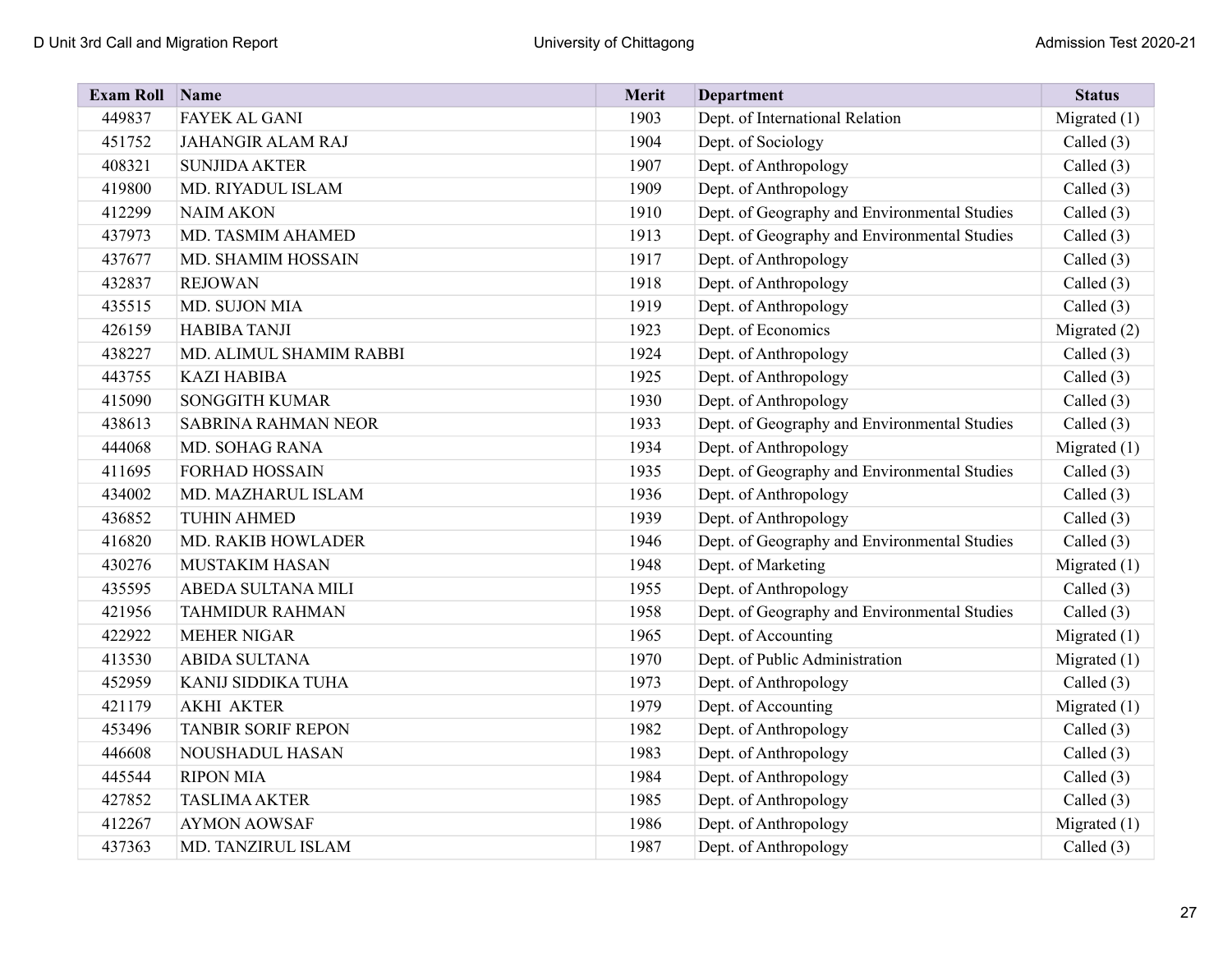| Exam Roll | Name | Merit | Department | Status |
|---|---|---|---|---|
| 449837 | FAYEK AL GANI | 1903 | Dept. of International Relation | Migrated (1) |
| 451752 | JAHANGIR ALAM RAJ | 1904 | Dept. of Sociology | Called (3) |
| 408321 | SUNJIDA AKTER | 1907 | Dept. of Anthropology | Called (3) |
| 419800 | MD. RIYADUL ISLAM | 1909 | Dept. of Anthropology | Called (3) |
| 412299 | NAIM AKON | 1910 | Dept. of Geography and Environmental Studies | Called (3) |
| 437973 | MD. TASMIM AHAMED | 1913 | Dept. of Geography and Environmental Studies | Called (3) |
| 437677 | MD. SHAMIM HOSSAIN | 1917 | Dept. of Anthropology | Called (3) |
| 432837 | REJOWAN | 1918 | Dept. of Anthropology | Called (3) |
| 435515 | MD. SUJON MIA | 1919 | Dept. of Anthropology | Called (3) |
| 426159 | HABIBA TANJI | 1923 | Dept. of Economics | Migrated (2) |
| 438227 | MD. ALIMUL SHAMIM RABBI | 1924 | Dept. of Anthropology | Called (3) |
| 443755 | KAZI HABIBA | 1925 | Dept. of Anthropology | Called (3) |
| 415090 | SONGGITH KUMAR | 1930 | Dept. of Anthropology | Called (3) |
| 438613 | SABRINA RAHMAN NEOR | 1933 | Dept. of Geography and Environmental Studies | Called (3) |
| 444068 | MD. SOHAG RANA | 1934 | Dept. of Anthropology | Migrated (1) |
| 411695 | FORHAD HOSSAIN | 1935 | Dept. of Geography and Environmental Studies | Called (3) |
| 434002 | MD. MAZHARUL ISLAM | 1936 | Dept. of Anthropology | Called (3) |
| 436852 | TUHIN AHMED | 1939 | Dept. of Anthropology | Called (3) |
| 416820 | MD. RAKIB HOWLADER | 1946 | Dept. of Geography and Environmental Studies | Called (3) |
| 430276 | MUSTAKIM HASAN | 1948 | Dept. of Marketing | Migrated (1) |
| 435595 | ABEDA SULTANA MILI | 1955 | Dept. of Anthropology | Called (3) |
| 421956 | TAHMIDUR RAHMAN | 1958 | Dept. of Geography and Environmental Studies | Called (3) |
| 422922 | MEHER NIGAR | 1965 | Dept. of Accounting | Migrated (1) |
| 413530 | ABIDA SULTANA | 1970 | Dept. of Public Administration | Migrated (1) |
| 452959 | KANIJ SIDDIKA TUHA | 1973 | Dept. of Anthropology | Called (3) |
| 421179 | AKHI AKTER | 1979 | Dept. of Accounting | Migrated (1) |
| 453496 | TANBIR SORIF REPON | 1982 | Dept. of Anthropology | Called (3) |
| 446608 | NOUSHADUL HASAN | 1983 | Dept. of Anthropology | Called (3) |
| 445544 | RIPON MIA | 1984 | Dept. of Anthropology | Called (3) |
| 427852 | TASLIMA AKTER | 1985 | Dept. of Anthropology | Called (3) |
| 412267 | AYMON AOWSAF | 1986 | Dept. of Anthropology | Migrated (1) |
| 437363 | MD. TANZIRUL ISLAM | 1987 | Dept. of Anthropology | Called (3) |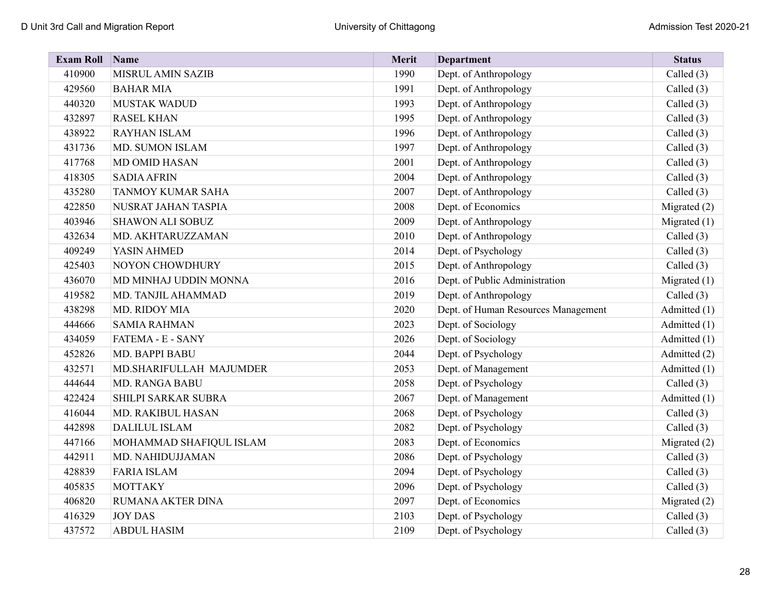| Exam Roll | Name | Merit | Department | Status |
|---|---|---|---|---|
| 410900 | MISRUL AMIN SAZIB | 1990 | Dept. of Anthropology | Called (3) |
| 429560 | BAHAR MIA | 1991 | Dept. of Anthropology | Called (3) |
| 440320 | MUSTAK WADUD | 1993 | Dept. of Anthropology | Called (3) |
| 432897 | RASEL KHAN | 1995 | Dept. of Anthropology | Called (3) |
| 438922 | RAYHAN ISLAM | 1996 | Dept. of Anthropology | Called (3) |
| 431736 | MD. SUMON ISLAM | 1997 | Dept. of Anthropology | Called (3) |
| 417768 | MD OMID HASAN | 2001 | Dept. of Anthropology | Called (3) |
| 418305 | SADIA AFRIN | 2004 | Dept. of Anthropology | Called (3) |
| 435280 | TANMOY KUMAR SAHA | 2007 | Dept. of Anthropology | Called (3) |
| 422850 | NUSRAT JAHAN TASPIA | 2008 | Dept. of Economics | Migrated (2) |
| 403946 | SHAWON ALI SOBUZ | 2009 | Dept. of Anthropology | Migrated (1) |
| 432634 | MD. AKHTARUZZAMAN | 2010 | Dept. of Anthropology | Called (3) |
| 409249 | YASIN AHMED | 2014 | Dept. of Psychology | Called (3) |
| 425403 | NOYON CHOWDHURY | 2015 | Dept. of Anthropology | Called (3) |
| 436070 | MD MINHAJ UDDIN MONNA | 2016 | Dept. of Public Administration | Migrated (1) |
| 419582 | MD. TANJIL AHAMMAD | 2019 | Dept. of Anthropology | Called (3) |
| 438298 | MD. RIDOY MIA | 2020 | Dept. of Human Resources Management | Admitted (1) |
| 444666 | SAMIA RAHMAN | 2023 | Dept. of Sociology | Admitted (1) |
| 434059 | FATEMA - E - SANY | 2026 | Dept. of Sociology | Admitted (1) |
| 452826 | MD. BAPPI BABU | 2044 | Dept. of Psychology | Admitted (2) |
| 432571 | MD.SHARIFULLAH MAJUMDER | 2053 | Dept. of Management | Admitted (1) |
| 444644 | MD. RANGA BABU | 2058 | Dept. of Psychology | Called (3) |
| 422424 | SHILPI SARKAR SUBRA | 2067 | Dept. of Management | Admitted (1) |
| 416044 | MD. RAKIBUL HASAN | 2068 | Dept. of Psychology | Called (3) |
| 442898 | DALILUL ISLAM | 2082 | Dept. of Psychology | Called (3) |
| 447166 | MOHAMMAD SHAFIQUL ISLAM | 2083 | Dept. of Economics | Migrated (2) |
| 442911 | MD. NAHIDUJJAMAN | 2086 | Dept. of Psychology | Called (3) |
| 428839 | FARIA ISLAM | 2094 | Dept. of Psychology | Called (3) |
| 405835 | MOTTAKY | 2096 | Dept. of Psychology | Called (3) |
| 406820 | RUMANA AKTER DINA | 2097 | Dept. of Economics | Migrated (2) |
| 416329 | JOY DAS | 2103 | Dept. of Psychology | Called (3) |
| 437572 | ABDUL HASIM | 2109 | Dept. of Psychology | Called (3) |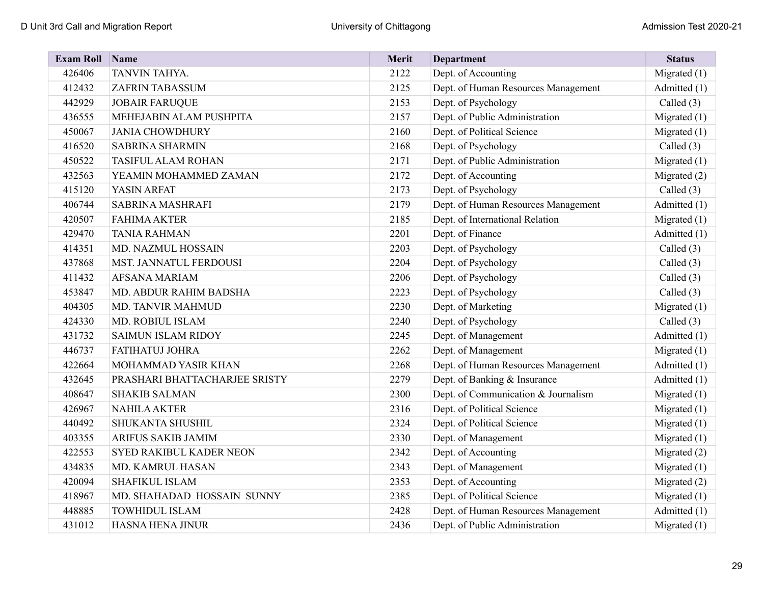| Exam Roll | Name | Merit | Department | Status |
|---|---|---|---|---|
| 426406 | TANVIN TAHYA. | 2122 | Dept. of Accounting | Migrated (1) |
| 412432 | ZAFRIN TABASSUM | 2125 | Dept. of Human Resources Management | Admitted (1) |
| 442929 | JOBAIR FARUQUE | 2153 | Dept. of Psychology | Called (3) |
| 436555 | MEHEJABIN ALAM PUSHPITA | 2157 | Dept. of Public Administration | Migrated (1) |
| 450067 | JANIA CHOWDHURY | 2160 | Dept. of Political Science | Migrated (1) |
| 416520 | SABRINA SHARMIN | 2168 | Dept. of Psychology | Called (3) |
| 450522 | TASIFUL ALAM ROHAN | 2171 | Dept. of Public Administration | Migrated (1) |
| 432563 | YEAMIN MOHAMMED ZAMAN | 2172 | Dept. of Accounting | Migrated (2) |
| 415120 | YASIN ARFAT | 2173 | Dept. of Psychology | Called (3) |
| 406744 | SABRINA MASHRAFI | 2179 | Dept. of Human Resources Management | Admitted (1) |
| 420507 | FAHIMA AKTER | 2185 | Dept. of International Relation | Migrated (1) |
| 429470 | TANIA RAHMAN | 2201 | Dept. of Finance | Admitted (1) |
| 414351 | MD. NAZMUL HOSSAIN | 2203 | Dept. of Psychology | Called (3) |
| 437868 | MST. JANNATUL FERDOUSI | 2204 | Dept. of Psychology | Called (3) |
| 411432 | AFSANA MARIAM | 2206 | Dept. of Psychology | Called (3) |
| 453847 | MD. ABDUR RAHIM BADSHA | 2223 | Dept. of Psychology | Called (3) |
| 404305 | MD. TANVIR MAHMUD | 2230 | Dept. of Marketing | Migrated (1) |
| 424330 | MD. ROBIUL ISLAM | 2240 | Dept. of Psychology | Called (3) |
| 431732 | SAIMUN ISLAM RIDOY | 2245 | Dept. of Management | Admitted (1) |
| 446737 | FATIHATUJ JOHRA | 2262 | Dept. of Management | Migrated (1) |
| 422664 | MOHAMMAD YASIR KHAN | 2268 | Dept. of Human Resources Management | Admitted (1) |
| 432645 | PRASHARI BHATTACHARJEE SRISTY | 2279 | Dept. of Banking & Insurance | Admitted (1) |
| 408647 | SHAKIB SALMAN | 2300 | Dept. of Communication & Journalism | Migrated (1) |
| 426967 | NAHILA AKTER | 2316 | Dept. of Political Science | Migrated (1) |
| 440492 | SHUKANTA SHUSHIL | 2324 | Dept. of Political Science | Migrated (1) |
| 403355 | ARIFUS SAKIB JAMIM | 2330 | Dept. of Management | Migrated (1) |
| 422553 | SYED RAKIBUL KADER NEON | 2342 | Dept. of Accounting | Migrated (2) |
| 434835 | MD. KAMRUL HASAN | 2343 | Dept. of Management | Migrated (1) |
| 420094 | SHAFIKUL ISLAM | 2353 | Dept. of Accounting | Migrated (2) |
| 418967 | MD. SHAHADAD HOSSAIN SUNNY | 2385 | Dept. of Political Science | Migrated (1) |
| 448885 | TOWHIDUL ISLAM | 2428 | Dept. of Human Resources Management | Admitted (1) |
| 431012 | HASNA HENA JINUR | 2436 | Dept. of Public Administration | Migrated (1) |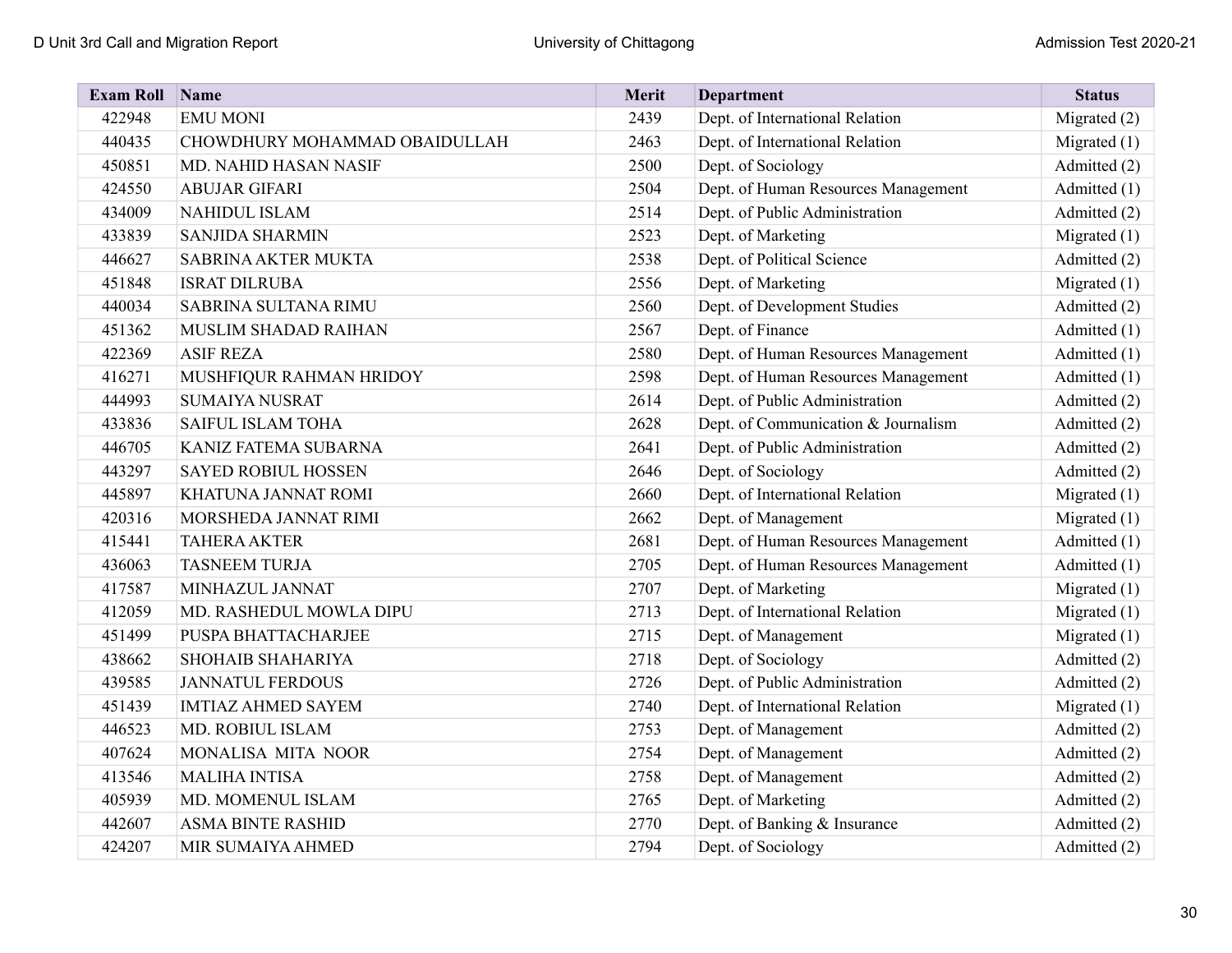| Exam Roll | Name | Merit | Department | Status |
|---|---|---|---|---|
| 422948 | EMU MONI | 2439 | Dept. of International Relation | Migrated (2) |
| 440435 | CHOWDHURY MOHAMMAD OBAIDULLAH | 2463 | Dept. of International Relation | Migrated (1) |
| 450851 | MD. NAHID HASAN NASIF | 2500 | Dept. of Sociology | Admitted (2) |
| 424550 | ABUJAR GIFARI | 2504 | Dept. of Human Resources Management | Admitted (1) |
| 434009 | NAHIDUL ISLAM | 2514 | Dept. of Public Administration | Admitted (2) |
| 433839 | SANJIDA SHARMIN | 2523 | Dept. of Marketing | Migrated (1) |
| 446627 | SABRINA AKTER MUKTA | 2538 | Dept. of Political Science | Admitted (2) |
| 451848 | ISRAT DILRUBA | 2556 | Dept. of Marketing | Migrated (1) |
| 440034 | SABRINA SULTANA RIMU | 2560 | Dept. of Development Studies | Admitted (2) |
| 451362 | MUSLIM SHADAD RAIHAN | 2567 | Dept. of Finance | Admitted (1) |
| 422369 | ASIF REZA | 2580 | Dept. of Human Resources Management | Admitted (1) |
| 416271 | MUSHFIQUR RAHMAN HRIDOY | 2598 | Dept. of Human Resources Management | Admitted (1) |
| 444993 | SUMAIYA NUSRAT | 2614 | Dept. of Public Administration | Admitted (2) |
| 433836 | SAIFUL ISLAM TOHA | 2628 | Dept. of Communication & Journalism | Admitted (2) |
| 446705 | KANIZ FATEMA SUBARNA | 2641 | Dept. of Public Administration | Admitted (2) |
| 443297 | SAYED ROBIUL HOSSEN | 2646 | Dept. of Sociology | Admitted (2) |
| 445897 | KHATUNA JANNAT ROMI | 2660 | Dept. of International Relation | Migrated (1) |
| 420316 | MORSHEDA JANNAT RIMI | 2662 | Dept. of Management | Migrated (1) |
| 415441 | TAHERA AKTER | 2681 | Dept. of Human Resources Management | Admitted (1) |
| 436063 | TASNEEM TURJA | 2705 | Dept. of Human Resources Management | Admitted (1) |
| 417587 | MINHAZUL JANNAT | 2707 | Dept. of Marketing | Migrated (1) |
| 412059 | MD. RASHEDUL MOWLA DIPU | 2713 | Dept. of International Relation | Migrated (1) |
| 451499 | PUSPA BHATTACHARJEE | 2715 | Dept. of Management | Migrated (1) |
| 438662 | SHOHAIB SHAHARIYA | 2718 | Dept. of Sociology | Admitted (2) |
| 439585 | JANNATUL FERDOUS | 2726 | Dept. of Public Administration | Admitted (2) |
| 451439 | IMTIAZ AHMED SAYEM | 2740 | Dept. of International Relation | Migrated (1) |
| 446523 | MD. ROBIUL ISLAM | 2753 | Dept. of Management | Admitted (2) |
| 407624 | MONALISA MITA NOOR | 2754 | Dept. of Management | Admitted (2) |
| 413546 | MALIHA INTISA | 2758 | Dept. of Management | Admitted (2) |
| 405939 | MD. MOMENUL ISLAM | 2765 | Dept. of Marketing | Admitted (2) |
| 442607 | ASMA BINTE RASHID | 2770 | Dept. of Banking & Insurance | Admitted (2) |
| 424207 | MIR SUMAIYA AHMED | 2794 | Dept. of Sociology | Admitted (2) |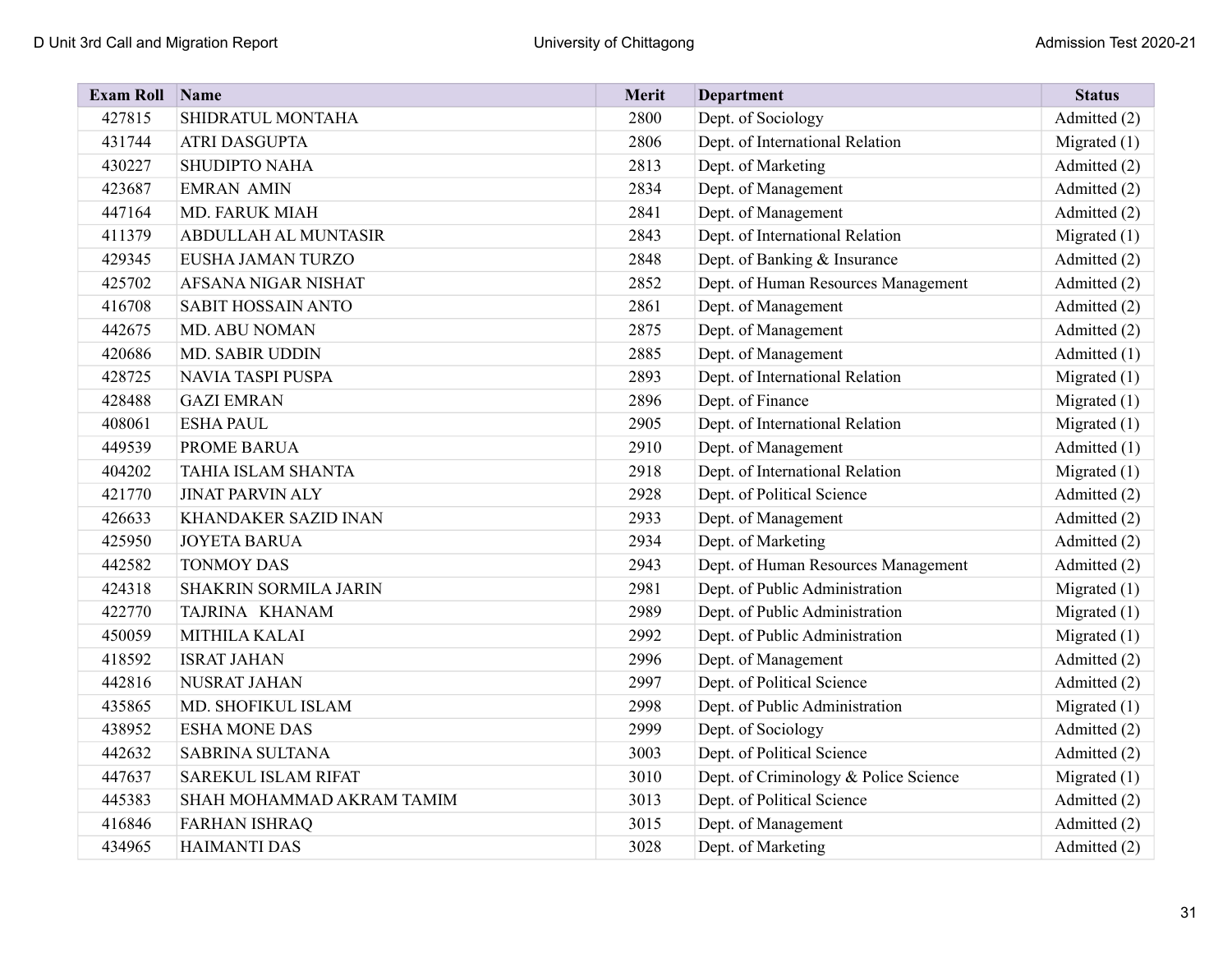| Exam Roll | Name | Merit | Department | Status |
|---|---|---|---|---|
| 427815 | SHIDRATUL MONTAHA | 2800 | Dept. of Sociology | Admitted (2) |
| 431744 | ATRI DASGUPTA | 2806 | Dept. of International Relation | Migrated (1) |
| 430227 | SHUDIPTO NAHA | 2813 | Dept. of Marketing | Admitted (2) |
| 423687 | EMRAN AMIN | 2834 | Dept. of Management | Admitted (2) |
| 447164 | MD. FARUK MIAH | 2841 | Dept. of Management | Admitted (2) |
| 411379 | ABDULLAH AL MUNTASIR | 2843 | Dept. of International Relation | Migrated (1) |
| 429345 | EUSHA JAMAN TURZO | 2848 | Dept. of Banking & Insurance | Admitted (2) |
| 425702 | AFSANA NIGAR NISHAT | 2852 | Dept. of Human Resources Management | Admitted (2) |
| 416708 | SABIT HOSSAIN ANTO | 2861 | Dept. of Management | Admitted (2) |
| 442675 | MD. ABU NOMAN | 2875 | Dept. of Management | Admitted (2) |
| 420686 | MD. SABIR UDDIN | 2885 | Dept. of Management | Admitted (1) |
| 428725 | NAVIA TASPI PUSPA | 2893 | Dept. of International Relation | Migrated (1) |
| 428488 | GAZI EMRAN | 2896 | Dept. of Finance | Migrated (1) |
| 408061 | ESHA PAUL | 2905 | Dept. of International Relation | Migrated (1) |
| 449539 | PROME BARUA | 2910 | Dept. of Management | Admitted (1) |
| 404202 | TAHIA ISLAM SHANTA | 2918 | Dept. of International Relation | Migrated (1) |
| 421770 | JINAT PARVIN ALY | 2928 | Dept. of Political Science | Admitted (2) |
| 426633 | KHANDAKER SAZID INAN | 2933 | Dept. of Management | Admitted (2) |
| 425950 | JOYETA BARUA | 2934 | Dept. of Marketing | Admitted (2) |
| 442582 | TONMOY DAS | 2943 | Dept. of Human Resources Management | Admitted (2) |
| 424318 | SHAKRIN SORMILA JARIN | 2981 | Dept. of Public Administration | Migrated (1) |
| 422770 | TAJRINA KHANAM | 2989 | Dept. of Public Administration | Migrated (1) |
| 450059 | MITHILA KALAI | 2992 | Dept. of Public Administration | Migrated (1) |
| 418592 | ISRAT JAHAN | 2996 | Dept. of Management | Admitted (2) |
| 442816 | NUSRAT JAHAN | 2997 | Dept. of Political Science | Admitted (2) |
| 435865 | MD. SHOFIKUL ISLAM | 2998 | Dept. of Public Administration | Migrated (1) |
| 438952 | ESHA MONE DAS | 2999 | Dept. of Sociology | Admitted (2) |
| 442632 | SABRINA SULTANA | 3003 | Dept. of Political Science | Admitted (2) |
| 447637 | SAREKUL ISLAM RIFAT | 3010 | Dept. of Criminology & Police Science | Migrated (1) |
| 445383 | SHAH MOHAMMAD AKRAM TAMIM | 3013 | Dept. of Political Science | Admitted (2) |
| 416846 | FARHAN ISHRAQ | 3015 | Dept. of Management | Admitted (2) |
| 434965 | HAIMANTI DAS | 3028 | Dept. of Marketing | Admitted (2) |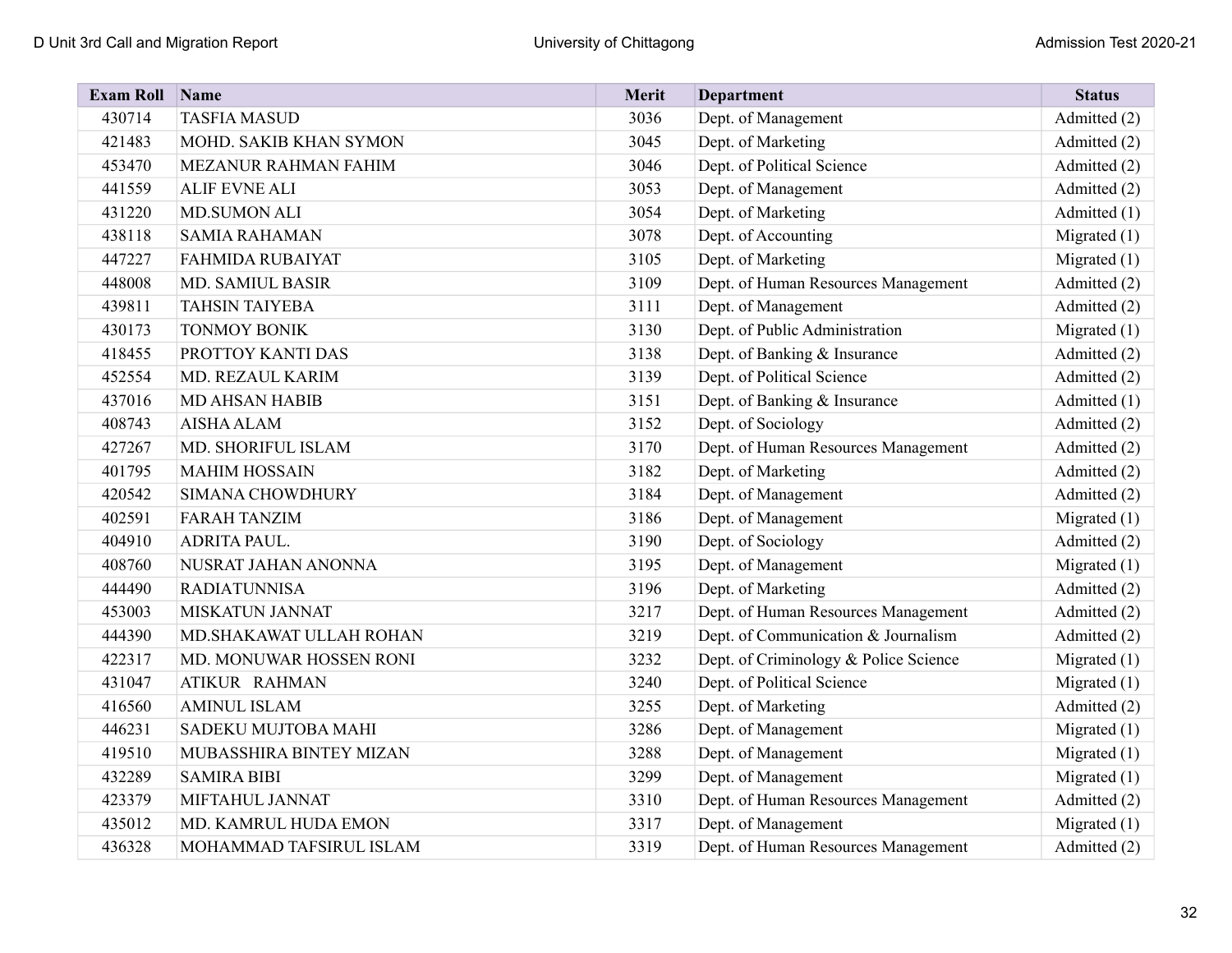| Exam Roll | Name | Merit | Department | Status |
|---|---|---|---|---|
| 430714 | TASFIA MASUD | 3036 | Dept. of Management | Admitted (2) |
| 421483 | MOHD. SAKIB KHAN SYMON | 3045 | Dept. of Marketing | Admitted (2) |
| 453470 | MEZANUR RAHMAN FAHIM | 3046 | Dept. of Political Science | Admitted (2) |
| 441559 | ALIF EVNE ALI | 3053 | Dept. of Management | Admitted (2) |
| 431220 | MD.SUMON ALI | 3054 | Dept. of Marketing | Admitted (1) |
| 438118 | SAMIA RAHAMAN | 3078 | Dept. of Accounting | Migrated (1) |
| 447227 | FAHMIDA RUBAIYAT | 3105 | Dept. of Marketing | Migrated (1) |
| 448008 | MD. SAMIUL BASIR | 3109 | Dept. of Human Resources Management | Admitted (2) |
| 439811 | TAHSIN TAIYEBA | 3111 | Dept. of Management | Admitted (2) |
| 430173 | TONMOY BONIK | 3130 | Dept. of Public Administration | Migrated (1) |
| 418455 | PROTTOY KANTI DAS | 3138 | Dept. of Banking & Insurance | Admitted (2) |
| 452554 | MD. REZAUL KARIM | 3139 | Dept. of Political Science | Admitted (2) |
| 437016 | MD AHSAN HABIB | 3151 | Dept. of Banking & Insurance | Admitted (1) |
| 408743 | AISHA ALAM | 3152 | Dept. of Sociology | Admitted (2) |
| 427267 | MD. SHORIFUL ISLAM | 3170 | Dept. of Human Resources Management | Admitted (2) |
| 401795 | MAHIM HOSSAIN | 3182 | Dept. of Marketing | Admitted (2) |
| 420542 | SIMANA CHOWDHURY | 3184 | Dept. of Management | Admitted (2) |
| 402591 | FARAH TANZIM | 3186 | Dept. of Management | Migrated (1) |
| 404910 | ADRITA PAUL. | 3190 | Dept. of Sociology | Admitted (2) |
| 408760 | NUSRAT JAHAN ANONNA | 3195 | Dept. of Management | Migrated (1) |
| 444490 | RADIATUNNISA | 3196 | Dept. of Marketing | Admitted (2) |
| 453003 | MISKATUN JANNAT | 3217 | Dept. of Human Resources Management | Admitted (2) |
| 444390 | MD.SHAKAWAT ULLAH ROHAN | 3219 | Dept. of Communication & Journalism | Admitted (2) |
| 422317 | MD. MONUWAR HOSSEN RONI | 3232 | Dept. of Criminology & Police Science | Migrated (1) |
| 431047 | ATIKUR RAHMAN | 3240 | Dept. of Political Science | Migrated (1) |
| 416560 | AMINUL ISLAM | 3255 | Dept. of Marketing | Admitted (2) |
| 446231 | SADEKU MUJTOBA MAHI | 3286 | Dept. of Management | Migrated (1) |
| 419510 | MUBASSHIRA BINTEY MIZAN | 3288 | Dept. of Management | Migrated (1) |
| 432289 | SAMIRA BIBI | 3299 | Dept. of Management | Migrated (1) |
| 423379 | MIFTAHUL JANNAT | 3310 | Dept. of Human Resources Management | Admitted (2) |
| 435012 | MD. KAMRUL HUDA EMON | 3317 | Dept. of Management | Migrated (1) |
| 436328 | MOHAMMAD TAFSIRUL ISLAM | 3319 | Dept. of Human Resources Management | Admitted (2) |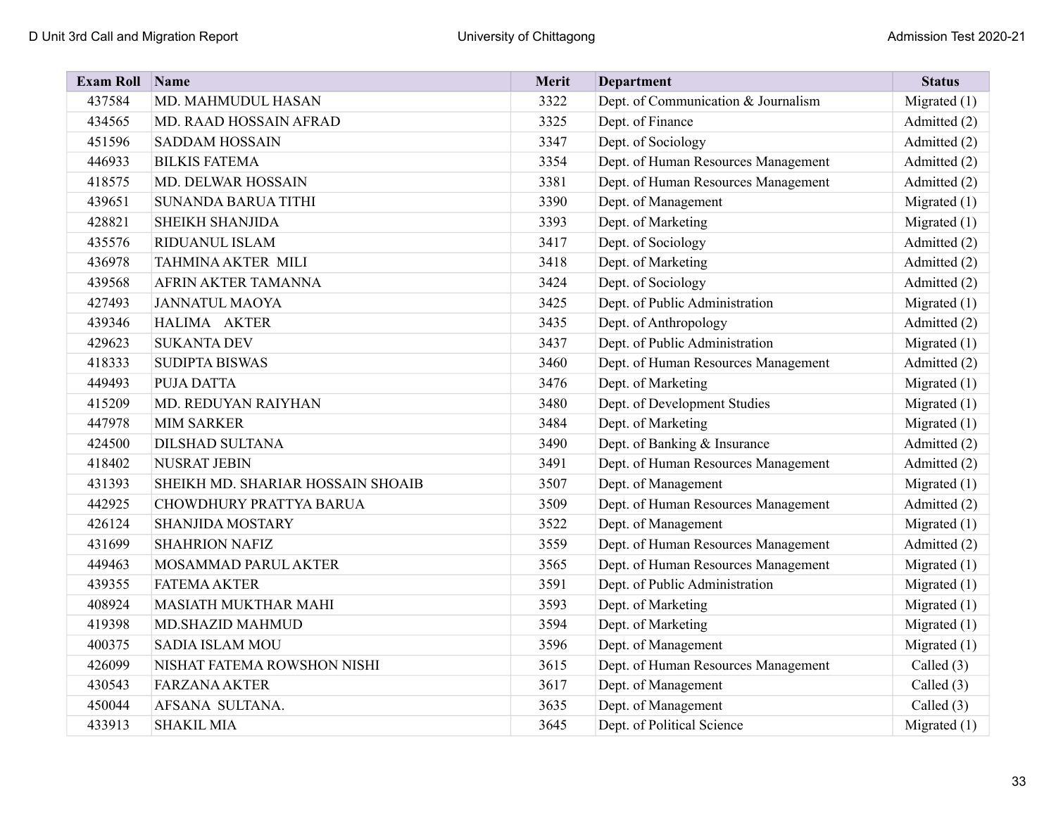| Exam Roll | Name | Merit | Department | Status |
|---|---|---|---|---|
| 437584 | MD. MAHMUDUL HASAN | 3322 | Dept. of Communication & Journalism | Migrated (1) |
| 434565 | MD. RAAD HOSSAIN AFRAD | 3325 | Dept. of Finance | Admitted (2) |
| 451596 | SADDAM HOSSAIN | 3347 | Dept. of Sociology | Admitted (2) |
| 446933 | BILKIS FATEMA | 3354 | Dept. of Human Resources Management | Admitted (2) |
| 418575 | MD. DELWAR HOSSAIN | 3381 | Dept. of Human Resources Management | Admitted (2) |
| 439651 | SUNANDA BARUA TITHI | 3390 | Dept. of Management | Migrated (1) |
| 428821 | SHEIKH SHANJIDA | 3393 | Dept. of Marketing | Migrated (1) |
| 435576 | RIDUANUL ISLAM | 3417 | Dept. of Sociology | Admitted (2) |
| 436978 | TAHMINA AKTER MILI | 3418 | Dept. of Marketing | Admitted (2) |
| 439568 | AFRIN AKTER TAMANNA | 3424 | Dept. of Sociology | Admitted (2) |
| 427493 | JANNATUL MAOYA | 3425 | Dept. of Public Administration | Migrated (1) |
| 439346 | HALIMA AKTER | 3435 | Dept. of Anthropology | Admitted (2) |
| 429623 | SUKANTA DEV | 3437 | Dept. of Public Administration | Migrated (1) |
| 418333 | SUDIPTA BISWAS | 3460 | Dept. of Human Resources Management | Admitted (2) |
| 449493 | PUJA DATTA | 3476 | Dept. of Marketing | Migrated (1) |
| 415209 | MD. REDUYAN RAIYHAN | 3480 | Dept. of Development Studies | Migrated (1) |
| 447978 | MIM SARKER | 3484 | Dept. of Marketing | Migrated (1) |
| 424500 | DILSHAD SULTANA | 3490 | Dept. of Banking & Insurance | Admitted (2) |
| 418402 | NUSRAT JEBIN | 3491 | Dept. of Human Resources Management | Admitted (2) |
| 431393 | SHEIKH MD. SHARIAR HOSSAIN SHOAIB | 3507 | Dept. of Management | Migrated (1) |
| 442925 | CHOWDHURY PRATTYA BARUA | 3509 | Dept. of Human Resources Management | Admitted (2) |
| 426124 | SHANJIDA MOSTARY | 3522 | Dept. of Management | Migrated (1) |
| 431699 | SHAHRION NAFIZ | 3559 | Dept. of Human Resources Management | Admitted (2) |
| 449463 | MOSAMMAD PARUL AKTER | 3565 | Dept. of Human Resources Management | Migrated (1) |
| 439355 | FATEMA AKTER | 3591 | Dept. of Public Administration | Migrated (1) |
| 408924 | MASIATH MUKTHAR MAHI | 3593 | Dept. of Marketing | Migrated (1) |
| 419398 | MD.SHAZID MAHMUD | 3594 | Dept. of Marketing | Migrated (1) |
| 400375 | SADIA ISLAM MOU | 3596 | Dept. of Management | Migrated (1) |
| 426099 | NISHAT FATEMA ROWSHON NISHI | 3615 | Dept. of Human Resources Management | Called (3) |
| 430543 | FARZANA AKTER | 3617 | Dept. of Management | Called (3) |
| 450044 | AFSANA SULTANA. | 3635 | Dept. of Management | Called (3) |
| 433913 | SHAKIL MIA | 3645 | Dept. of Political Science | Migrated (1) |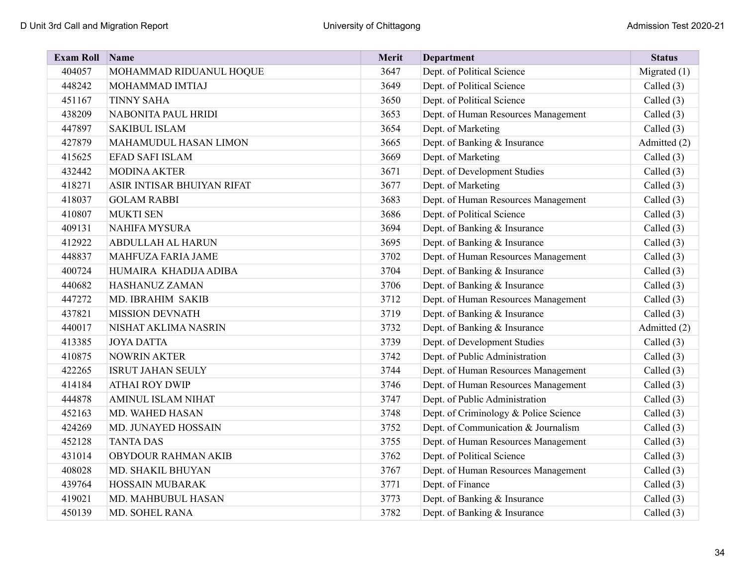| Exam Roll | Name | Merit | Department | Status |
|---|---|---|---|---|
| 404057 | MOHAMMAD RIDUANUL HOQUE | 3647 | Dept. of Political Science | Migrated (1) |
| 448242 | MOHAMMAD IMTIAJ | 3649 | Dept. of Political Science | Called (3) |
| 451167 | TINNY SAHA | 3650 | Dept. of Political Science | Called (3) |
| 438209 | NABONITA PAUL HRIDI | 3653 | Dept. of Human Resources Management | Called (3) |
| 447897 | SAKIBUL ISLAM | 3654 | Dept. of Marketing | Called (3) |
| 427879 | MAHAMUDUL HASAN LIMON | 3665 | Dept. of Banking & Insurance | Admitted (2) |
| 415625 | EFAD SAFI ISLAM | 3669 | Dept. of Marketing | Called (3) |
| 432442 | MODINA AKTER | 3671 | Dept. of Development Studies | Called (3) |
| 418271 | ASIR INTISAR BHUIYAN RIFAT | 3677 | Dept. of Marketing | Called (3) |
| 418037 | GOLAM RABBI | 3683 | Dept. of Human Resources Management | Called (3) |
| 410807 | MUKTI SEN | 3686 | Dept. of Political Science | Called (3) |
| 409131 | NAHIFA MYSURA | 3694 | Dept. of Banking & Insurance | Called (3) |
| 412922 | ABDULLAH AL HARUN | 3695 | Dept. of Banking & Insurance | Called (3) |
| 448837 | MAHFUZA FARIA JAME | 3702 | Dept. of Human Resources Management | Called (3) |
| 400724 | HUMAIRA KHADIJA ADIBA | 3704 | Dept. of Banking & Insurance | Called (3) |
| 440682 | HASHANUZ ZAMAN | 3706 | Dept. of Banking & Insurance | Called (3) |
| 447272 | MD. IBRAHIM SAKIB | 3712 | Dept. of Human Resources Management | Called (3) |
| 437821 | MISSION DEVNATH | 3719 | Dept. of Banking & Insurance | Called (3) |
| 440017 | NISHAT AKLIMA NASRIN | 3732 | Dept. of Banking & Insurance | Admitted (2) |
| 413385 | JOYA DATTA | 3739 | Dept. of Development Studies | Called (3) |
| 410875 | NOWRIN AKTER | 3742 | Dept. of Public Administration | Called (3) |
| 422265 | ISRUT JAHAN SEULY | 3744 | Dept. of Human Resources Management | Called (3) |
| 414184 | ATHAI ROY DWIP | 3746 | Dept. of Human Resources Management | Called (3) |
| 444878 | AMINUL ISLAM NIHAT | 3747 | Dept. of Public Administration | Called (3) |
| 452163 | MD. WAHED HASAN | 3748 | Dept. of Criminology & Police Science | Called (3) |
| 424269 | MD. JUNAYED HOSSAIN | 3752 | Dept. of Communication & Journalism | Called (3) |
| 452128 | TANTA DAS | 3755 | Dept. of Human Resources Management | Called (3) |
| 431014 | OBYDOUR RAHMAN AKIB | 3762 | Dept. of Political Science | Called (3) |
| 408028 | MD. SHAKIL BHUYAN | 3767 | Dept. of Human Resources Management | Called (3) |
| 439764 | HOSSAIN MUBARAK | 3771 | Dept. of Finance | Called (3) |
| 419021 | MD. MAHBUBUL HASAN | 3773 | Dept. of Banking & Insurance | Called (3) |
| 450139 | MD. SOHEL RANA | 3782 | Dept. of Banking & Insurance | Called (3) |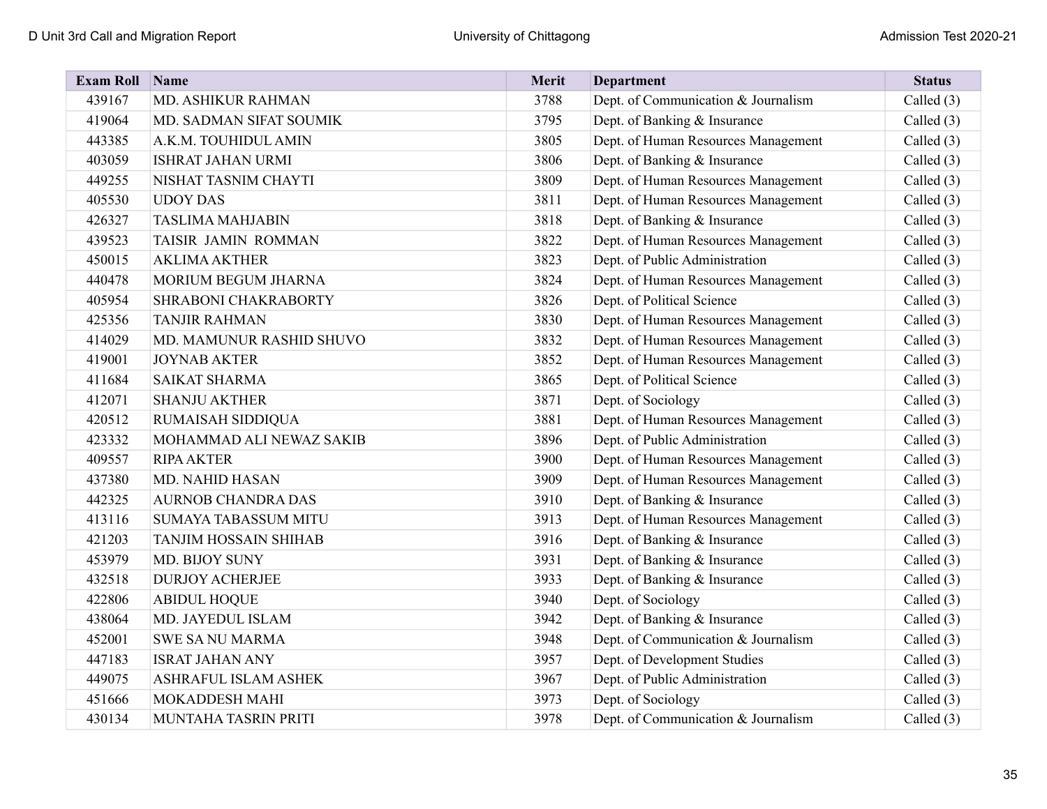| Exam Roll | Name | Merit | Department | Status |
|---|---|---|---|---|
| 439167 | MD. ASHIKUR RAHMAN | 3788 | Dept. of Communication & Journalism | Called (3) |
| 419064 | MD. SADMAN SIFAT SOUMIK | 3795 | Dept. of Banking & Insurance | Called (3) |
| 443385 | A.K.M. TOUHIDUL AMIN | 3805 | Dept. of Human Resources Management | Called (3) |
| 403059 | ISHRAT JAHAN URMI | 3806 | Dept. of Banking & Insurance | Called (3) |
| 449255 | NISHAT TASNIM CHAYTI | 3809 | Dept. of Human Resources Management | Called (3) |
| 405530 | UDOY DAS | 3811 | Dept. of Human Resources Management | Called (3) |
| 426327 | TASLIMA MAHJABIN | 3818 | Dept. of Banking & Insurance | Called (3) |
| 439523 | TAISIR JAMIN ROMMAN | 3822 | Dept. of Human Resources Management | Called (3) |
| 450015 | AKLIMA AKTHER | 3823 | Dept. of Public Administration | Called (3) |
| 440478 | MORIUM BEGUM JHARNA | 3824 | Dept. of Human Resources Management | Called (3) |
| 405954 | SHRABONI CHAKRABORTY | 3826 | Dept. of Political Science | Called (3) |
| 425356 | TANJIR RAHMAN | 3830 | Dept. of Human Resources Management | Called (3) |
| 414029 | MD. MAMUNUR RASHID SHUVO | 3832 | Dept. of Human Resources Management | Called (3) |
| 419001 | JOYNAB AKTER | 3852 | Dept. of Human Resources Management | Called (3) |
| 411684 | SAIKAT SHARMA | 3865 | Dept. of Political Science | Called (3) |
| 412071 | SHANJU AKTHER | 3871 | Dept. of Sociology | Called (3) |
| 420512 | RUMAISAH SIDDIQUA | 3881 | Dept. of Human Resources Management | Called (3) |
| 423332 | MOHAMMAD ALI NEWAZ SAKIB | 3896 | Dept. of Public Administration | Called (3) |
| 409557 | RIPA AKTER | 3900 | Dept. of Human Resources Management | Called (3) |
| 437380 | MD. NAHID HASAN | 3909 | Dept. of Human Resources Management | Called (3) |
| 442325 | AURNOB CHANDRA DAS | 3910 | Dept. of Banking & Insurance | Called (3) |
| 413116 | SUMAYA TABASSUM MITU | 3913 | Dept. of Human Resources Management | Called (3) |
| 421203 | TANJIM HOSSAIN SHIHAB | 3916 | Dept. of Banking & Insurance | Called (3) |
| 453979 | MD. BIJOY SUNY | 3931 | Dept. of Banking & Insurance | Called (3) |
| 432518 | DURJOY ACHERJEE | 3933 | Dept. of Banking & Insurance | Called (3) |
| 422806 | ABIDUL HOQUE | 3940 | Dept. of Sociology | Called (3) |
| 438064 | MD. JAYEDUL ISLAM | 3942 | Dept. of Banking & Insurance | Called (3) |
| 452001 | SWE SA NU MARMA | 3948 | Dept. of Communication & Journalism | Called (3) |
| 447183 | ISRAT JAHAN ANY | 3957 | Dept. of Development Studies | Called (3) |
| 449075 | ASHRAFUL ISLAM ASHEK | 3967 | Dept. of Public Administration | Called (3) |
| 451666 | MOKADDESH MAHI | 3973 | Dept. of Sociology | Called (3) |
| 430134 | MUNTAHA TASRIN PRITI | 3978 | Dept. of Communication & Journalism | Called (3) |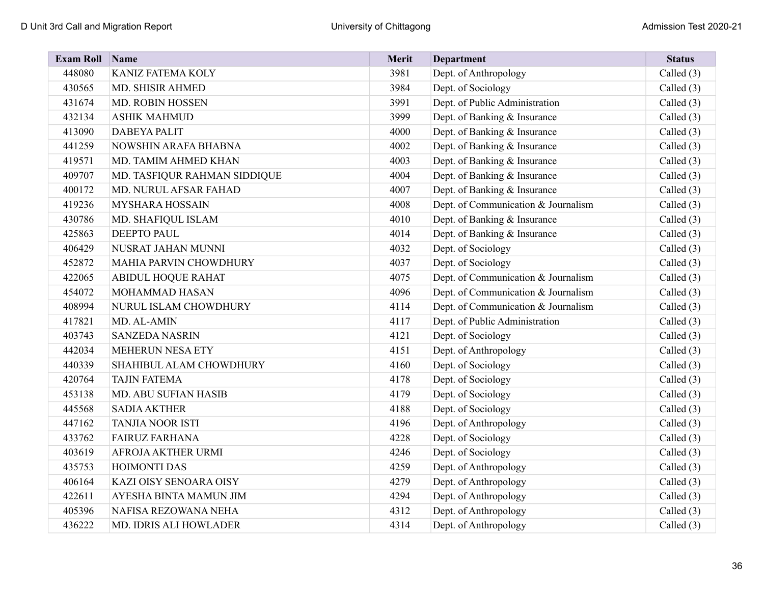| Exam Roll | Name | Merit | Department | Status |
|---|---|---|---|---|
| 448080 | KANIZ FATEMA KOLY | 3981 | Dept. of Anthropology | Called (3) |
| 430565 | MD. SHISIR AHMED | 3984 | Dept. of Sociology | Called (3) |
| 431674 | MD. ROBIN HOSSEN | 3991 | Dept. of Public Administration | Called (3) |
| 432134 | ASHIK MAHMUD | 3999 | Dept. of Banking & Insurance | Called (3) |
| 413090 | DABEYA PALIT | 4000 | Dept. of Banking & Insurance | Called (3) |
| 441259 | NOWSHIN ARAFA BHABNA | 4002 | Dept. of Banking & Insurance | Called (3) |
| 419571 | MD. TAMIM AHMED KHAN | 4003 | Dept. of Banking & Insurance | Called (3) |
| 409707 | MD. TASFIQUR RAHMAN SIDDIQUE | 4004 | Dept. of Banking & Insurance | Called (3) |
| 400172 | MD. NURUL AFSAR FAHAD | 4007 | Dept. of Banking & Insurance | Called (3) |
| 419236 | MYSHARA HOSSAIN | 4008 | Dept. of Communication & Journalism | Called (3) |
| 430786 | MD. SHAFIQUL ISLAM | 4010 | Dept. of Banking & Insurance | Called (3) |
| 425863 | DEEPTO PAUL | 4014 | Dept. of Banking & Insurance | Called (3) |
| 406429 | NUSRAT JAHAN MUNNI | 4032 | Dept. of Sociology | Called (3) |
| 452872 | MAHIA PARVIN CHOWDHURY | 4037 | Dept. of Sociology | Called (3) |
| 422065 | ABIDUL HOQUE RAHAT | 4075 | Dept. of Communication & Journalism | Called (3) |
| 454072 | MOHAMMAD HASAN | 4096 | Dept. of Communication & Journalism | Called (3) |
| 408994 | NURUL ISLAM CHOWDHURY | 4114 | Dept. of Communication & Journalism | Called (3) |
| 417821 | MD. AL-AMIN | 4117 | Dept. of Public Administration | Called (3) |
| 403743 | SANZEDA NASRIN | 4121 | Dept. of Sociology | Called (3) |
| 442034 | MEHERUN NESA ETY | 4151 | Dept. of Anthropology | Called (3) |
| 440339 | SHAHIBUL ALAM CHOWDHURY | 4160 | Dept. of Sociology | Called (3) |
| 420764 | TAJIN FATEMA | 4178 | Dept. of Sociology | Called (3) |
| 453138 | MD. ABU SUFIAN HASIB | 4179 | Dept. of Sociology | Called (3) |
| 445568 | SADIA AKTHER | 4188 | Dept. of Sociology | Called (3) |
| 447162 | TANJIA NOOR ISTI | 4196 | Dept. of Anthropology | Called (3) |
| 433762 | FAIRUZ FARHANA | 4228 | Dept. of Sociology | Called (3) |
| 403619 | AFROJA AKTHER URMI | 4246 | Dept. of Sociology | Called (3) |
| 435753 | HOIMONTI DAS | 4259 | Dept. of Anthropology | Called (3) |
| 406164 | KAZI OISY SENOARA OISY | 4279 | Dept. of Anthropology | Called (3) |
| 422611 | AYESHA BINTA MAMUN JIM | 4294 | Dept. of Anthropology | Called (3) |
| 405396 | NAFISA REZOWANA NEHA | 4312 | Dept. of Anthropology | Called (3) |
| 436222 | MD. IDRIS ALI HOWLADER | 4314 | Dept. of Anthropology | Called (3) |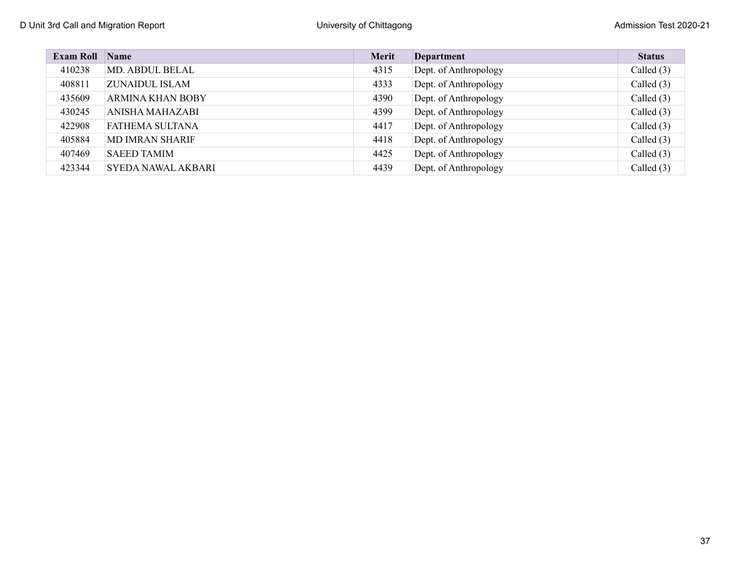| Exam Roll | Name | Merit | Department | Status |
|---|---|---|---|---|
| 410238 | MD. ABDUL BELAL | 4315 | Dept. of Anthropology | Called (3) |
| 408811 | ZUNAIDUL ISLAM | 4333 | Dept. of Anthropology | Called (3) |
| 435609 | ARMINA KHAN BOBY | 4390 | Dept. of Anthropology | Called (3) |
| 430245 | ANISHA MAHAZABI | 4399 | Dept. of Anthropology | Called (3) |
| 422908 | FATHEMA SULTANA | 4417 | Dept. of Anthropology | Called (3) |
| 405884 | MD IMRAN SHARIF | 4418 | Dept. of Anthropology | Called (3) |
| 407469 | SAEED TAMIM | 4425 | Dept. of Anthropology | Called (3) |
| 423344 | SYEDA NAWAL AKBARI | 4439 | Dept. of Anthropology | Called (3) |